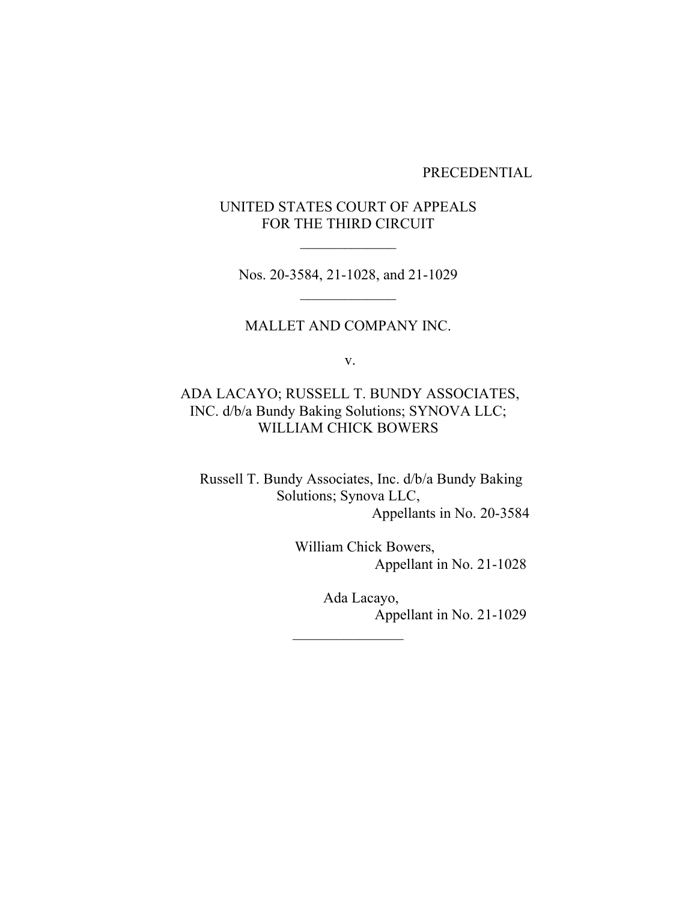PRECEDENTIAL

UNITED STATES COURT OF APPEALS
FOR THE THIRD CIRCUIT

\_\_\_\_\_\_\_\_\_\_\_\_\_

Nos. 20-3584, 21-1028, and 21-1029

\_\_\_\_\_\_\_\_\_\_\_\_\_

MALLET AND COMPANY INC.

v.

ADA LACAYO; RUSSELL T. BUNDY ASSOCIATES, INC. d/b/a Bundy Baking Solutions; SYNOVA LLC; WILLIAM CHICK BOWERS

Russell T. Bundy Associates, Inc. d/b/a Bundy Baking Solutions; Synova LLC,
Appellants in No. 20-3584

William Chick Bowers,
Appellant in No. 21-1028

Ada Lacayo,
Appellant in No. 21-1029

\_\_\_\_\_\_\_\_\_\_\_\_\_\_\_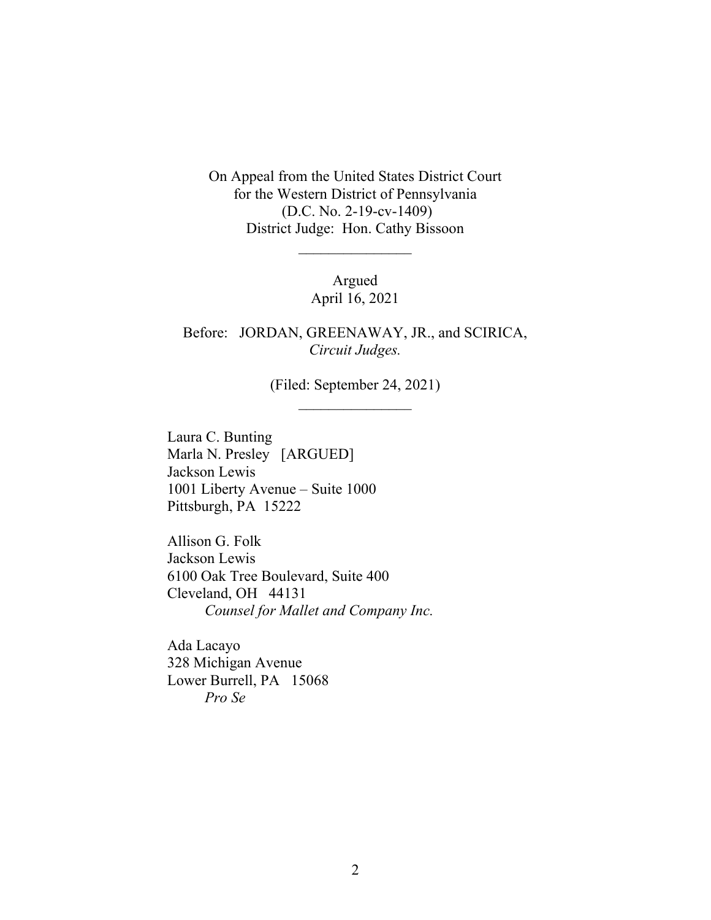On Appeal from the United States District Court
for the Western District of Pennsylvania
(D.C. No. 2-19-cv-1409)
District Judge: Hon. Cathy Bissoon

_______________

Argued
April 16, 2021

Before: JORDAN, GREENAWAY, JR., and SCIRICA,
*Circuit Judges.*

(Filed: September 24, 2021)

_______________

Laura C. Bunting
Marla N. Presley [ARGUED]
Jackson Lewis
1001 Liberty Avenue – Suite 1000
Pittsburgh, PA 15222

Allison G. Folk
Jackson Lewis
6100 Oak Tree Boulevard, Suite 400
Cleveland, OH 44131
*Counsel for Mallet and Company Inc.*

Ada Lacayo
328 Michigan Avenue
Lower Burrell, PA 15068
*Pro Se*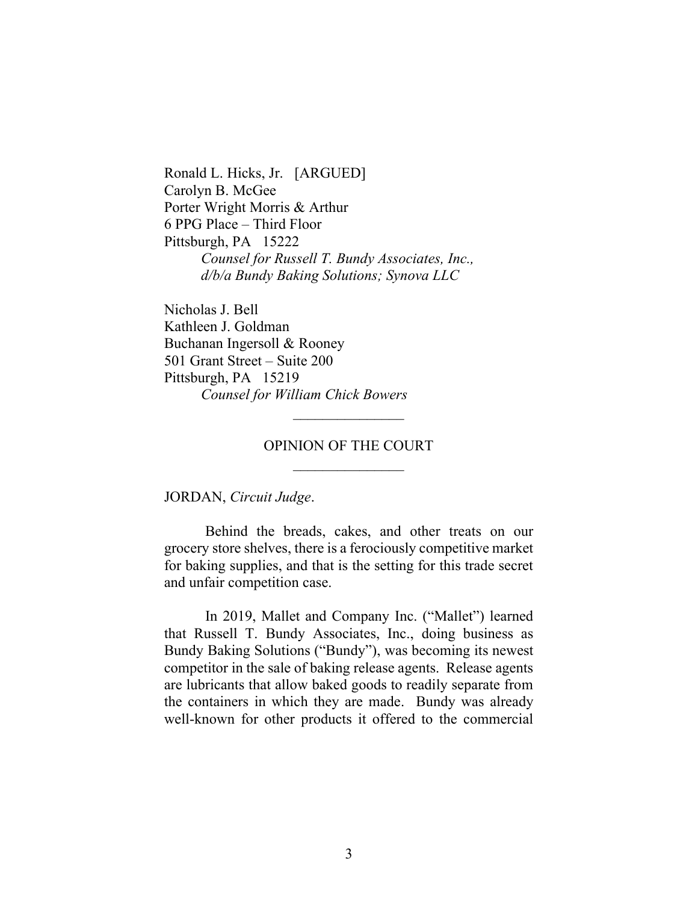Ronald L. Hicks, Jr. [ARGUED]
Carolyn B. McGee
Porter Wright Morris & Arthur
6 PPG Place – Third Floor
Pittsburgh, PA 15222
*Counsel for Russell T. Bundy Associates, Inc., d/b/a Bundy Baking Solutions; Synova LLC*

Nicholas J. Bell
Kathleen J. Goldman
Buchanan Ingersoll & Rooney
501 Grant Street – Suite 200
Pittsburgh, PA 15219
*Counsel for William Chick Bowers*

---

OPINION OF THE COURT

---

JORDAN, *Circuit Judge*.

Behind the breads, cakes, and other treats on our grocery store shelves, there is a ferociously competitive market for baking supplies, and that is the setting for this trade secret and unfair competition case.

In 2019, Mallet and Company Inc. ("Mallet") learned that Russell T. Bundy Associates, Inc., doing business as Bundy Baking Solutions ("Bundy"), was becoming its newest competitor in the sale of baking release agents. Release agents are lubricants that allow baked goods to readily separate from the containers in which they are made. Bundy was already well-known for other products it offered to the commercial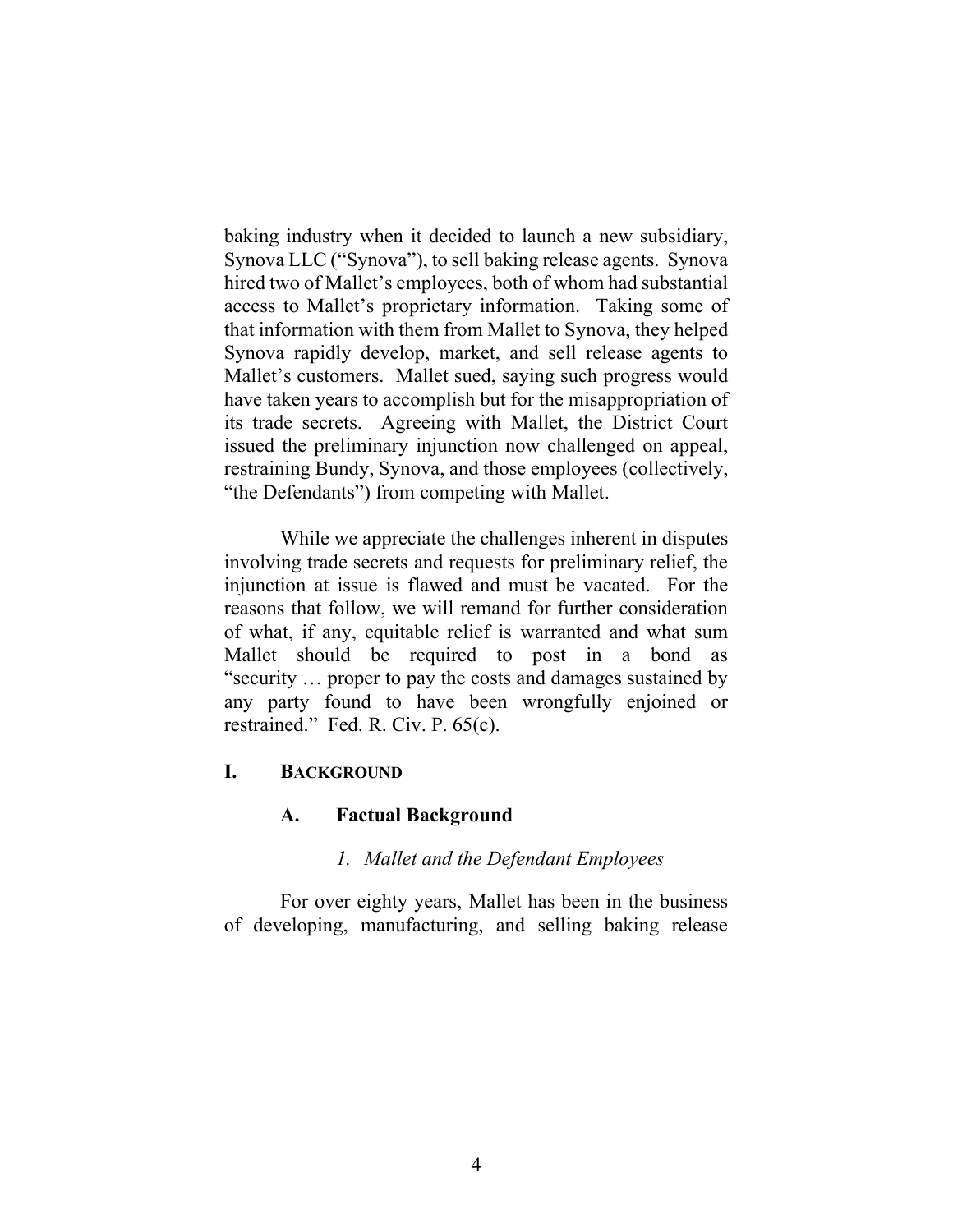baking industry when it decided to launch a new subsidiary, Synova LLC ("Synova"), to sell baking release agents. Synova hired two of Mallet's employees, both of whom had substantial access to Mallet's proprietary information. Taking some of that information with them from Mallet to Synova, they helped Synova rapidly develop, market, and sell release agents to Mallet's customers. Mallet sued, saying such progress would have taken years to accomplish but for the misappropriation of its trade secrets. Agreeing with Mallet, the District Court issued the preliminary injunction now challenged on appeal, restraining Bundy, Synova, and those employees (collectively, "the Defendants") from competing with Mallet.

While we appreciate the challenges inherent in disputes involving trade secrets and requests for preliminary relief, the injunction at issue is flawed and must be vacated. For the reasons that follow, we will remand for further consideration of what, if any, equitable relief is warranted and what sum Mallet should be required to post in a bond as "security … proper to pay the costs and damages sustained by any party found to have been wrongfully enjoined or restrained." Fed. R. Civ. P. 65(c).

## I. BACKGROUND

### A. Factual Background

#### *1. Mallet and the Defendant Employees*

For over eighty years, Mallet has been in the business of developing, manufacturing, and selling baking release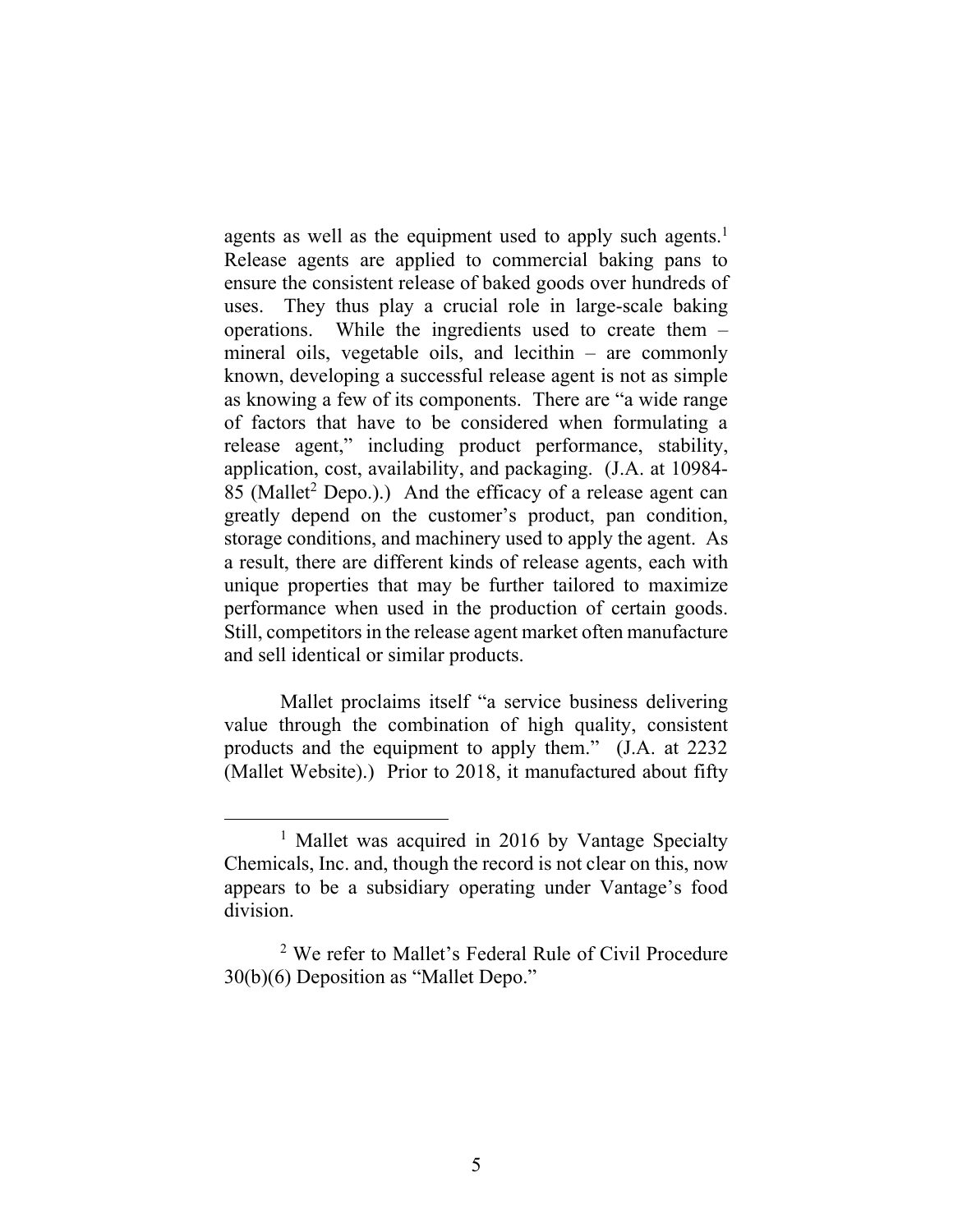agents as well as the equipment used to apply such agents.[1] Release agents are applied to commercial baking pans to ensure the consistent release of baked goods over hundreds of uses. They thus play a crucial role in large-scale baking operations. While the ingredients used to create them – mineral oils, vegetable oils, and lecithin – are commonly known, developing a successful release agent is not as simple as knowing a few of its components. There are "a wide range of factors that have to be considered when formulating a release agent," including product performance, stability, application, cost, availability, and packaging. (J.A. at 10984-85 (Mallet[2] Depo.).) And the efficacy of a release agent can greatly depend on the customer's product, pan condition, storage conditions, and machinery used to apply the agent. As a result, there are different kinds of release agents, each with unique properties that may be further tailored to maximize performance when used in the production of certain goods. Still, competitors in the release agent market often manufacture and sell identical or similar products.

Mallet proclaims itself "a service business delivering value through the combination of high quality, consistent products and the equipment to apply them." (J.A. at 2232 (Mallet Website).) Prior to 2018, it manufactured about fifty

[1] Mallet was acquired in 2016 by Vantage Specialty Chemicals, Inc. and, though the record is not clear on this, now appears to be a subsidiary operating under Vantage's food division.

[2] We refer to Mallet's Federal Rule of Civil Procedure 30(b)(6) Deposition as "Mallet Depo."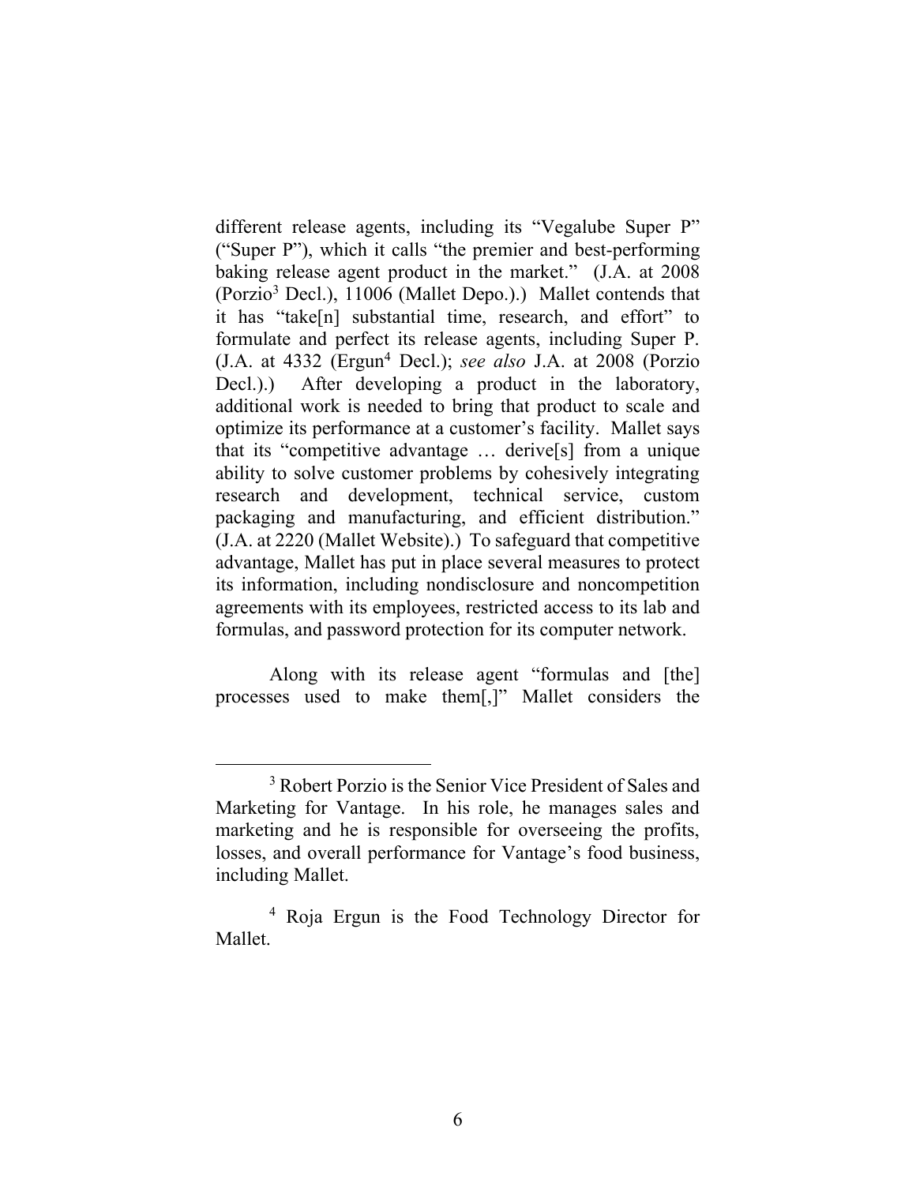different release agents, including its "Vegalube Super P" ("Super P"), which it calls "the premier and best-performing baking release agent product in the market." (J.A. at 2008 (Porzio[3] Decl.), 11006 (Mallet Depo.).) Mallet contends that it has "take[n] substantial time, research, and effort" to formulate and perfect its release agents, including Super P. (J.A. at 4332 (Ergun[4] Decl.); *see also* J.A. at 2008 (Porzio Decl.).) After developing a product in the laboratory, additional work is needed to bring that product to scale and optimize its performance at a customer's facility. Mallet says that its "competitive advantage … derive[s] from a unique ability to solve customer problems by cohesively integrating research and development, technical service, custom packaging and manufacturing, and efficient distribution." (J.A. at 2220 (Mallet Website).) To safeguard that competitive advantage, Mallet has put in place several measures to protect its information, including nondisclosure and noncompetition agreements with its employees, restricted access to its lab and formulas, and password protection for its computer network.

Along with its release agent "formulas and [the] processes used to make them[,]" Mallet considers the

---

[3] Robert Porzio is the Senior Vice President of Sales and Marketing for Vantage. In his role, he manages sales and marketing and he is responsible for overseeing the profits, losses, and overall performance for Vantage's food business, including Mallet.

[4] Roja Ergun is the Food Technology Director for Mallet.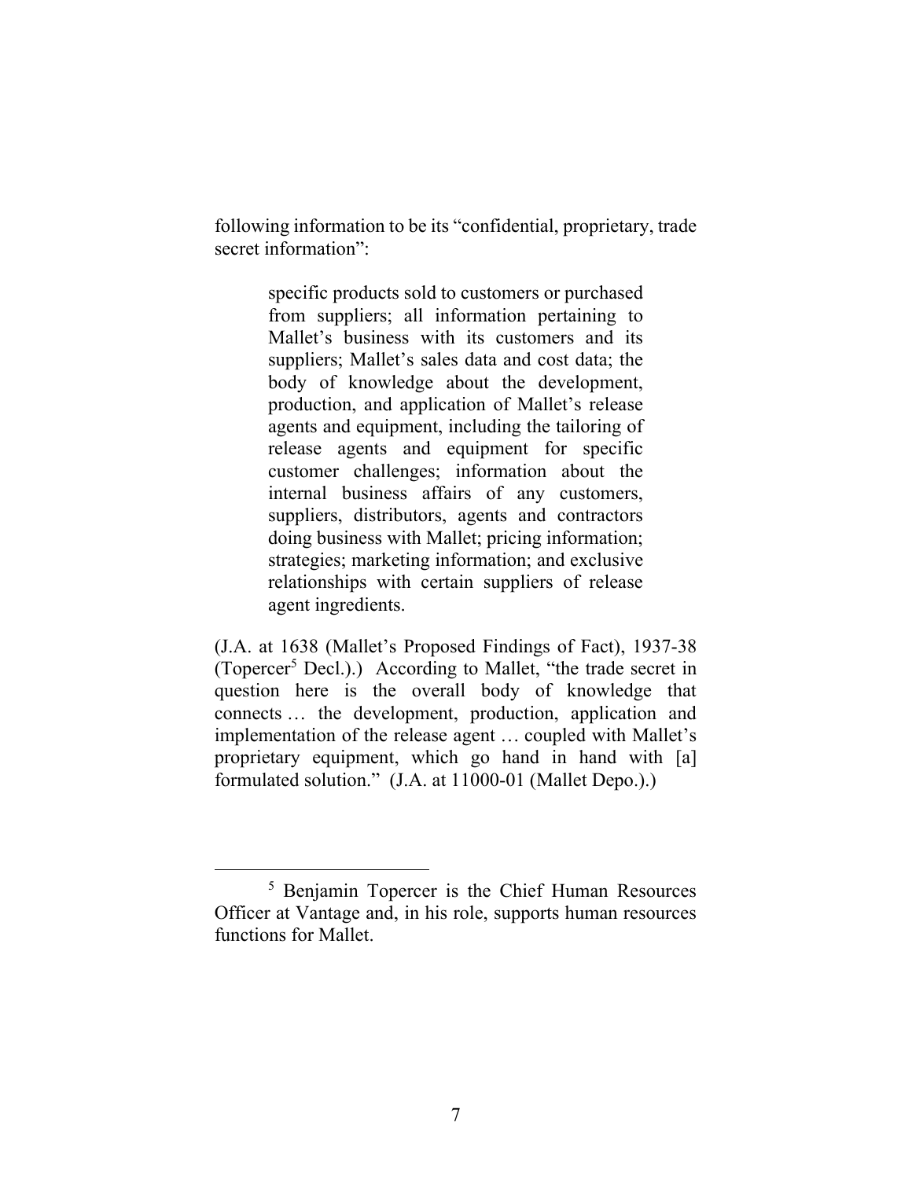following information to be its "confidential, proprietary, trade secret information":

> specific products sold to customers or purchased from suppliers; all information pertaining to Mallet's business with its customers and its suppliers; Mallet's sales data and cost data; the body of knowledge about the development, production, and application of Mallet's release agents and equipment, including the tailoring of release agents and equipment for specific customer challenges; information about the internal business affairs of any customers, suppliers, distributors, agents and contractors doing business with Mallet; pricing information; strategies; marketing information; and exclusive relationships with certain suppliers of release agent ingredients.

(J.A. at 1638 (Mallet's Proposed Findings of Fact), 1937-38 (Topercer[5] Decl.).) According to Mallet, "the trade secret in question here is the overall body of knowledge that connects … the development, production, application and implementation of the release agent … coupled with Mallet's proprietary equipment, which go hand in hand with [a] formulated solution." (J.A. at 11000-01 (Mallet Depo.).)

---

[5] Benjamin Topercer is the Chief Human Resources Officer at Vantage and, in his role, supports human resources functions for Mallet.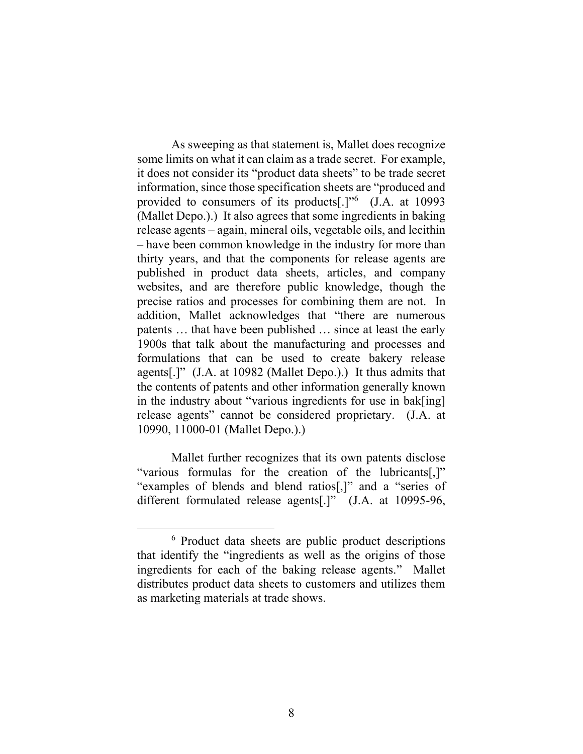As sweeping as that statement is, Mallet does recognize some limits on what it can claim as a trade secret. For example, it does not consider its "product data sheets" to be trade secret information, since those specification sheets are "produced and provided to consumers of its products[.]"[6] (J.A. at 10993 (Mallet Depo.).) It also agrees that some ingredients in baking release agents – again, mineral oils, vegetable oils, and lecithin – have been common knowledge in the industry for more than thirty years, and that the components for release agents are published in product data sheets, articles, and company websites, and are therefore public knowledge, though the precise ratios and processes for combining them are not. In addition, Mallet acknowledges that "there are numerous patents … that have been published … since at least the early 1900s that talk about the manufacturing and processes and formulations that can be used to create bakery release agents[.]" (J.A. at 10982 (Mallet Depo.).) It thus admits that the contents of patents and other information generally known in the industry about "various ingredients for use in bak[ing] release agents" cannot be considered proprietary. (J.A. at 10990, 11000-01 (Mallet Depo.).)

Mallet further recognizes that its own patents disclose "various formulas for the creation of the lubricants[,]" "examples of blends and blend ratios[,]" and a "series of different formulated release agents[.]" (J.A. at 10995-96,

---

[6] Product data sheets are public product descriptions that identify the "ingredients as well as the origins of those ingredients for each of the baking release agents." Mallet distributes product data sheets to customers and utilizes them as marketing materials at trade shows.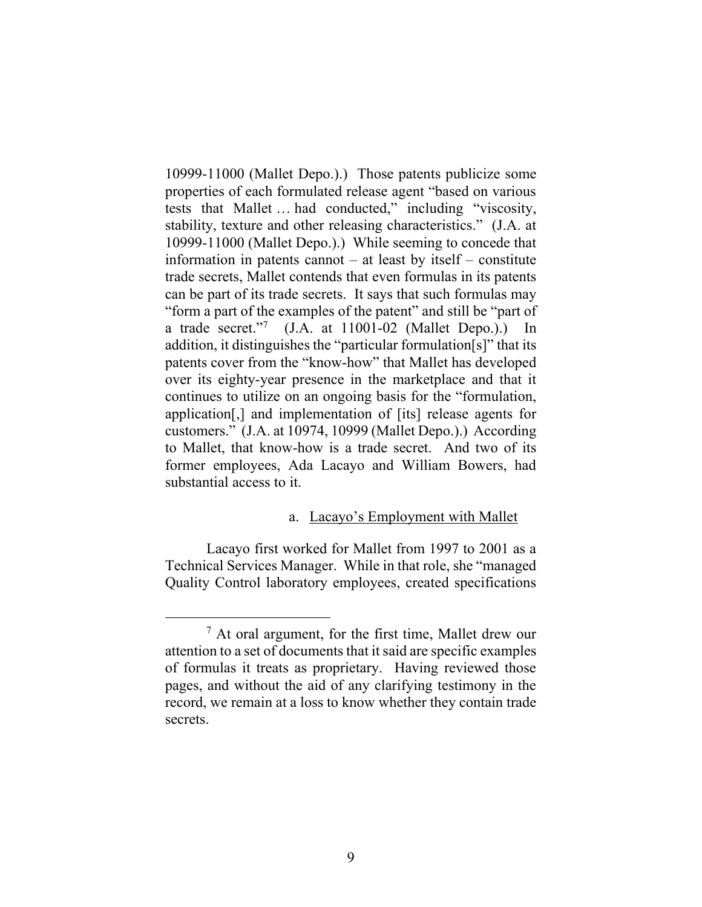10999-11000 (Mallet Depo.).) Those patents publicize some properties of each formulated release agent "based on various tests that Mallet … had conducted," including "viscosity, stability, texture and other releasing characteristics." (J.A. at 10999-11000 (Mallet Depo.).) While seeming to concede that information in patents cannot – at least by itself – constitute trade secrets, Mallet contends that even formulas in its patents can be part of its trade secrets. It says that such formulas may "form a part of the examples of the patent" and still be "part of a trade secret."[7] (J.A. at 11001-02 (Mallet Depo.).) In addition, it distinguishes the "particular formulation[s]" that its patents cover from the "know-how" that Mallet has developed over its eighty-year presence in the marketplace and that it continues to utilize on an ongoing basis for the "formulation, application[,] and implementation of [its] release agents for customers." (J.A. at 10974, 10999 (Mallet Depo.).) According to Mallet, that know-how is a trade secret. And two of its former employees, Ada Lacayo and William Bowers, had substantial access to it.

a. Lacayo's Employment with Mallet

Lacayo first worked for Mallet from 1997 to 2001 as a Technical Services Manager. While in that role, she "managed Quality Control laboratory employees, created specifications

---

[7] At oral argument, for the first time, Mallet drew our attention to a set of documents that it said are specific examples of formulas it treats as proprietary. Having reviewed those pages, and without the aid of any clarifying testimony in the record, we remain at a loss to know whether they contain trade secrets.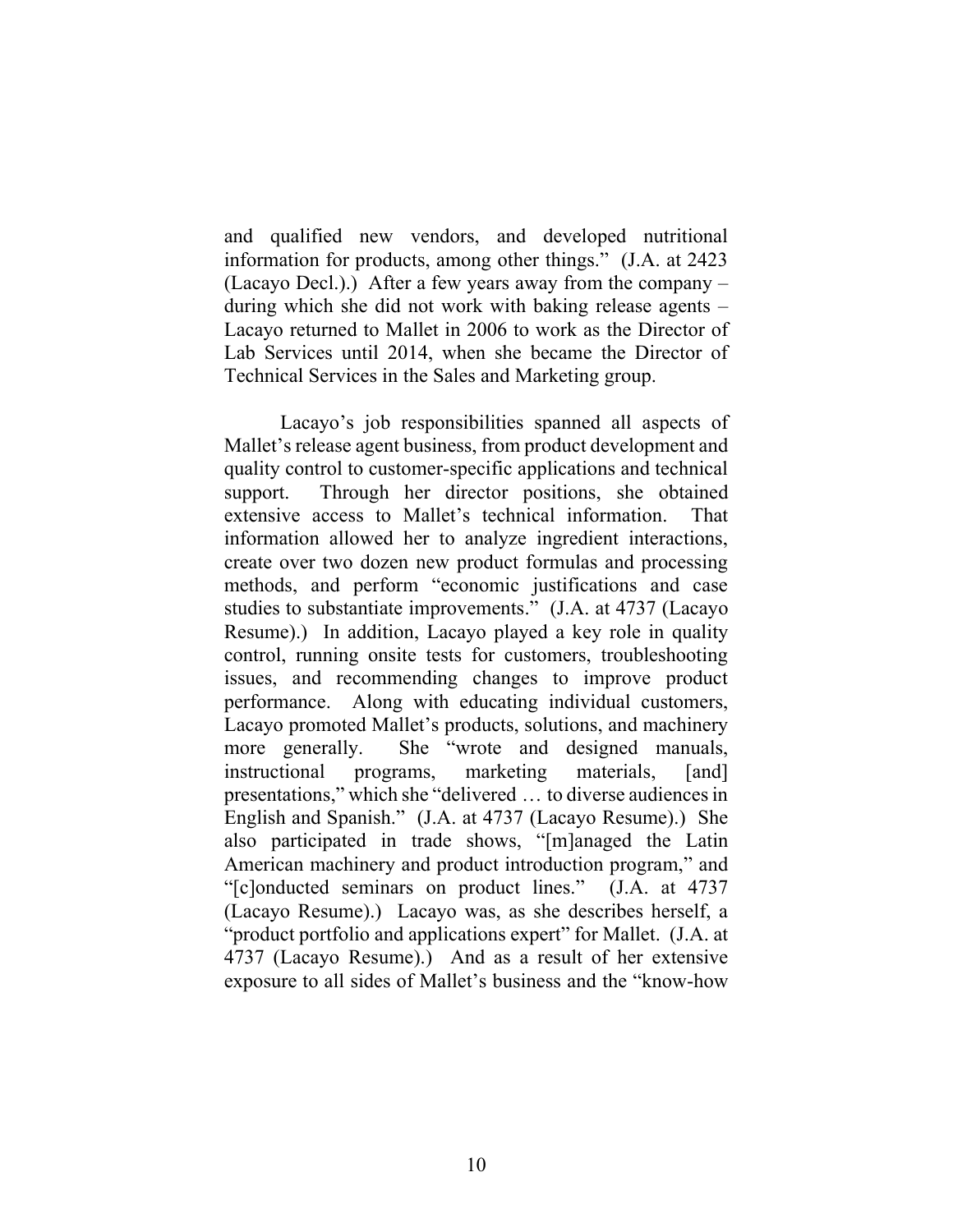and qualified new vendors, and developed nutritional information for products, among other things." (J.A. at 2423 (Lacayo Decl.).) After a few years away from the company – during which she did not work with baking release agents – Lacayo returned to Mallet in 2006 to work as the Director of Lab Services until 2014, when she became the Director of Technical Services in the Sales and Marketing group.

Lacayo's job responsibilities spanned all aspects of Mallet's release agent business, from product development and quality control to customer-specific applications and technical support. Through her director positions, she obtained extensive access to Mallet's technical information. That information allowed her to analyze ingredient interactions, create over two dozen new product formulas and processing methods, and perform "economic justifications and case studies to substantiate improvements." (J.A. at 4737 (Lacayo Resume).) In addition, Lacayo played a key role in quality control, running onsite tests for customers, troubleshooting issues, and recommending changes to improve product performance. Along with educating individual customers, Lacayo promoted Mallet's products, solutions, and machinery more generally. She "wrote and designed manuals, instructional programs, marketing materials, [and] presentations," which she "delivered … to diverse audiences in English and Spanish." (J.A. at 4737 (Lacayo Resume).) She also participated in trade shows, "[m]anaged the Latin American machinery and product introduction program," and "[c]onducted seminars on product lines." (J.A. at 4737 (Lacayo Resume).) Lacayo was, as she describes herself, a "product portfolio and applications expert" for Mallet. (J.A. at 4737 (Lacayo Resume).) And as a result of her extensive exposure to all sides of Mallet's business and the "know-how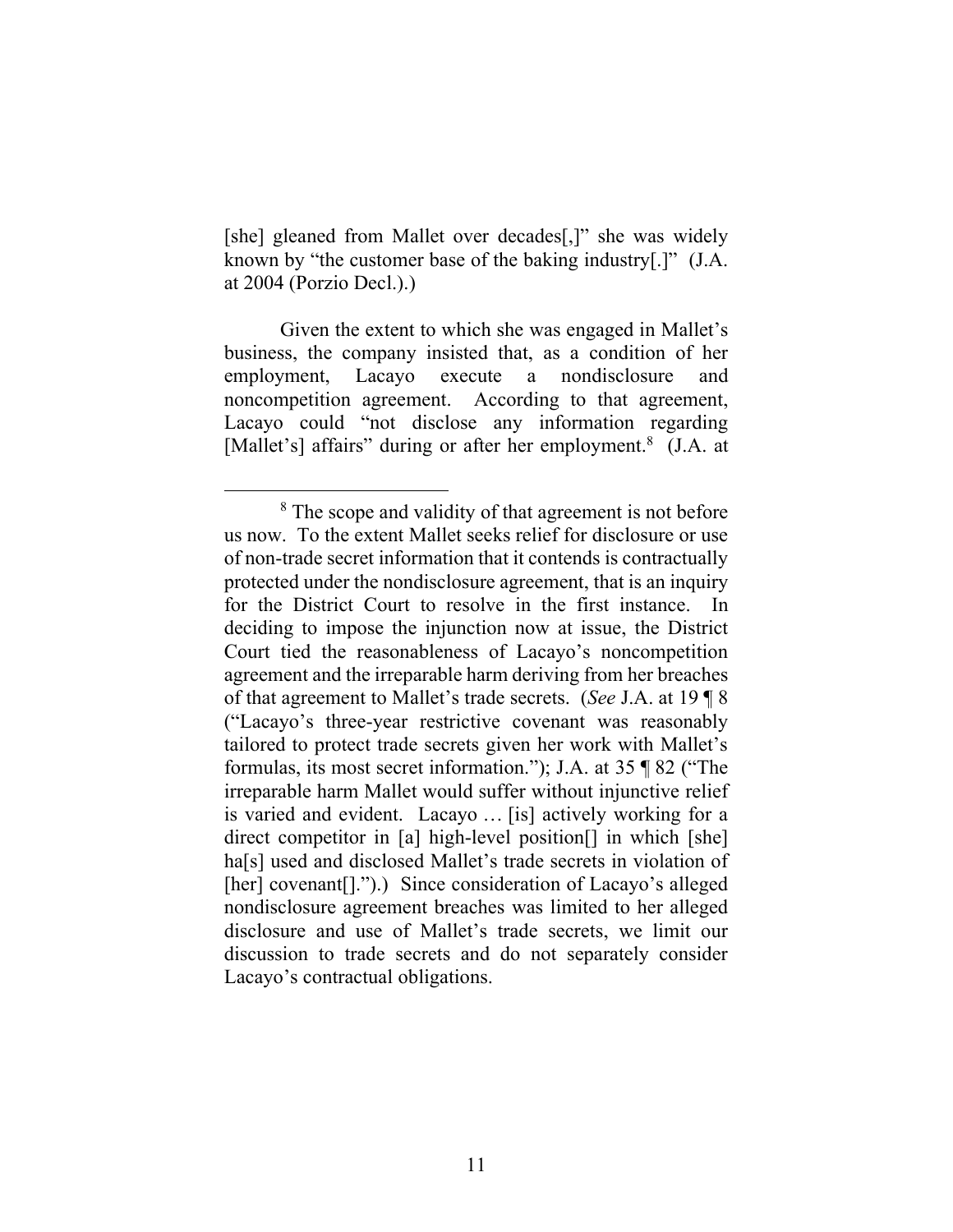[she] gleaned from Mallet over decades[,]" she was widely known by "the customer base of the baking industry[.]" (J.A. at 2004 (Porzio Decl.).)

Given the extent to which she was engaged in Mallet's business, the company insisted that, as a condition of her employment, Lacayo execute a nondisclosure and noncompetition agreement. According to that agreement, Lacayo could "not disclose any information regarding [Mallet's] affairs" during or after her employment.[8] (J.A. at

[8] The scope and validity of that agreement is not before us now. To the extent Mallet seeks relief for disclosure or use of non-trade secret information that it contends is contractually protected under the nondisclosure agreement, that is an inquiry for the District Court to resolve in the first instance. In deciding to impose the injunction now at issue, the District Court tied the reasonableness of Lacayo's noncompetition agreement and the irreparable harm deriving from her breaches of that agreement to Mallet's trade secrets. (*See* J.A. at 19 ¶ 8 ("Lacayo's three-year restrictive covenant was reasonably tailored to protect trade secrets given her work with Mallet's formulas, its most secret information."); J.A. at 35 ¶ 82 ("The irreparable harm Mallet would suffer without injunctive relief is varied and evident. Lacayo … [is] actively working for a direct competitor in [a] high-level position[] in which [she] ha[s] used and disclosed Mallet's trade secrets in violation of [her] covenant[].").) Since consideration of Lacayo's alleged nondisclosure agreement breaches was limited to her alleged disclosure and use of Mallet's trade secrets, we limit our discussion to trade secrets and do not separately consider Lacayo's contractual obligations.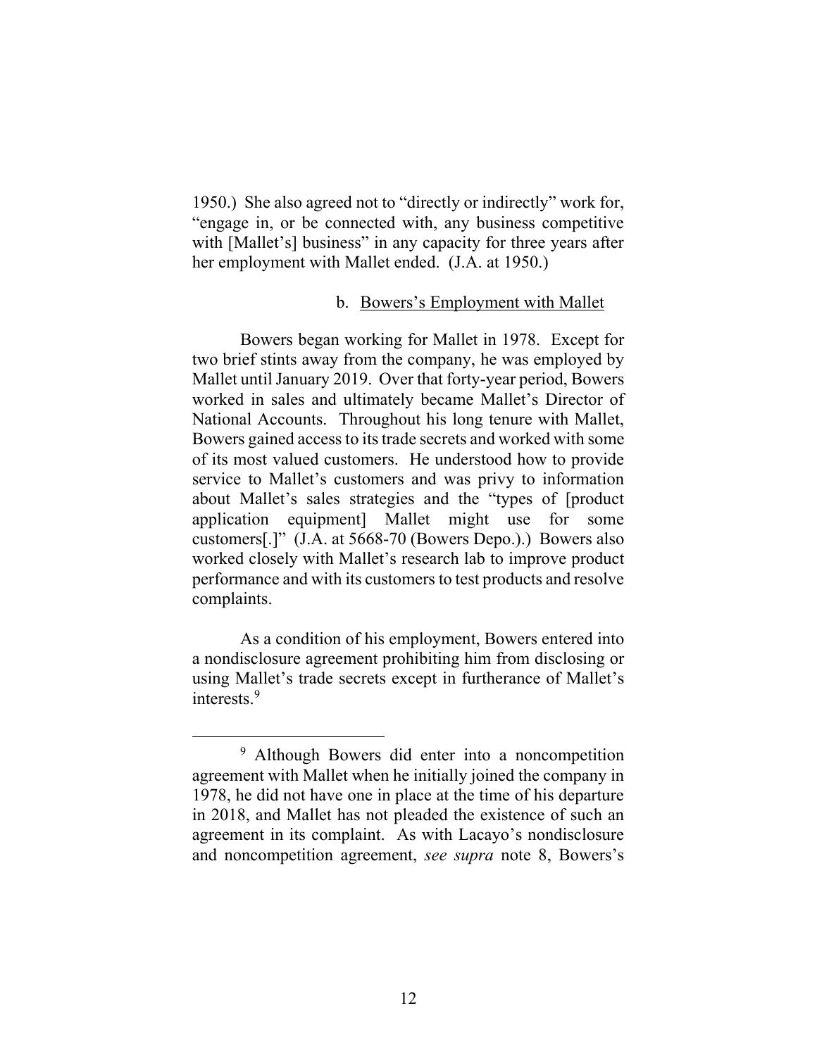1950.) She also agreed not to "directly or indirectly" work for, "engage in, or be connected with, any business competitive with [Mallet's] business" in any capacity for three years after her employment with Mallet ended. (J.A. at 1950.)

b. Bowers's Employment with Mallet

Bowers began working for Mallet in 1978. Except for two brief stints away from the company, he was employed by Mallet until January 2019. Over that forty-year period, Bowers worked in sales and ultimately became Mallet's Director of National Accounts. Throughout his long tenure with Mallet, Bowers gained access to its trade secrets and worked with some of its most valued customers. He understood how to provide service to Mallet's customers and was privy to information about Mallet's sales strategies and the "types of [product application equipment] Mallet might use for some customers[.]" (J.A. at 5668-70 (Bowers Depo.).) Bowers also worked closely with Mallet's research lab to improve product performance and with its customers to test products and resolve complaints.

As a condition of his employment, Bowers entered into a nondisclosure agreement prohibiting him from disclosing or using Mallet's trade secrets except in furtherance of Mallet's interests.[9]

---

[9] Although Bowers did enter into a noncompetition agreement with Mallet when he initially joined the company in 1978, he did not have one in place at the time of his departure in 2018, and Mallet has not pleaded the existence of such an agreement in its complaint. As with Lacayo's nondisclosure and noncompetition agreement, *see supra* note 8, Bowers's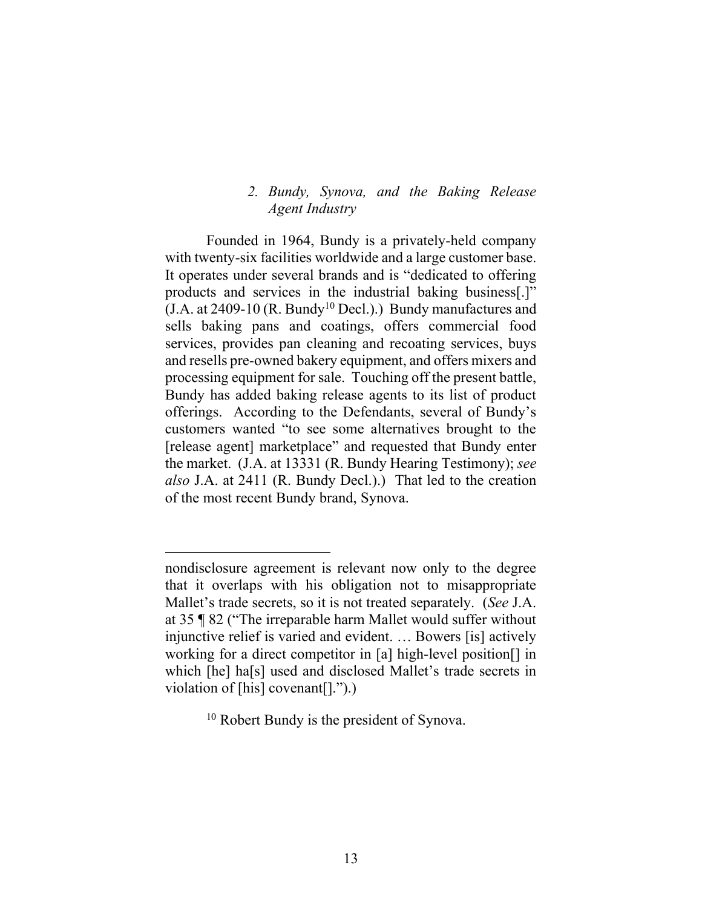### *2. Bundy, Synova, and the Baking Release Agent Industry*

Founded in 1964, Bundy is a privately-held company with twenty-six facilities worldwide and a large customer base. It operates under several brands and is "dedicated to offering products and services in the industrial baking business[.]" (J.A. at 2409-10 (R. Bundy[10] Decl.).) Bundy manufactures and sells baking pans and coatings, offers commercial food services, provides pan cleaning and recoating services, buys and resells pre-owned bakery equipment, and offers mixers and processing equipment for sale. Touching off the present battle, Bundy has added baking release agents to its list of product offerings. According to the Defendants, several of Bundy's customers wanted "to see some alternatives brought to the [release agent] marketplace" and requested that Bundy enter the market. (J.A. at 13331 (R. Bundy Hearing Testimony); *see also* J.A. at 2411 (R. Bundy Decl.).) That led to the creation of the most recent Bundy brand, Synova.

---

nondisclosure agreement is relevant now only to the degree that it overlaps with his obligation not to misappropriate Mallet's trade secrets, so it is not treated separately. (*See* J.A. at 35 ¶ 82 ("The irreparable harm Mallet would suffer without injunctive relief is varied and evident. … Bowers [is] actively working for a direct competitor in [a] high-level position[] in which [he] ha[s] used and disclosed Mallet's trade secrets in violation of [his] covenant[].").)

[10] Robert Bundy is the president of Synova.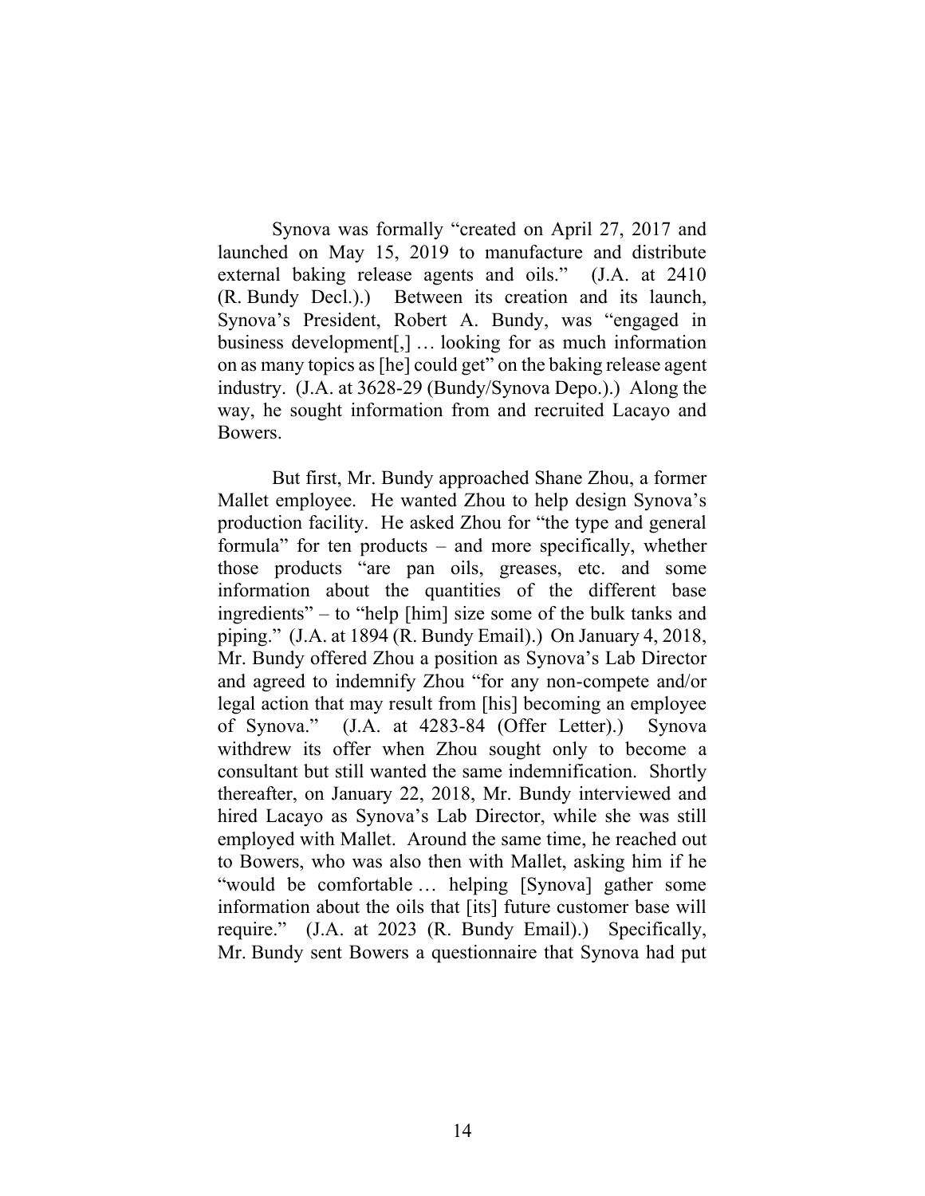Synova was formally "created on April 27, 2017 and launched on May 15, 2019 to manufacture and distribute external baking release agents and oils." (J.A. at 2410 (R. Bundy Decl.).) Between its creation and its launch, Synova's President, Robert A. Bundy, was "engaged in business development[,] … looking for as much information on as many topics as [he] could get" on the baking release agent industry. (J.A. at 3628-29 (Bundy/Synova Depo.).) Along the way, he sought information from and recruited Lacayo and Bowers.

But first, Mr. Bundy approached Shane Zhou, a former Mallet employee. He wanted Zhou to help design Synova's production facility. He asked Zhou for "the type and general formula" for ten products – and more specifically, whether those products "are pan oils, greases, etc. and some information about the quantities of the different base ingredients" – to "help [him] size some of the bulk tanks and piping." (J.A. at 1894 (R. Bundy Email).) On January 4, 2018, Mr. Bundy offered Zhou a position as Synova's Lab Director and agreed to indemnify Zhou "for any non-compete and/or legal action that may result from [his] becoming an employee of Synova." (J.A. at 4283-84 (Offer Letter).) Synova withdrew its offer when Zhou sought only to become a consultant but still wanted the same indemnification. Shortly thereafter, on January 22, 2018, Mr. Bundy interviewed and hired Lacayo as Synova's Lab Director, while she was still employed with Mallet. Around the same time, he reached out to Bowers, who was also then with Mallet, asking him if he "would be comfortable … helping [Synova] gather some information about the oils that [its] future customer base will require." (J.A. at 2023 (R. Bundy Email).) Specifically, Mr. Bundy sent Bowers a questionnaire that Synova had put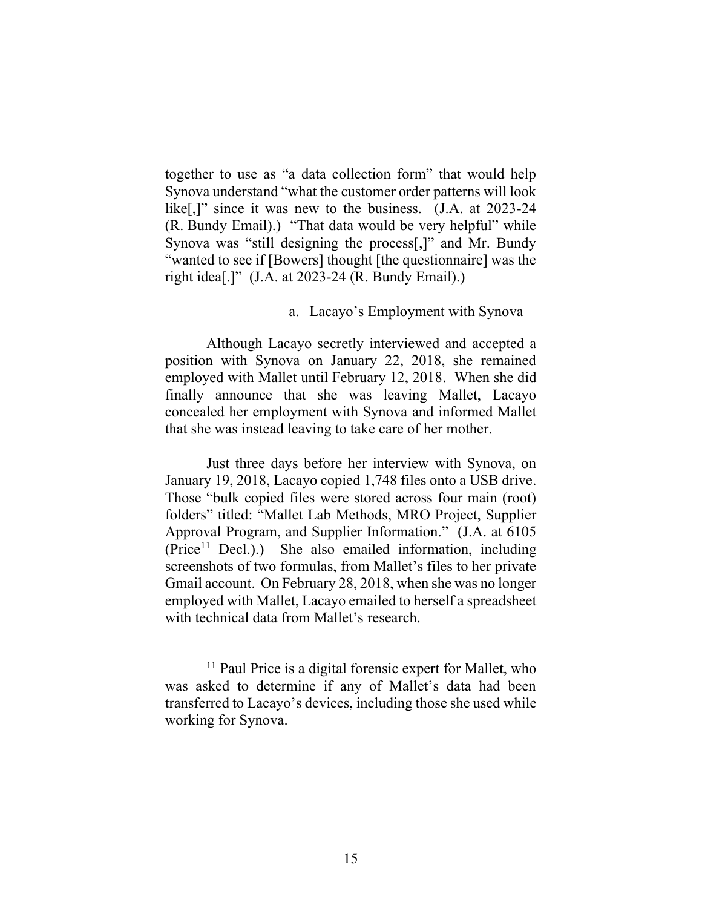together to use as "a data collection form" that would help Synova understand "what the customer order patterns will look like[,]" since it was new to the business. (J.A. at 2023-24 (R. Bundy Email).) "That data would be very helpful" while Synova was "still designing the process[,]" and Mr. Bundy "wanted to see if [Bowers] thought [the questionnaire] was the right idea[.]" (J.A. at 2023-24 (R. Bundy Email).)

a. <u>Lacayo's Employment with Synova</u>

Although Lacayo secretly interviewed and accepted a position with Synova on January 22, 2018, she remained employed with Mallet until February 12, 2018. When she did finally announce that she was leaving Mallet, Lacayo concealed her employment with Synova and informed Mallet that she was instead leaving to take care of her mother.

Just three days before her interview with Synova, on January 19, 2018, Lacayo copied 1,748 files onto a USB drive. Those "bulk copied files were stored across four main (root) folders" titled: "Mallet Lab Methods, MRO Project, Supplier Approval Program, and Supplier Information." (J.A. at 6105 (Price[11] Decl.).) She also emailed information, including screenshots of two formulas, from Mallet's files to her private Gmail account. On February 28, 2018, when she was no longer employed with Mallet, Lacayo emailed to herself a spreadsheet with technical data from Mallet's research.

[11] Paul Price is a digital forensic expert for Mallet, who was asked to determine if any of Mallet's data had been transferred to Lacayo's devices, including those she used while working for Synova.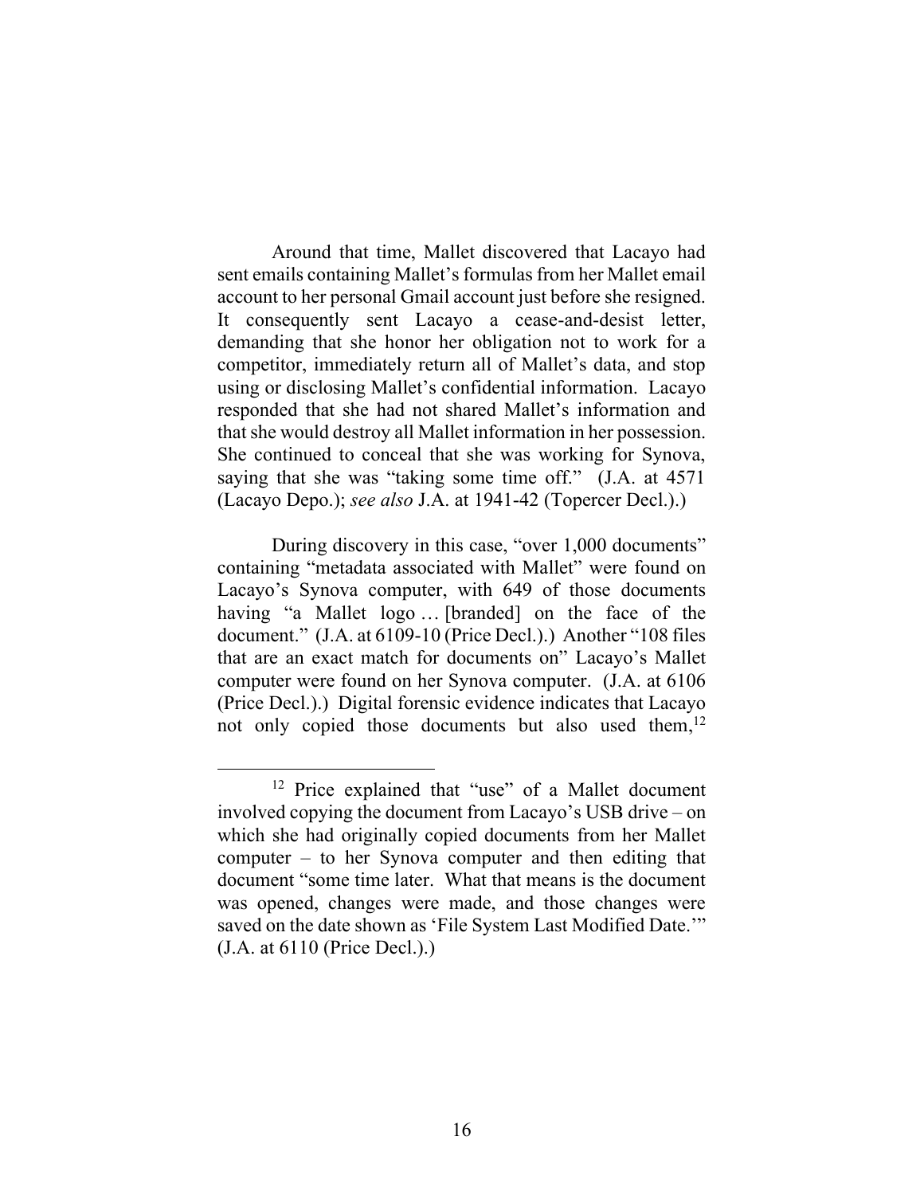Around that time, Mallet discovered that Lacayo had sent emails containing Mallet's formulas from her Mallet email account to her personal Gmail account just before she resigned. It consequently sent Lacayo a cease-and-desist letter, demanding that she honor her obligation not to work for a competitor, immediately return all of Mallet's data, and stop using or disclosing Mallet's confidential information. Lacayo responded that she had not shared Mallet's information and that she would destroy all Mallet information in her possession. She continued to conceal that she was working for Synova, saying that she was "taking some time off." (J.A. at 4571 (Lacayo Depo.); *see also* J.A. at 1941-42 (Topercer Decl.).)

During discovery in this case, "over 1,000 documents" containing "metadata associated with Mallet" were found on Lacayo's Synova computer, with 649 of those documents having "a Mallet logo … [branded] on the face of the document." (J.A. at 6109-10 (Price Decl.).) Another "108 files that are an exact match for documents on" Lacayo's Mallet computer were found on her Synova computer. (J.A. at 6106 (Price Decl.).) Digital forensic evidence indicates that Lacayo not only copied those documents but also used them,[12]

[12] Price explained that "use" of a Mallet document involved copying the document from Lacayo's USB drive – on which she had originally copied documents from her Mallet computer – to her Synova computer and then editing that document "some time later. What that means is the document was opened, changes were made, and those changes were saved on the date shown as 'File System Last Modified Date.'" (J.A. at 6110 (Price Decl.).)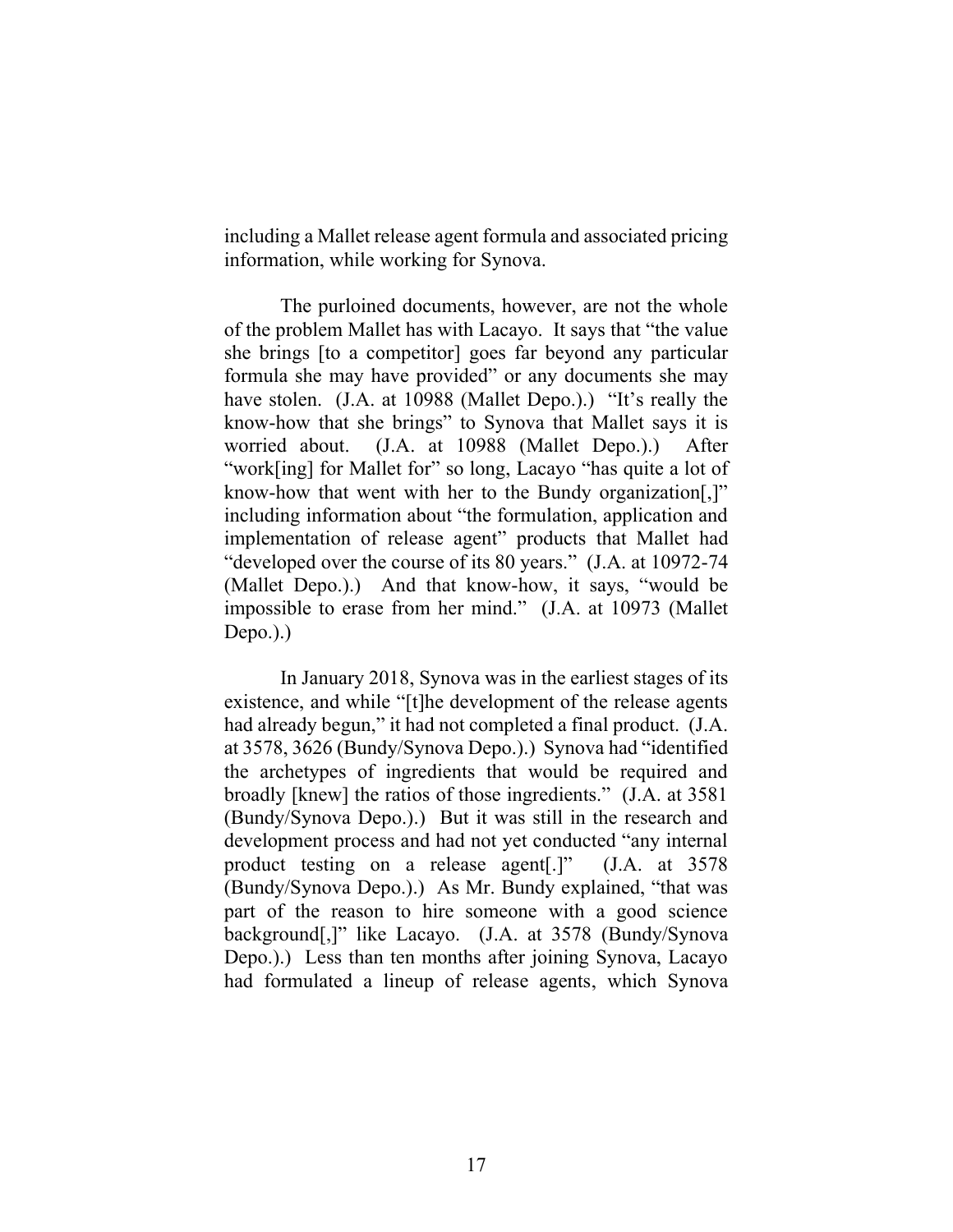including a Mallet release agent formula and associated pricing information, while working for Synova.

The purloined documents, however, are not the whole of the problem Mallet has with Lacayo. It says that "the value she brings [to a competitor] goes far beyond any particular formula she may have provided" or any documents she may have stolen. (J.A. at 10988 (Mallet Depo.).) "It's really the know-how that she brings" to Synova that Mallet says it is worried about. (J.A. at 10988 (Mallet Depo.).) After "work[ing] for Mallet for" so long, Lacayo "has quite a lot of know-how that went with her to the Bundy organization[,]" including information about "the formulation, application and implementation of release agent" products that Mallet had "developed over the course of its 80 years." (J.A. at 10972-74 (Mallet Depo.).) And that know-how, it says, "would be impossible to erase from her mind." (J.A. at 10973 (Mallet Depo.).)

In January 2018, Synova was in the earliest stages of its existence, and while "[t]he development of the release agents had already begun," it had not completed a final product. (J.A. at 3578, 3626 (Bundy/Synova Depo.).) Synova had "identified the archetypes of ingredients that would be required and broadly [knew] the ratios of those ingredients." (J.A. at 3581 (Bundy/Synova Depo.).) But it was still in the research and development process and had not yet conducted "any internal product testing on a release agent[.]" (J.A. at 3578 (Bundy/Synova Depo.).) As Mr. Bundy explained, "that was part of the reason to hire someone with a good science background[,]" like Lacayo. (J.A. at 3578 (Bundy/Synova Depo.).) Less than ten months after joining Synova, Lacayo had formulated a lineup of release agents, which Synova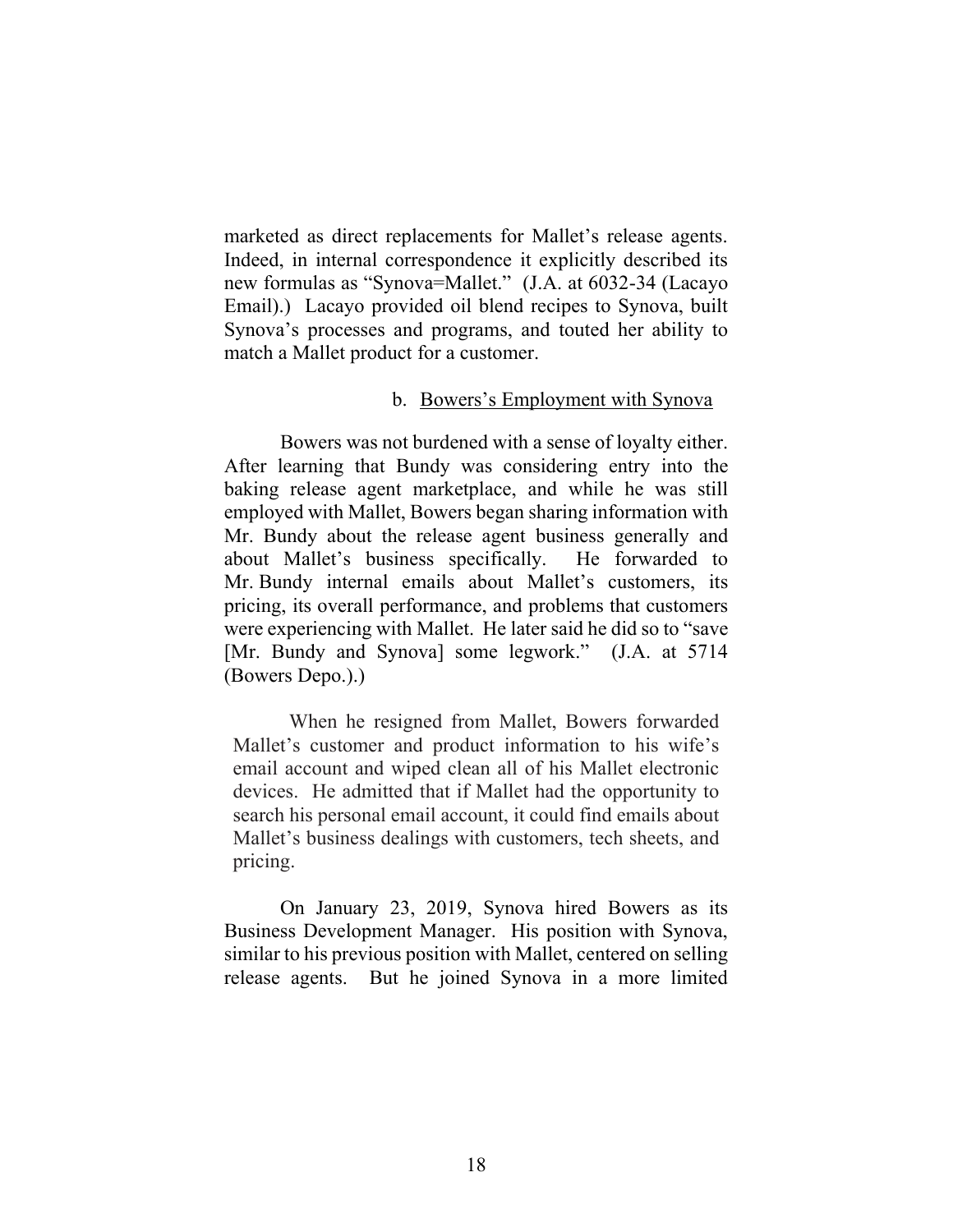marketed as direct replacements for Mallet's release agents. Indeed, in internal correspondence it explicitly described its new formulas as "Synova=Mallet." (J.A. at 6032-34 (Lacayo Email).) Lacayo provided oil blend recipes to Synova, built Synova's processes and programs, and touted her ability to match a Mallet product for a customer.

b. Bowers's Employment with Synova

Bowers was not burdened with a sense of loyalty either. After learning that Bundy was considering entry into the baking release agent marketplace, and while he was still employed with Mallet, Bowers began sharing information with Mr. Bundy about the release agent business generally and about Mallet's business specifically. He forwarded to Mr. Bundy internal emails about Mallet's customers, its pricing, its overall performance, and problems that customers were experiencing with Mallet. He later said he did so to "save [Mr. Bundy and Synova] some legwork." (J.A. at 5714 (Bowers Depo.).)

When he resigned from Mallet, Bowers forwarded Mallet's customer and product information to his wife's email account and wiped clean all of his Mallet electronic devices. He admitted that if Mallet had the opportunity to search his personal email account, it could find emails about Mallet's business dealings with customers, tech sheets, and pricing.

On January 23, 2019, Synova hired Bowers as its Business Development Manager. His position with Synova, similar to his previous position with Mallet, centered on selling release agents. But he joined Synova in a more limited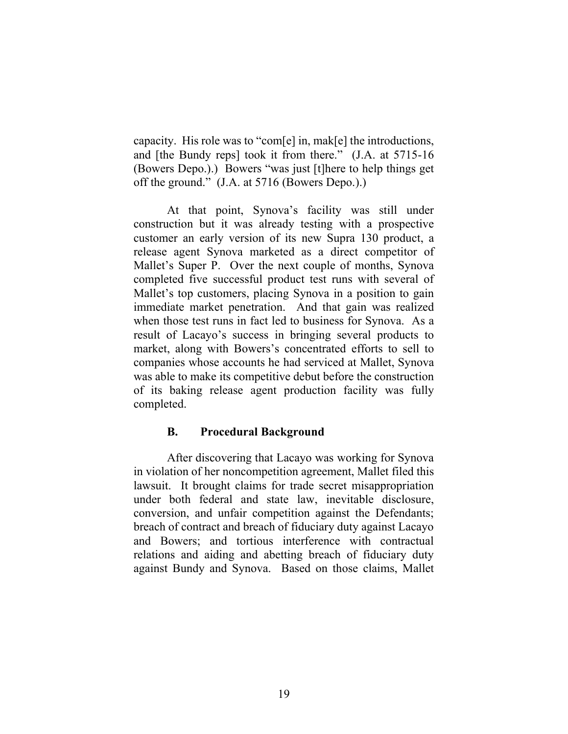capacity. His role was to "com[e] in, mak[e] the introductions, and [the Bundy reps] took it from there." (J.A. at 5715-16 (Bowers Depo.).) Bowers "was just [t]here to help things get off the ground." (J.A. at 5716 (Bowers Depo.).)

At that point, Synova's facility was still under construction but it was already testing with a prospective customer an early version of its new Supra 130 product, a release agent Synova marketed as a direct competitor of Mallet's Super P. Over the next couple of months, Synova completed five successful product test runs with several of Mallet's top customers, placing Synova in a position to gain immediate market penetration. And that gain was realized when those test runs in fact led to business for Synova. As a result of Lacayo's success in bringing several products to market, along with Bowers's concentrated efforts to sell to companies whose accounts he had serviced at Mallet, Synova was able to make its competitive debut before the construction of its baking release agent production facility was fully completed.

### B. Procedural Background

After discovering that Lacayo was working for Synova in violation of her noncompetition agreement, Mallet filed this lawsuit. It brought claims for trade secret misappropriation under both federal and state law, inevitable disclosure, conversion, and unfair competition against the Defendants; breach of contract and breach of fiduciary duty against Lacayo and Bowers; and tortious interference with contractual relations and aiding and abetting breach of fiduciary duty against Bundy and Synova. Based on those claims, Mallet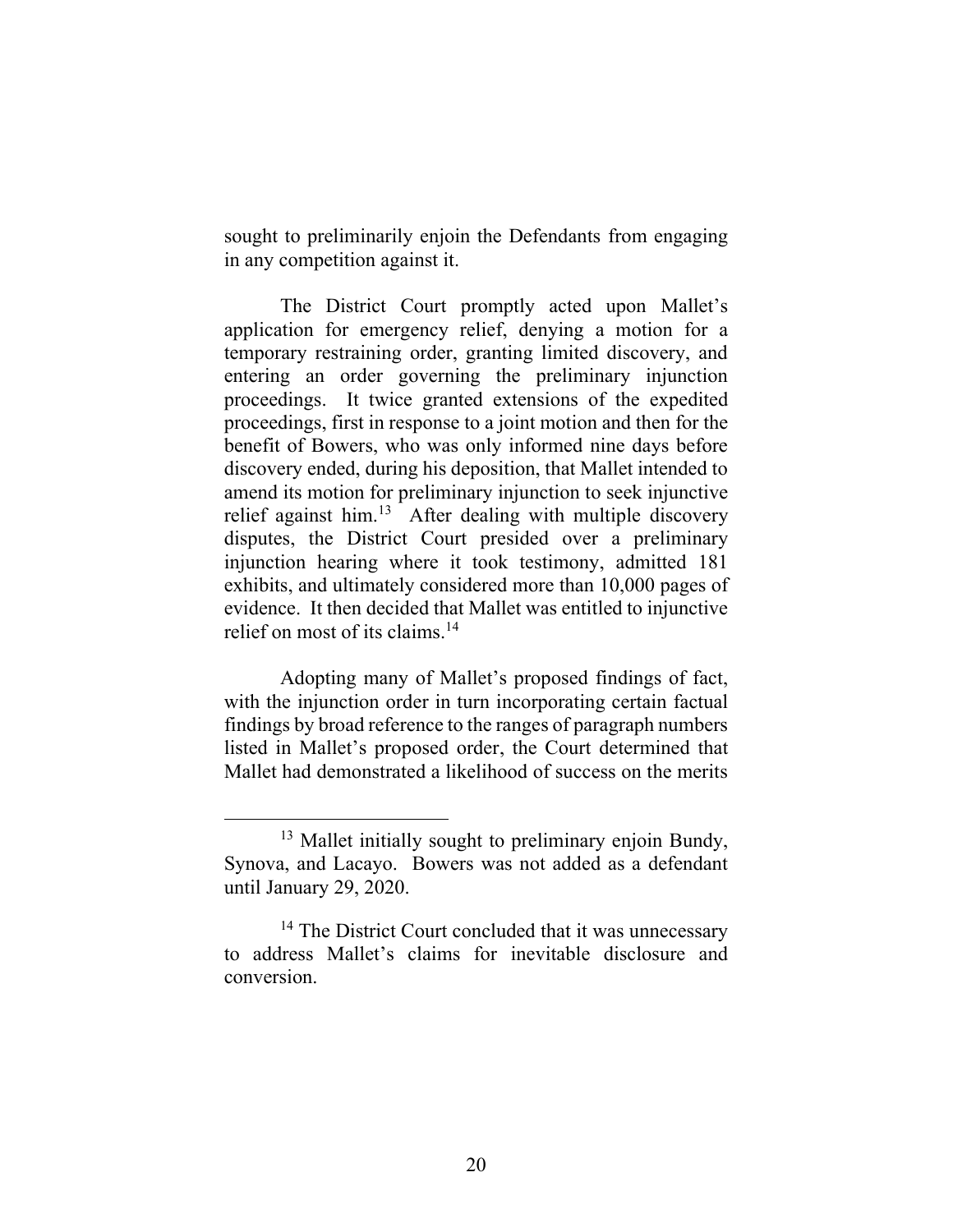sought to preliminarily enjoin the Defendants from engaging in any competition against it.

The District Court promptly acted upon Mallet's application for emergency relief, denying a motion for a temporary restraining order, granting limited discovery, and entering an order governing the preliminary injunction proceedings. It twice granted extensions of the expedited proceedings, first in response to a joint motion and then for the benefit of Bowers, who was only informed nine days before discovery ended, during his deposition, that Mallet intended to amend its motion for preliminary injunction to seek injunctive relief against him.[13] After dealing with multiple discovery disputes, the District Court presided over a preliminary injunction hearing where it took testimony, admitted 181 exhibits, and ultimately considered more than 10,000 pages of evidence. It then decided that Mallet was entitled to injunctive relief on most of its claims.[14]

Adopting many of Mallet's proposed findings of fact, with the injunction order in turn incorporating certain factual findings by broad reference to the ranges of paragraph numbers listed in Mallet's proposed order, the Court determined that Mallet had demonstrated a likelihood of success on the merits

---

[13] Mallet initially sought to preliminary enjoin Bundy, Synova, and Lacayo. Bowers was not added as a defendant until January 29, 2020.

[14] The District Court concluded that it was unnecessary to address Mallet's claims for inevitable disclosure and conversion.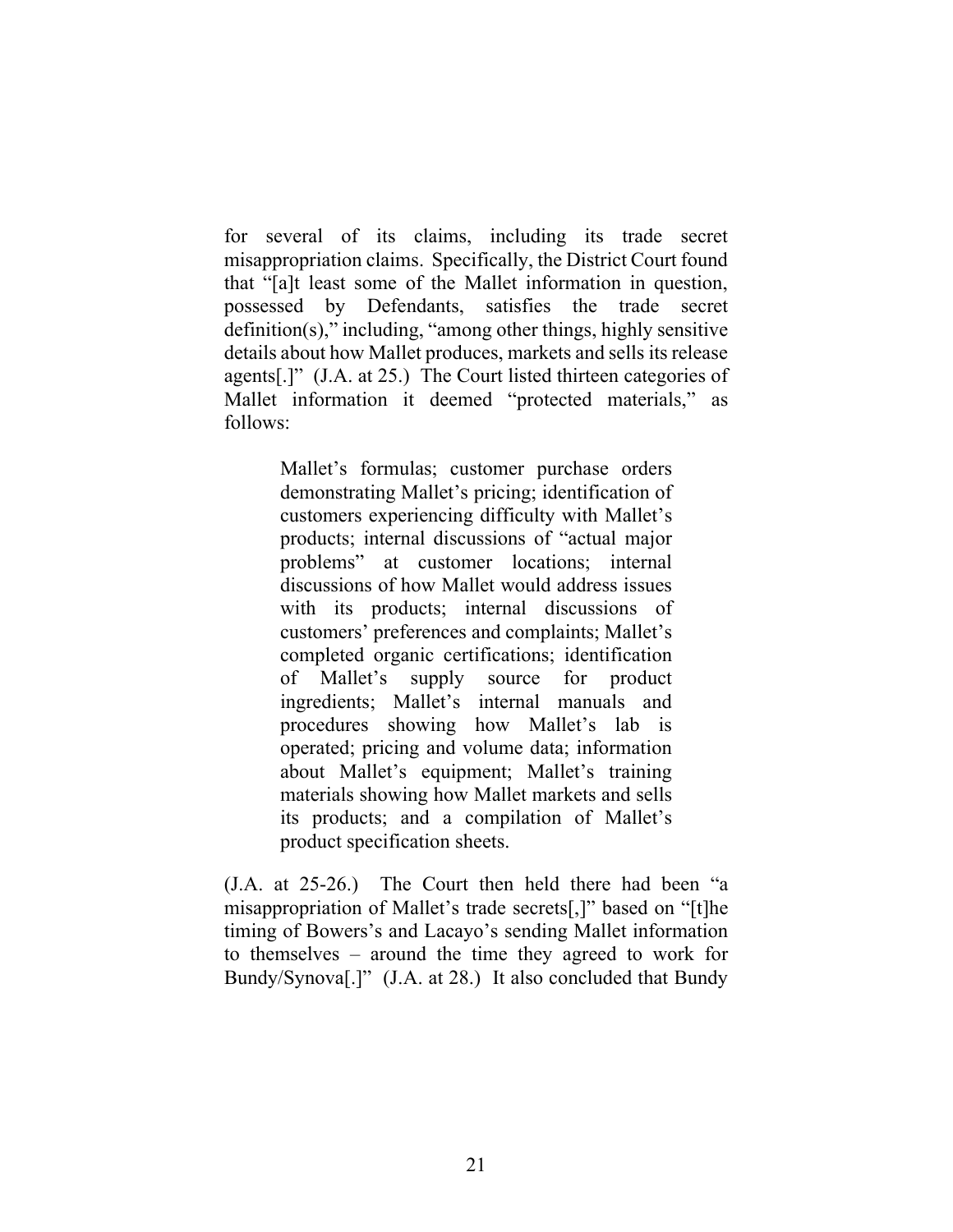for several of its claims, including its trade secret misappropriation claims. Specifically, the District Court found that "[a]t least some of the Mallet information in question, possessed by Defendants, satisfies the trade secret definition(s)," including, "among other things, highly sensitive details about how Mallet produces, markets and sells its release agents[.]" (J.A. at 25.) The Court listed thirteen categories of Mallet information it deemed "protected materials," as follows:

> Mallet's formulas; customer purchase orders demonstrating Mallet's pricing; identification of customers experiencing difficulty with Mallet's products; internal discussions of "actual major problems" at customer locations; internal discussions of how Mallet would address issues with its products; internal discussions of customers' preferences and complaints; Mallet's completed organic certifications; identification of Mallet's supply source for product ingredients; Mallet's internal manuals and procedures showing how Mallet's lab is operated; pricing and volume data; information about Mallet's equipment; Mallet's training materials showing how Mallet markets and sells its products; and a compilation of Mallet's product specification sheets.

(J.A. at 25-26.) The Court then held there had been "a misappropriation of Mallet's trade secrets[,]" based on "[t]he timing of Bowers's and Lacayo's sending Mallet information to themselves – around the time they agreed to work for Bundy/Synova[.]" (J.A. at 28.) It also concluded that Bundy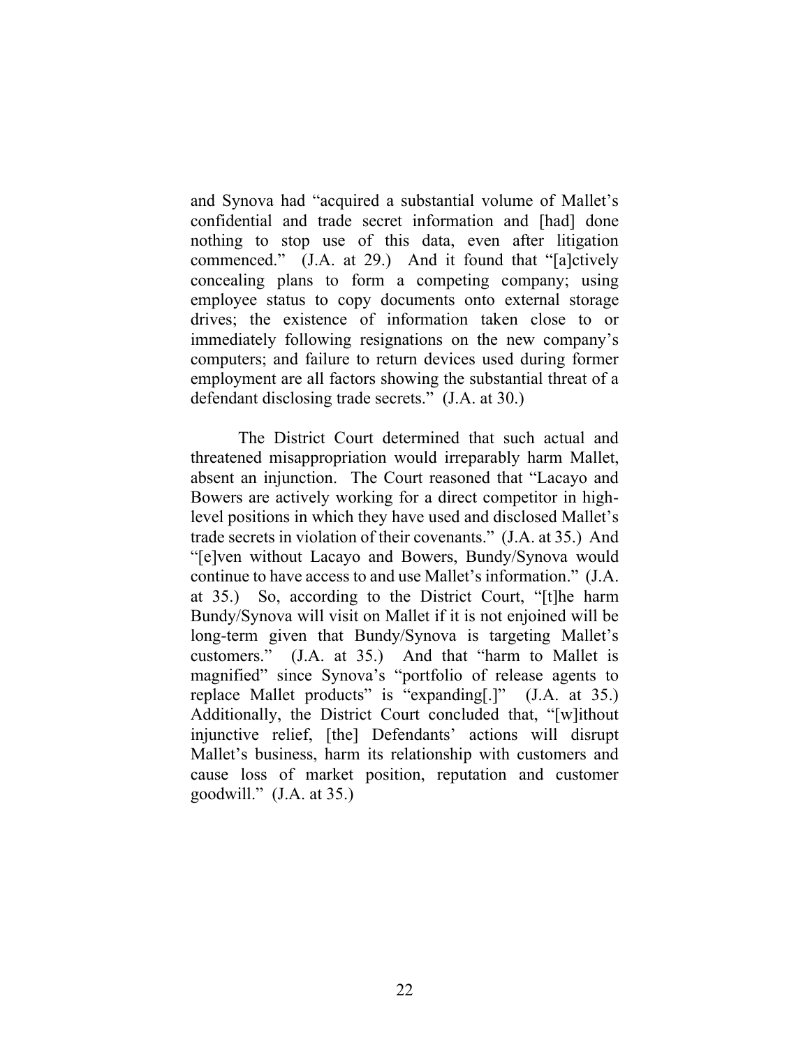and Synova had "acquired a substantial volume of Mallet's confidential and trade secret information and [had] done nothing to stop use of this data, even after litigation commenced." (J.A. at 29.) And it found that "[a]ctively concealing plans to form a competing company; using employee status to copy documents onto external storage drives; the existence of information taken close to or immediately following resignations on the new company's computers; and failure to return devices used during former employment are all factors showing the substantial threat of a defendant disclosing trade secrets." (J.A. at 30.)

The District Court determined that such actual and threatened misappropriation would irreparably harm Mallet, absent an injunction. The Court reasoned that "Lacayo and Bowers are actively working for a direct competitor in high-level positions in which they have used and disclosed Mallet's trade secrets in violation of their covenants." (J.A. at 35.) And "[e]ven without Lacayo and Bowers, Bundy/Synova would continue to have access to and use Mallet's information." (J.A. at 35.) So, according to the District Court, "[t]he harm Bundy/Synova will visit on Mallet if it is not enjoined will be long-term given that Bundy/Synova is targeting Mallet's customers." (J.A. at 35.) And that "harm to Mallet is magnified" since Synova's "portfolio of release agents to replace Mallet products" is "expanding[.]" (J.A. at 35.) Additionally, the District Court concluded that, "[w]ithout injunctive relief, [the] Defendants' actions will disrupt Mallet's business, harm its relationship with customers and cause loss of market position, reputation and customer goodwill." (J.A. at 35.)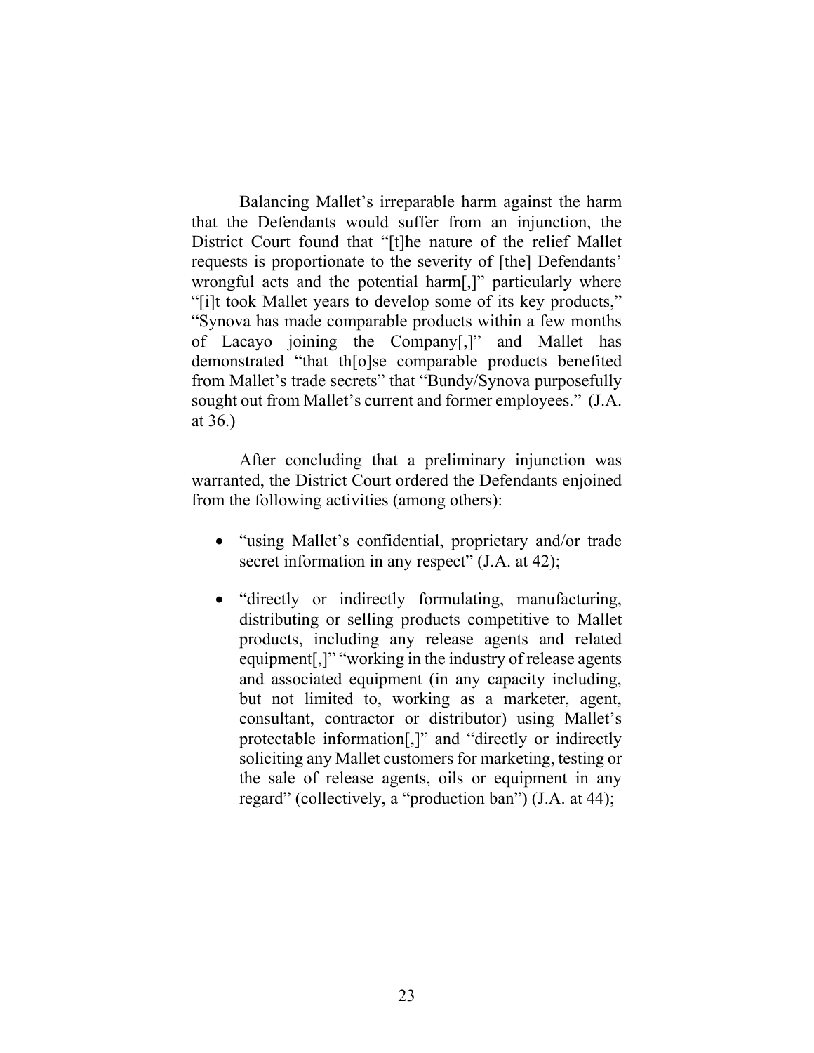Balancing Mallet's irreparable harm against the harm that the Defendants would suffer from an injunction, the District Court found that "[t]he nature of the relief Mallet requests is proportionate to the severity of [the] Defendants' wrongful acts and the potential harm[,]" particularly where "[i]t took Mallet years to develop some of its key products," "Synova has made comparable products within a few months of Lacayo joining the Company[,]" and Mallet has demonstrated "that th[o]se comparable products benefited from Mallet's trade secrets" that "Bundy/Synova purposefully sought out from Mallet's current and former employees." (J.A. at 36.)

After concluding that a preliminary injunction was warranted, the District Court ordered the Defendants enjoined from the following activities (among others):

- "using Mallet's confidential, proprietary and/or trade secret information in any respect" (J.A. at 42);

- "directly or indirectly formulating, manufacturing, distributing or selling products competitive to Mallet products, including any release agents and related equipment[,]" "working in the industry of release agents and associated equipment (in any capacity including, but not limited to, working as a marketer, agent, consultant, contractor or distributor) using Mallet's protectable information[,]" and "directly or indirectly soliciting any Mallet customers for marketing, testing or the sale of release agents, oils or equipment in any regard" (collectively, a "production ban") (J.A. at 44);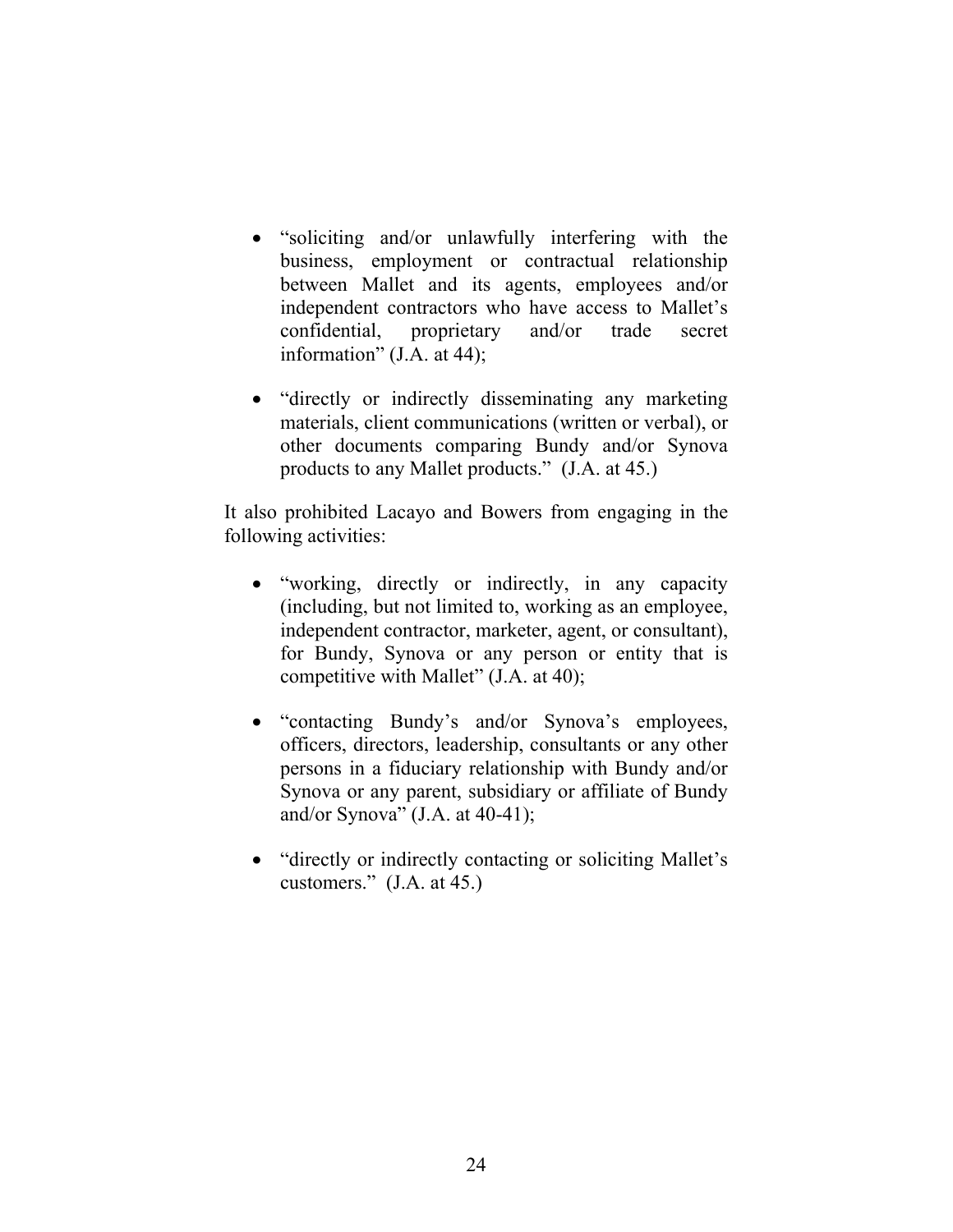- "soliciting and/or unlawfully interfering with the business, employment or contractual relationship between Mallet and its agents, employees and/or independent contractors who have access to Mallet's confidential, proprietary and/or trade secret information" (J.A. at 44);

- "directly or indirectly disseminating any marketing materials, client communications (written or verbal), or other documents comparing Bundy and/or Synova products to any Mallet products." (J.A. at 45.)

It also prohibited Lacayo and Bowers from engaging in the following activities:

- "working, directly or indirectly, in any capacity (including, but not limited to, working as an employee, independent contractor, marketer, agent, or consultant), for Bundy, Synova or any person or entity that is competitive with Mallet" (J.A. at 40);

- "contacting Bundy's and/or Synova's employees, officers, directors, leadership, consultants or any other persons in a fiduciary relationship with Bundy and/or Synova or any parent, subsidiary or affiliate of Bundy and/or Synova" (J.A. at 40-41);

- "directly or indirectly contacting or soliciting Mallet's customers." (J.A. at 45.)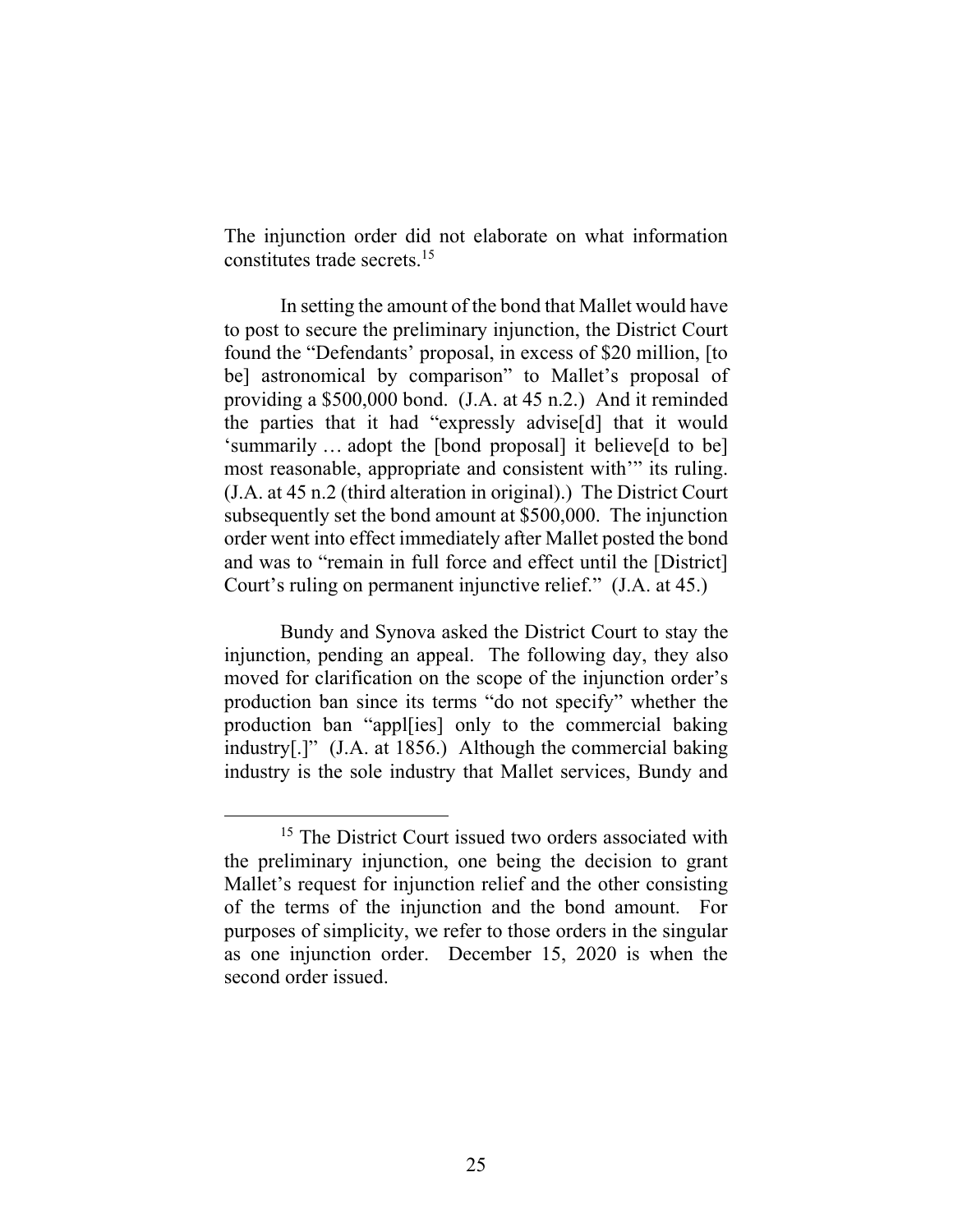The injunction order did not elaborate on what information constitutes trade secrets.[15]

In setting the amount of the bond that Mallet would have to post to secure the preliminary injunction, the District Court found the "Defendants' proposal, in excess of $20 million, [to be] astronomical by comparison" to Mallet's proposal of providing a $500,000 bond. (J.A. at 45 n.2.) And it reminded the parties that it had "expressly advise[d] that it would 'summarily … adopt the [bond proposal] it believe[d to be] most reasonable, appropriate and consistent with'" its ruling. (J.A. at 45 n.2 (third alteration in original).) The District Court subsequently set the bond amount at $500,000. The injunction order went into effect immediately after Mallet posted the bond and was to "remain in full force and effect until the [District] Court's ruling on permanent injunctive relief." (J.A. at 45.)

Bundy and Synova asked the District Court to stay the injunction, pending an appeal. The following day, they also moved for clarification on the scope of the injunction order's production ban since its terms "do not specify" whether the production ban "appl[ies] only to the commercial baking industry[.]" (J.A. at 1856.) Although the commercial baking industry is the sole industry that Mallet services, Bundy and

---

[15] The District Court issued two orders associated with the preliminary injunction, one being the decision to grant Mallet's request for injunction relief and the other consisting of the terms of the injunction and the bond amount. For purposes of simplicity, we refer to those orders in the singular as one injunction order. December 15, 2020 is when the second order issued.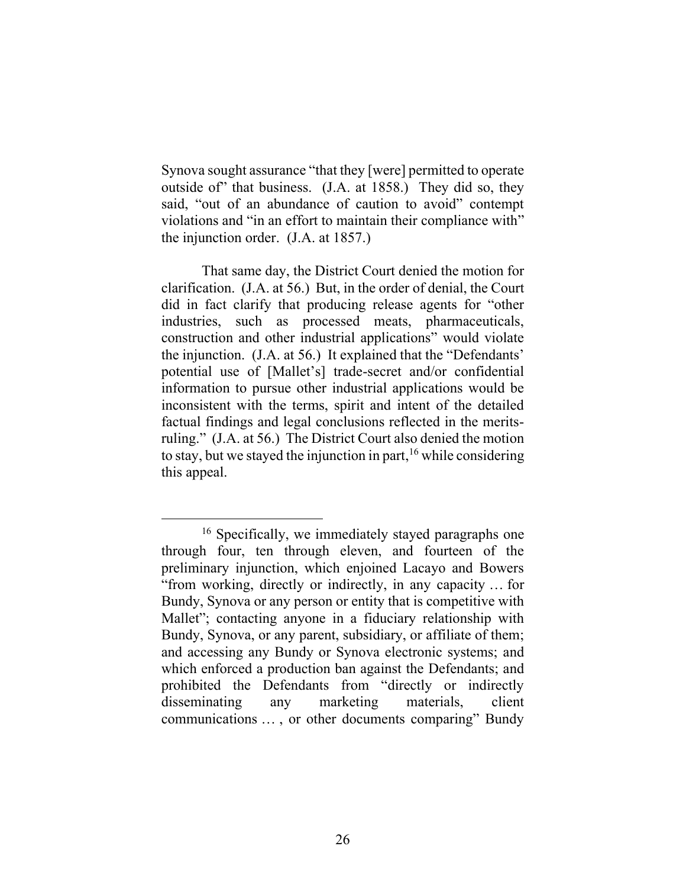Synova sought assurance "that they [were] permitted to operate outside of" that business. (J.A. at 1858.) They did so, they said, "out of an abundance of caution to avoid" contempt violations and "in an effort to maintain their compliance with" the injunction order. (J.A. at 1857.)

That same day, the District Court denied the motion for clarification. (J.A. at 56.) But, in the order of denial, the Court did in fact clarify that producing release agents for "other industries, such as processed meats, pharmaceuticals, construction and other industrial applications" would violate the injunction. (J.A. at 56.) It explained that the "Defendants' potential use of [Mallet's] trade-secret and/or confidential information to pursue other industrial applications would be inconsistent with the terms, spirit and intent of the detailed factual findings and legal conclusions reflected in the merits-ruling." (J.A. at 56.) The District Court also denied the motion to stay, but we stayed the injunction in part,[16] while considering this appeal.

---

[16] Specifically, we immediately stayed paragraphs one through four, ten through eleven, and fourteen of the preliminary injunction, which enjoined Lacayo and Bowers "from working, directly or indirectly, in any capacity … for Bundy, Synova or any person or entity that is competitive with Mallet"; contacting anyone in a fiduciary relationship with Bundy, Synova, or any parent, subsidiary, or affiliate of them; and accessing any Bundy or Synova electronic systems; and which enforced a production ban against the Defendants; and prohibited the Defendants from "directly or indirectly disseminating any marketing materials, client communications … , or other documents comparing" Bundy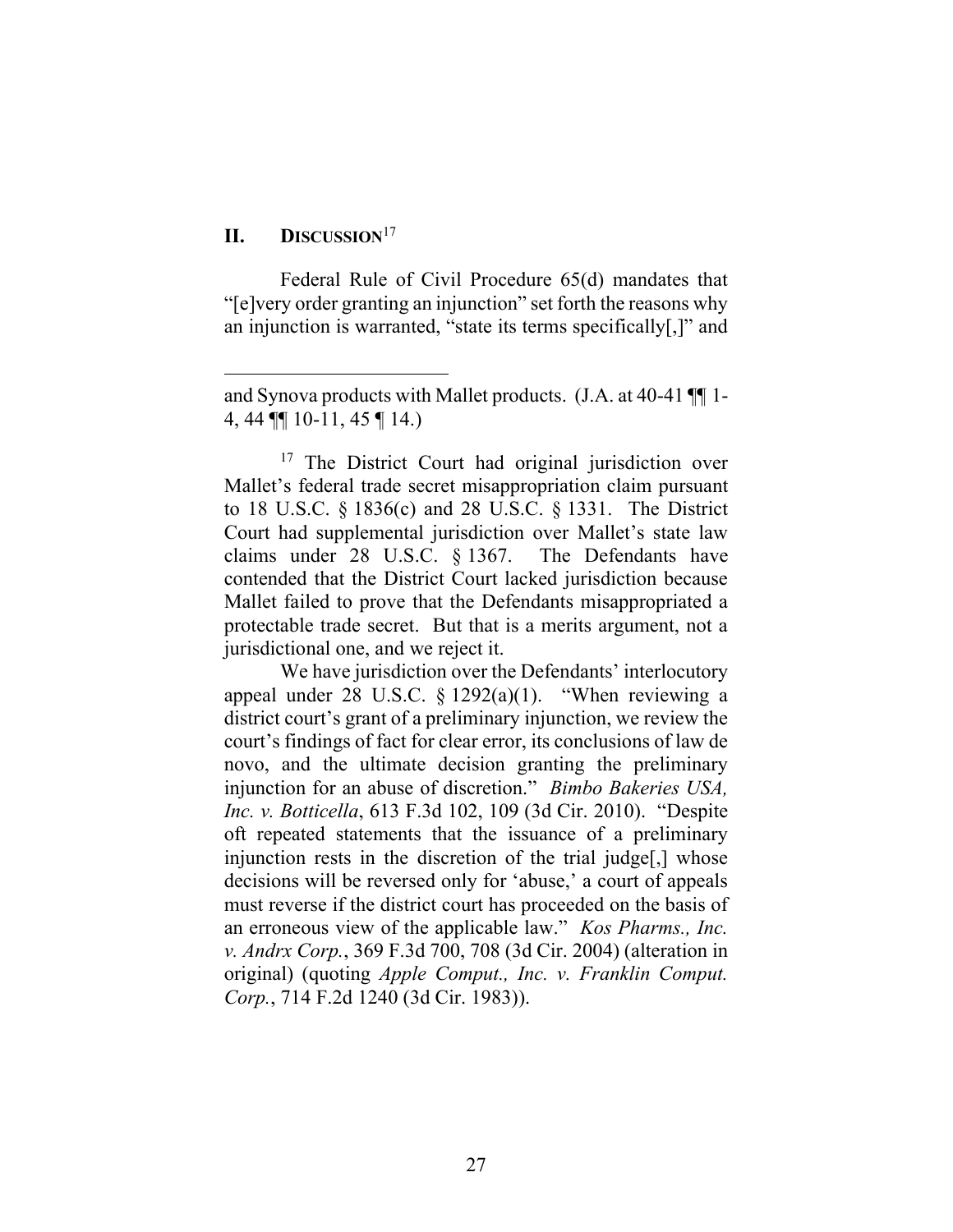## II. DISCUSSION[17]

Federal Rule of Civil Procedure 65(d) mandates that "[e]very order granting an injunction" set forth the reasons why an injunction is warranted, "state its terms specifically[,]" and

---

and Synova products with Mallet products. (J.A. at 40-41 ¶¶ 1-4, 44 ¶¶ 10-11, 45 ¶ 14.)

[17] The District Court had original jurisdiction over Mallet's federal trade secret misappropriation claim pursuant to 18 U.S.C. § 1836(c) and 28 U.S.C. § 1331. The District Court had supplemental jurisdiction over Mallet's state law claims under 28 U.S.C. § 1367. The Defendants have contended that the District Court lacked jurisdiction because Mallet failed to prove that the Defendants misappropriated a protectable trade secret. But that is a merits argument, not a jurisdictional one, and we reject it.

We have jurisdiction over the Defendants' interlocutory appeal under 28 U.S.C. § 1292(a)(1). "When reviewing a district court's grant of a preliminary injunction, we review the court's findings of fact for clear error, its conclusions of law de novo, and the ultimate decision granting the preliminary injunction for an abuse of discretion." *Bimbo Bakeries USA, Inc. v. Botticella*, 613 F.3d 102, 109 (3d Cir. 2010). "Despite oft repeated statements that the issuance of a preliminary injunction rests in the discretion of the trial judge[,] whose decisions will be reversed only for 'abuse,' a court of appeals must reverse if the district court has proceeded on the basis of an erroneous view of the applicable law." *Kos Pharms., Inc. v. Andrx Corp.*, 369 F.3d 700, 708 (3d Cir. 2004) (alteration in original) (quoting *Apple Comput., Inc. v. Franklin Comput. Corp.*, 714 F.2d 1240 (3d Cir. 1983)).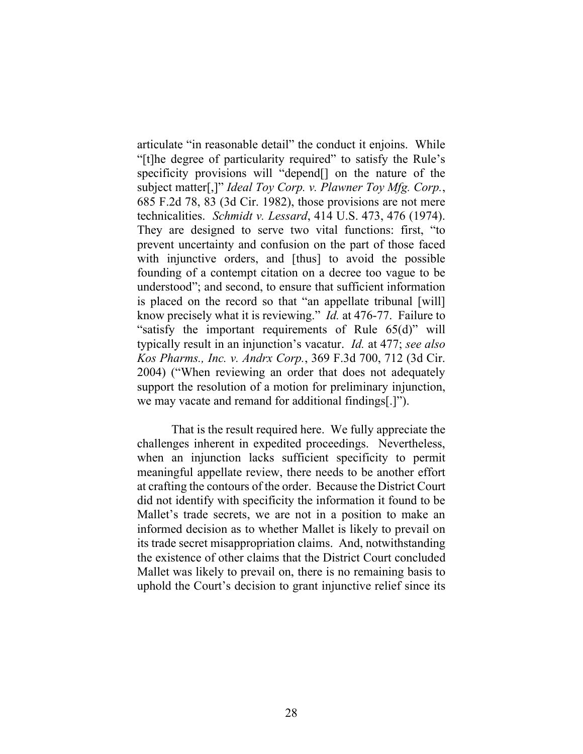articulate "in reasonable detail" the conduct it enjoins. While "[t]he degree of particularity required" to satisfy the Rule's specificity provisions will "depend[] on the nature of the subject matter[,]" *Ideal Toy Corp. v. Plawner Toy Mfg. Corp.*, 685 F.2d 78, 83 (3d Cir. 1982), those provisions are not mere technicalities. *Schmidt v. Lessard*, 414 U.S. 473, 476 (1974). They are designed to serve two vital functions: first, "to prevent uncertainty and confusion on the part of those faced with injunctive orders, and [thus] to avoid the possible founding of a contempt citation on a decree too vague to be understood"; and second, to ensure that sufficient information is placed on the record so that "an appellate tribunal [will] know precisely what it is reviewing." *Id.* at 476-77. Failure to "satisfy the important requirements of Rule 65(d)" will typically result in an injunction's vacatur. *Id.* at 477; *see also Kos Pharms., Inc. v. Andrx Corp.*, 369 F.3d 700, 712 (3d Cir. 2004) ("When reviewing an order that does not adequately support the resolution of a motion for preliminary injunction, we may vacate and remand for additional findings[.]").

That is the result required here. We fully appreciate the challenges inherent in expedited proceedings. Nevertheless, when an injunction lacks sufficient specificity to permit meaningful appellate review, there needs to be another effort at crafting the contours of the order. Because the District Court did not identify with specificity the information it found to be Mallet's trade secrets, we are not in a position to make an informed decision as to whether Mallet is likely to prevail on its trade secret misappropriation claims. And, notwithstanding the existence of other claims that the District Court concluded Mallet was likely to prevail on, there is no remaining basis to uphold the Court's decision to grant injunctive relief since its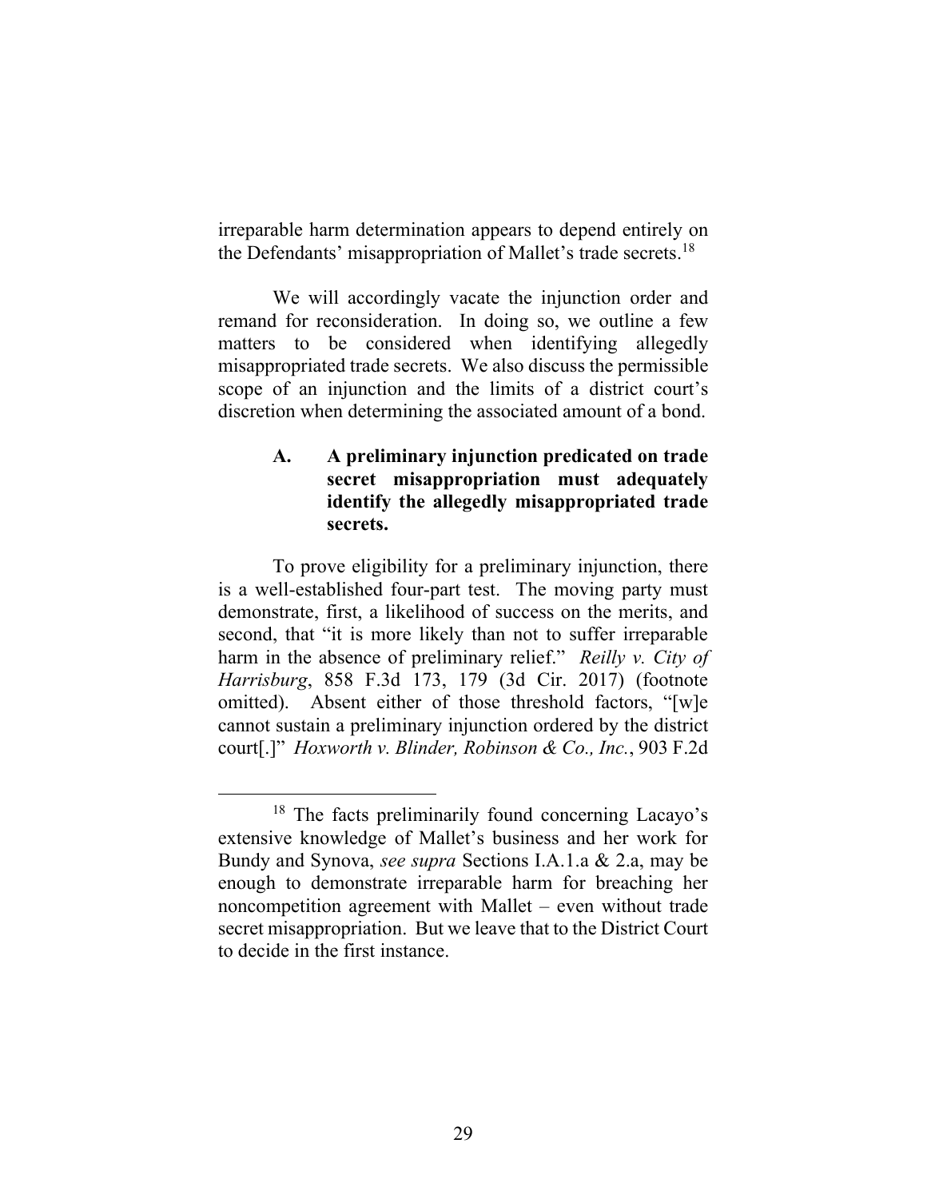irreparable harm determination appears to depend entirely on the Defendants' misappropriation of Mallet's trade secrets.[18]

We will accordingly vacate the injunction order and remand for reconsideration. In doing so, we outline a few matters to be considered when identifying allegedly misappropriated trade secrets. We also discuss the permissible scope of an injunction and the limits of a district court's discretion when determining the associated amount of a bond.

### A. A preliminary injunction predicated on trade secret misappropriation must adequately identify the allegedly misappropriated trade secrets.

To prove eligibility for a preliminary injunction, there is a well-established four-part test. The moving party must demonstrate, first, a likelihood of success on the merits, and second, that "it is more likely than not to suffer irreparable harm in the absence of preliminary relief." *Reilly v. City of Harrisburg*, 858 F.3d 173, 179 (3d Cir. 2017) (footnote omitted). Absent either of those threshold factors, "[w]e cannot sustain a preliminary injunction ordered by the district court[.]" *Hoxworth v. Blinder, Robinson & Co., Inc.*, 903 F.2d

---

[18] The facts preliminarily found concerning Lacayo's extensive knowledge of Mallet's business and her work for Bundy and Synova, *see supra* Sections I.A.1.a & 2.a, may be enough to demonstrate irreparable harm for breaching her noncompetition agreement with Mallet – even without trade secret misappropriation. But we leave that to the District Court to decide in the first instance.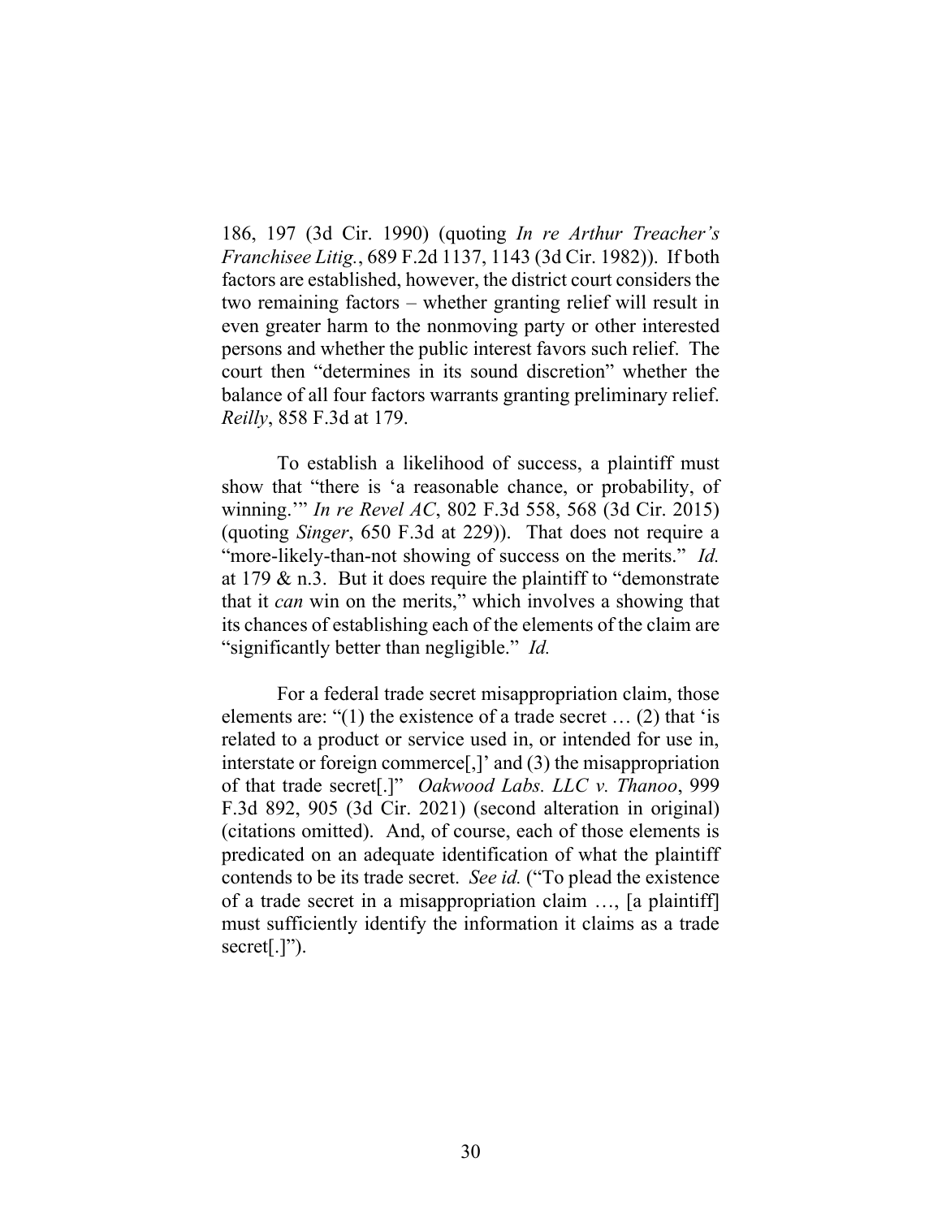186, 197 (3d Cir. 1990) (quoting *In re Arthur Treacher's Franchisee Litig.*, 689 F.2d 1137, 1143 (3d Cir. 1982)). If both factors are established, however, the district court considers the two remaining factors – whether granting relief will result in even greater harm to the nonmoving party or other interested persons and whether the public interest favors such relief. The court then "determines in its sound discretion" whether the balance of all four factors warrants granting preliminary relief. *Reilly*, 858 F.3d at 179.

To establish a likelihood of success, a plaintiff must show that "there is 'a reasonable chance, or probability, of winning.'" *In re Revel AC*, 802 F.3d 558, 568 (3d Cir. 2015) (quoting *Singer*, 650 F.3d at 229)). That does not require a "more-likely-than-not showing of success on the merits." *Id.* at 179 & n.3. But it does require the plaintiff to "demonstrate that it *can* win on the merits," which involves a showing that its chances of establishing each of the elements of the claim are "significantly better than negligible." *Id.*

For a federal trade secret misappropriation claim, those elements are: "(1) the existence of a trade secret … (2) that 'is related to a product or service used in, or intended for use in, interstate or foreign commerce[,]' and (3) the misappropriation of that trade secret[.]" *Oakwood Labs. LLC v. Thanoo*, 999 F.3d 892, 905 (3d Cir. 2021) (second alteration in original) (citations omitted). And, of course, each of those elements is predicated on an adequate identification of what the plaintiff contends to be its trade secret. *See id.* ("To plead the existence of a trade secret in a misappropriation claim …, [a plaintiff] must sufficiently identify the information it claims as a trade secret[.]").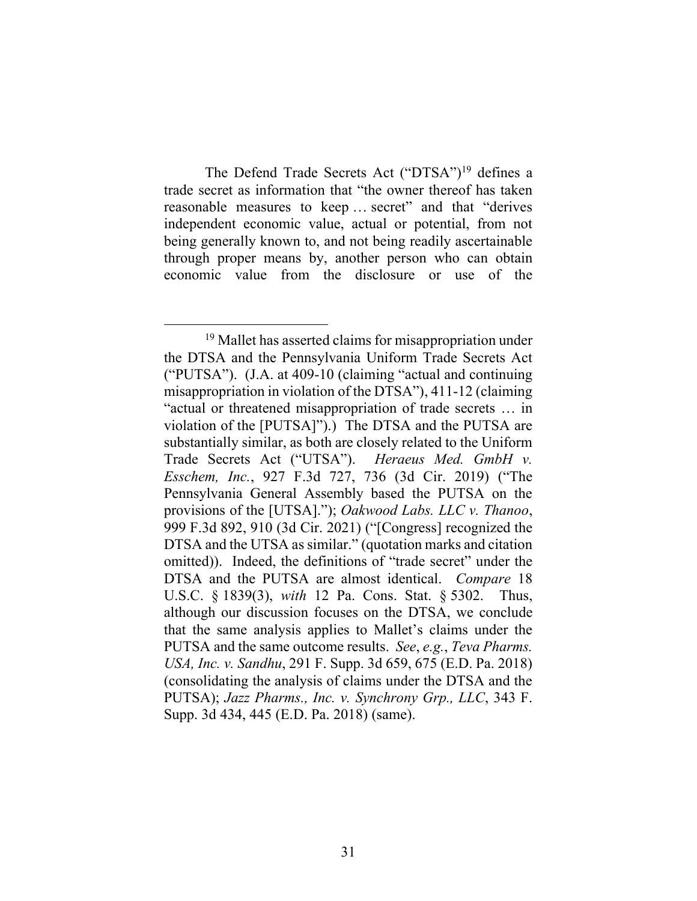The Defend Trade Secrets Act ("DTSA")[19] defines a trade secret as information that "the owner thereof has taken reasonable measures to keep … secret" and that "derives independent economic value, actual or potential, from not being generally known to, and not being readily ascertainable through proper means by, another person who can obtain economic value from the disclosure or use of the

---

[19] Mallet has asserted claims for misappropriation under the DTSA and the Pennsylvania Uniform Trade Secrets Act ("PUTSA"). (J.A. at 409-10 (claiming "actual and continuing misappropriation in violation of the DTSA"), 411-12 (claiming "actual or threatened misappropriation of trade secrets … in violation of the [PUTSA]").) The DTSA and the PUTSA are substantially similar, as both are closely related to the Uniform Trade Secrets Act ("UTSA"). *Heraeus Med. GmbH v. Esschem, Inc.*, 927 F.3d 727, 736 (3d Cir. 2019) ("The Pennsylvania General Assembly based the PUTSA on the provisions of the [UTSA]."); *Oakwood Labs. LLC v. Thanoo*, 999 F.3d 892, 910 (3d Cir. 2021) ("[Congress] recognized the DTSA and the UTSA as similar." (quotation marks and citation omitted)). Indeed, the definitions of "trade secret" under the DTSA and the PUTSA are almost identical. *Compare* 18 U.S.C. § 1839(3), *with* 12 Pa. Cons. Stat. § 5302. Thus, although our discussion focuses on the DTSA, we conclude that the same analysis applies to Mallet's claims under the PUTSA and the same outcome results. *See*, *e.g.*, *Teva Pharms. USA, Inc. v. Sandhu*, 291 F. Supp. 3d 659, 675 (E.D. Pa. 2018) (consolidating the analysis of claims under the DTSA and the PUTSA); *Jazz Pharms., Inc. v. Synchrony Grp., LLC*, 343 F. Supp. 3d 434, 445 (E.D. Pa. 2018) (same).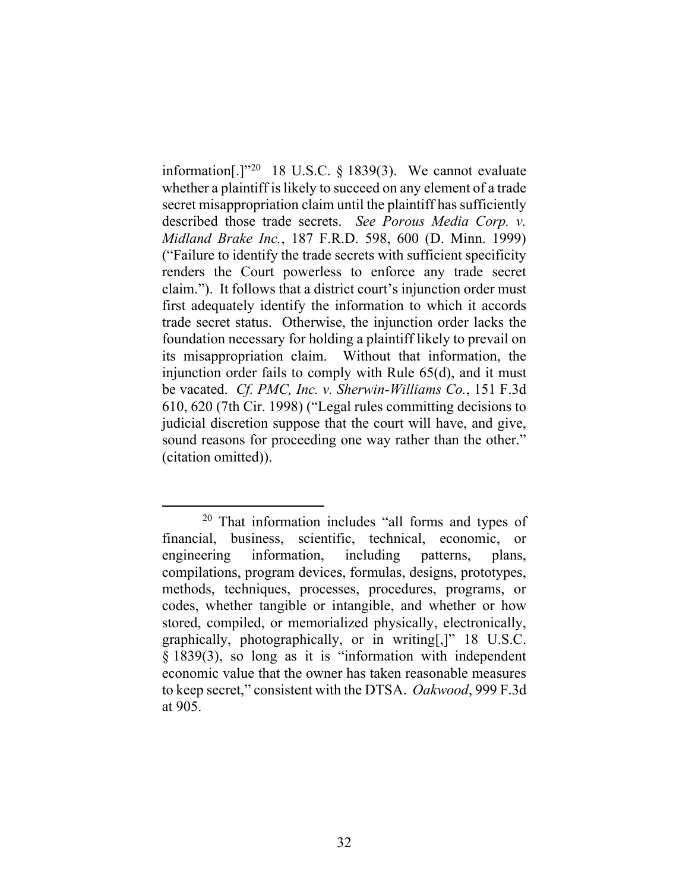information[.]"[20] 18 U.S.C. § 1839(3). We cannot evaluate whether a plaintiff is likely to succeed on any element of a trade secret misappropriation claim until the plaintiff has sufficiently described those trade secrets. *See Porous Media Corp. v. Midland Brake Inc.*, 187 F.R.D. 598, 600 (D. Minn. 1999) ("Failure to identify the trade secrets with sufficient specificity renders the Court powerless to enforce any trade secret claim."). It follows that a district court's injunction order must first adequately identify the information to which it accords trade secret status. Otherwise, the injunction order lacks the foundation necessary for holding a plaintiff likely to prevail on its misappropriation claim. Without that information, the injunction order fails to comply with Rule 65(d), and it must be vacated. *Cf. PMC, Inc. v. Sherwin-Williams Co.*, 151 F.3d 610, 620 (7th Cir. 1998) ("Legal rules committing decisions to judicial discretion suppose that the court will have, and give, sound reasons for proceeding one way rather than the other." (citation omitted)).

---

[20] That information includes "all forms and types of financial, business, scientific, technical, economic, or engineering information, including patterns, plans, compilations, program devices, formulas, designs, prototypes, methods, techniques, processes, procedures, programs, or codes, whether tangible or intangible, and whether or how stored, compiled, or memorialized physically, electronically, graphically, photographically, or in writing[,]" 18 U.S.C. § 1839(3), so long as it is "information with independent economic value that the owner has taken reasonable measures to keep secret," consistent with the DTSA. *Oakwood*, 999 F.3d at 905.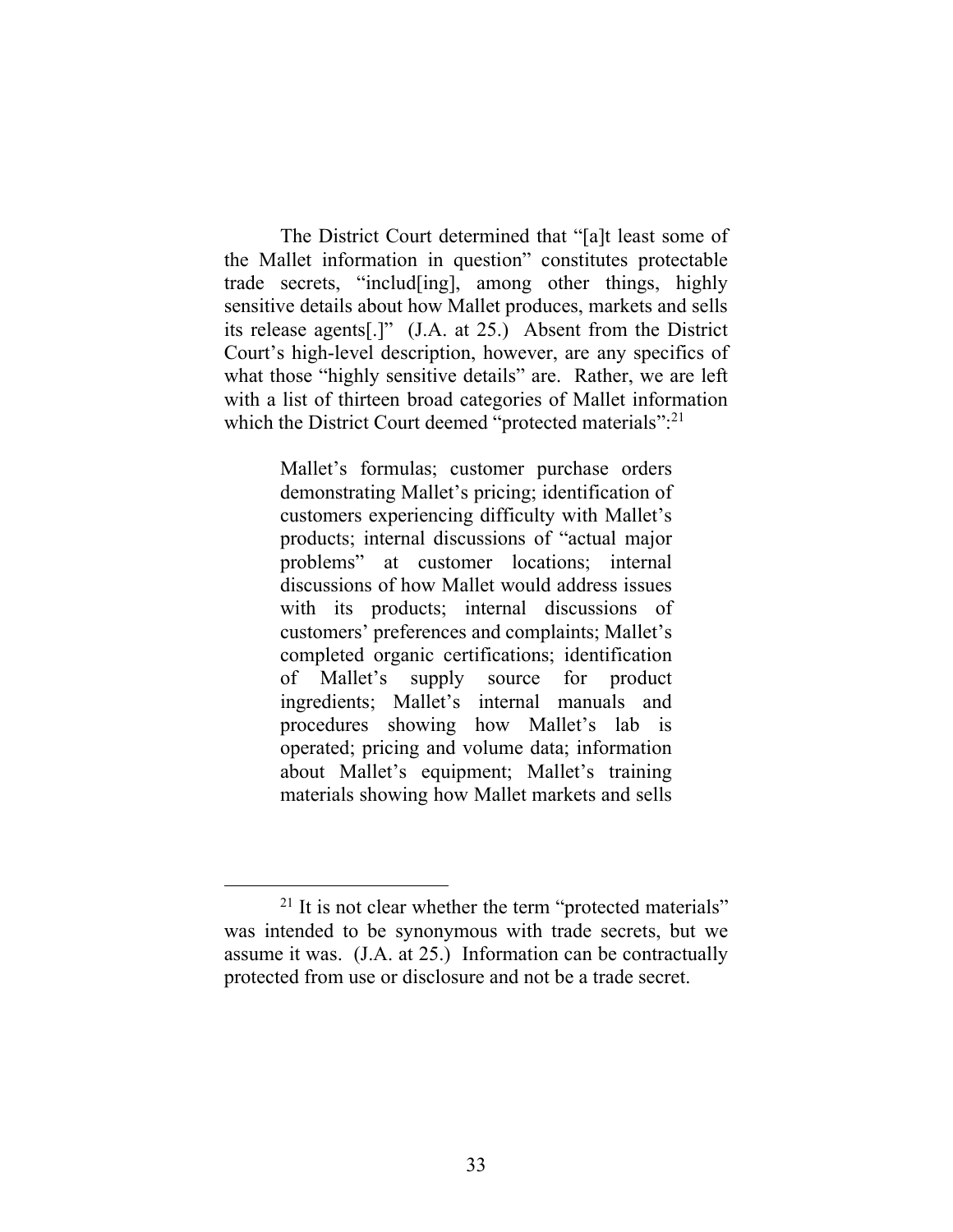The District Court determined that "[a]t least some of the Mallet information in question" constitutes protectable trade secrets, "includ[ing], among other things, highly sensitive details about how Mallet produces, markets and sells its release agents[.]" (J.A. at 25.) Absent from the District Court's high-level description, however, are any specifics of what those "highly sensitive details" are. Rather, we are left with a list of thirteen broad categories of Mallet information which the District Court deemed "protected materials":[21]

> Mallet's formulas; customer purchase orders demonstrating Mallet's pricing; identification of customers experiencing difficulty with Mallet's products; internal discussions of "actual major problems" at customer locations; internal discussions of how Mallet would address issues with its products; internal discussions of customers' preferences and complaints; Mallet's completed organic certifications; identification of Mallet's supply source for product ingredients; Mallet's internal manuals and procedures showing how Mallet's lab is operated; pricing and volume data; information about Mallet's equipment; Mallet's training materials showing how Mallet markets and sells

[21] It is not clear whether the term "protected materials" was intended to be synonymous with trade secrets, but we assume it was. (J.A. at 25.) Information can be contractually protected from use or disclosure and not be a trade secret.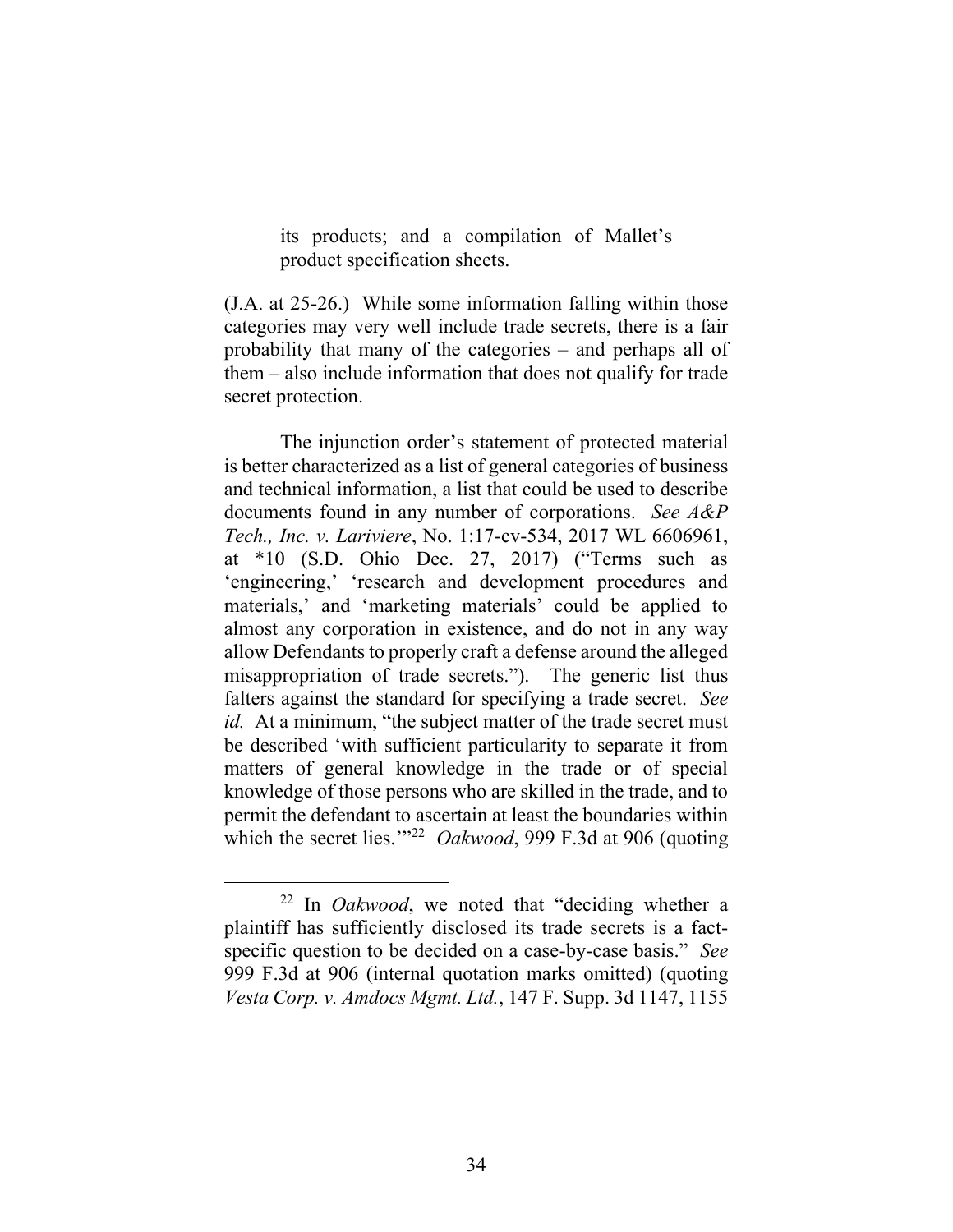> its products; and a compilation of Mallet's product specification sheets.

(J.A. at 25-26.) While some information falling within those categories may very well include trade secrets, there is a fair probability that many of the categories – and perhaps all of them – also include information that does not qualify for trade secret protection.

The injunction order's statement of protected material is better characterized as a list of general categories of business and technical information, a list that could be used to describe documents found in any number of corporations. *See A&P Tech., Inc. v. Lariviere*, No. 1:17-cv-534, 2017 WL 6606961, at *10 (S.D. Ohio Dec. 27, 2017) ("Terms such as 'engineering,' 'research and development procedures and materials,' and 'marketing materials' could be applied to almost any corporation in existence, and do not in any way allow Defendants to properly craft a defense around the alleged misappropriation of trade secrets."). The generic list thus falters against the standard for specifying a trade secret. *See id.* At a minimum, "the subject matter of the trade secret must be described 'with sufficient particularity to separate it from matters of general knowledge in the trade or of special knowledge of those persons who are skilled in the trade, and to permit the defendant to ascertain at least the boundaries within which the secret lies.'"[22] *Oakwood*, 999 F.3d at 906 (quoting

[22] In *Oakwood*, we noted that "deciding whether a plaintiff has sufficiently disclosed its trade secrets is a fact-specific question to be decided on a case-by-case basis." *See* 999 F.3d at 906 (internal quotation marks omitted) (quoting *Vesta Corp. v. Amdocs Mgmt. Ltd.*, 147 F. Supp. 3d 1147, 1155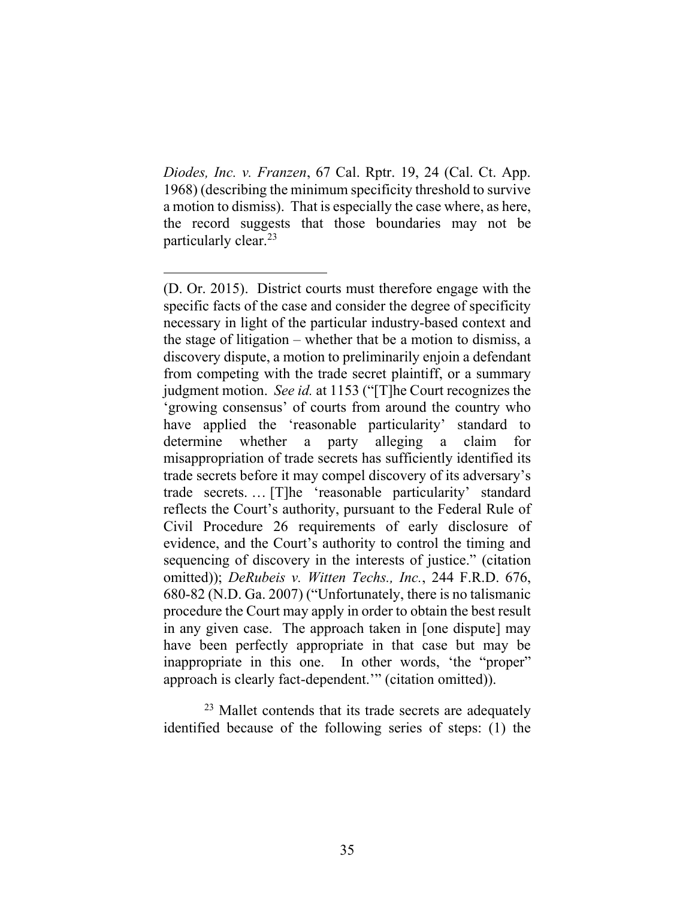*Diodes, Inc. v. Franzen*, 67 Cal. Rptr. 19, 24 (Cal. Ct. App. 1968) (describing the minimum specificity threshold to survive a motion to dismiss). That is especially the case where, as here, the record suggests that those boundaries may not be particularly clear.[23]

---

(D. Or. 2015). District courts must therefore engage with the specific facts of the case and consider the degree of specificity necessary in light of the particular industry-based context and the stage of litigation – whether that be a motion to dismiss, a discovery dispute, a motion to preliminarily enjoin a defendant from competing with the trade secret plaintiff, or a summary judgment motion. *See id.* at 1153 ("[T]he Court recognizes the 'growing consensus' of courts from around the country who have applied the 'reasonable particularity' standard to determine whether a party alleging a claim for misappropriation of trade secrets has sufficiently identified its trade secrets before it may compel discovery of its adversary's trade secrets. … [T]he 'reasonable particularity' standard reflects the Court's authority, pursuant to the Federal Rule of Civil Procedure 26 requirements of early disclosure of evidence, and the Court's authority to control the timing and sequencing of discovery in the interests of justice." (citation omitted)); *DeRubeis v. Witten Techs., Inc.*, 244 F.R.D. 676, 680-82 (N.D. Ga. 2007) ("Unfortunately, there is no talismanic procedure the Court may apply in order to obtain the best result in any given case. The approach taken in [one dispute] may have been perfectly appropriate in that case but may be inappropriate in this one. In other words, 'the "proper" approach is clearly fact-dependent.'" (citation omitted)).

[23] Mallet contends that its trade secrets are adequately identified because of the following series of steps: (1) the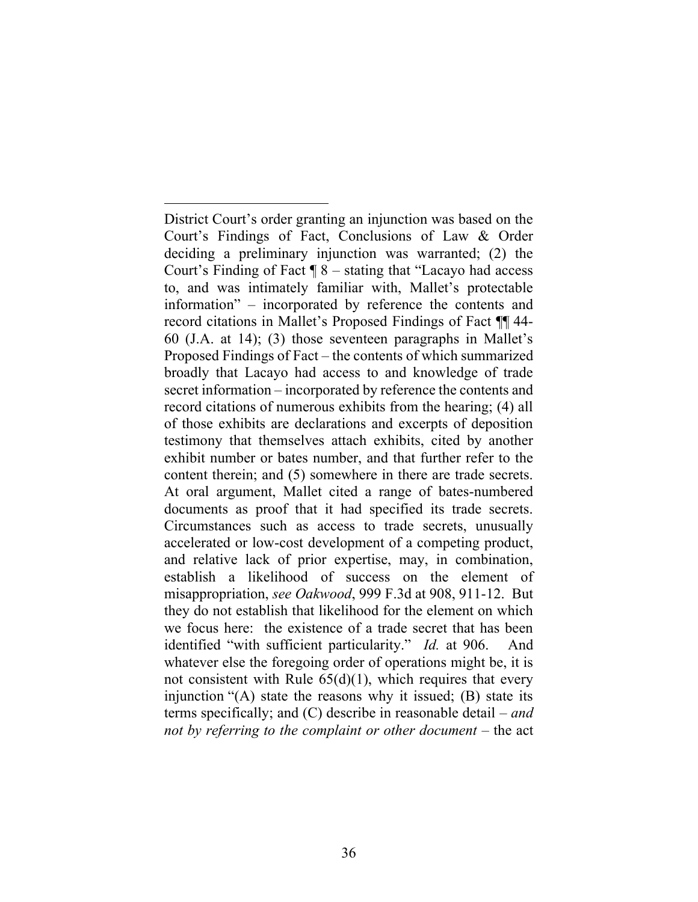District Court's order granting an injunction was based on the Court's Findings of Fact, Conclusions of Law & Order deciding a preliminary injunction was warranted; (2) the Court's Finding of Fact ¶ 8 – stating that "Lacayo had access to, and was intimately familiar with, Mallet's protectable information" – incorporated by reference the contents and record citations in Mallet's Proposed Findings of Fact ¶¶ 44-60 (J.A. at 14); (3) those seventeen paragraphs in Mallet's Proposed Findings of Fact – the contents of which summarized broadly that Lacayo had access to and knowledge of trade secret information – incorporated by reference the contents and record citations of numerous exhibits from the hearing; (4) all of those exhibits are declarations and excerpts of deposition testimony that themselves attach exhibits, cited by another exhibit number or bates number, and that further refer to the content therein; and (5) somewhere in there are trade secrets. At oral argument, Mallet cited a range of bates-numbered documents as proof that it had specified its trade secrets. Circumstances such as access to trade secrets, unusually accelerated or low-cost development of a competing product, and relative lack of prior expertise, may, in combination, establish a likelihood of success on the element of misappropriation, *see Oakwood*, 999 F.3d at 908, 911-12. But they do not establish that likelihood for the element on which we focus here: the existence of a trade secret that has been identified "with sufficient particularity." *Id.* at 906. And whatever else the foregoing order of operations might be, it is not consistent with Rule 65(d)(1), which requires that every injunction "(A) state the reasons why it issued; (B) state its terms specifically; and (C) describe in reasonable detail – *and not by referring to the complaint or other document* – the act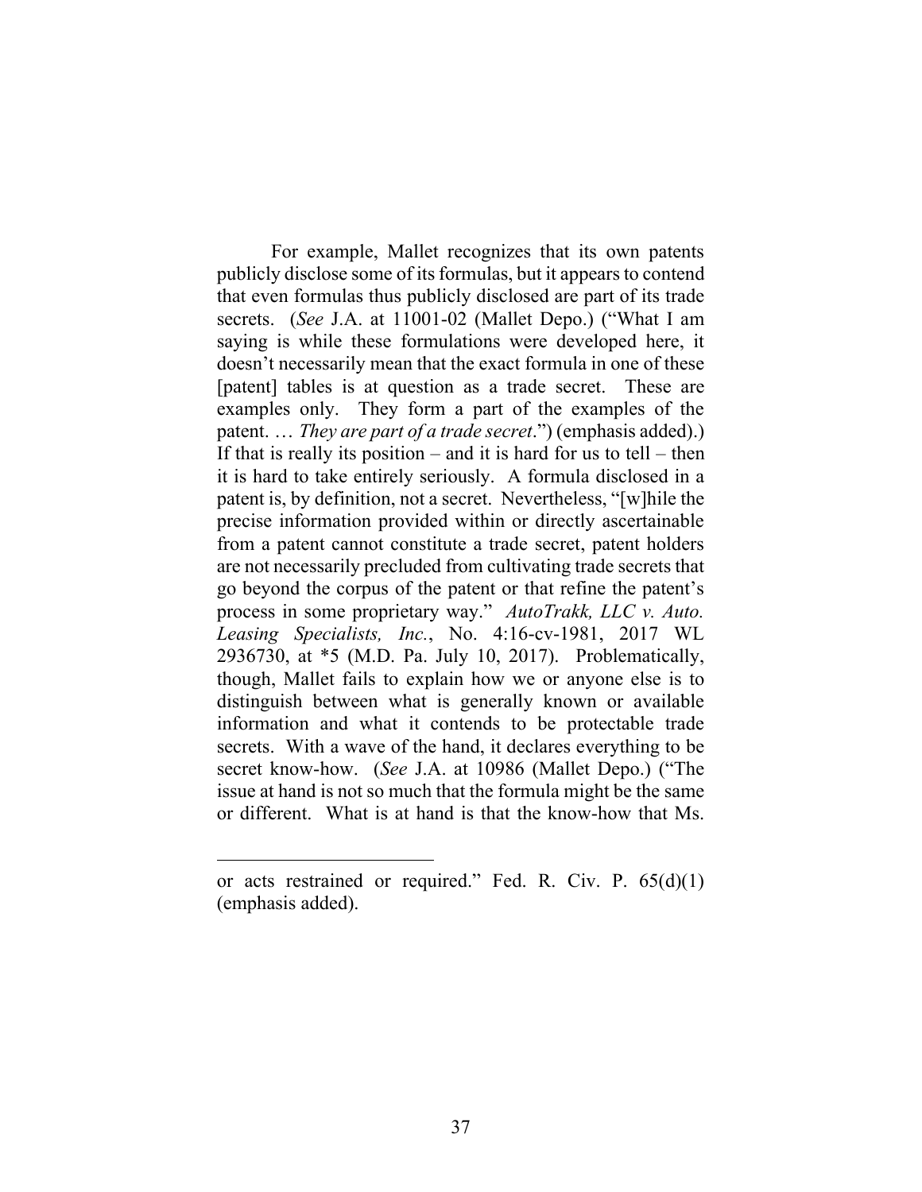For example, Mallet recognizes that its own patents publicly disclose some of its formulas, but it appears to contend that even formulas thus publicly disclosed are part of its trade secrets. (*See* J.A. at 11001-02 (Mallet Depo.) ("What I am saying is while these formulations were developed here, it doesn't necessarily mean that the exact formula in one of these [patent] tables is at question as a trade secret. These are examples only. They form a part of the examples of the patent. … *They are part of a trade secret*.") (emphasis added).) If that is really its position – and it is hard for us to tell – then it is hard to take entirely seriously. A formula disclosed in a patent is, by definition, not a secret. Nevertheless, "[w]hile the precise information provided within or directly ascertainable from a patent cannot constitute a trade secret, patent holders are not necessarily precluded from cultivating trade secrets that go beyond the corpus of the patent or that refine the patent's process in some proprietary way." *AutoTrakk, LLC v. Auto. Leasing Specialists, Inc.*, No. 4:16-cv-1981, 2017 WL 2936730, at *5 (M.D. Pa. July 10, 2017). Problematically, though, Mallet fails to explain how we or anyone else is to distinguish between what is generally known or available information and what it contends to be protectable trade secrets. With a wave of the hand, it declares everything to be secret know-how. (*See* J.A. at 10986 (Mallet Depo.) ("The issue at hand is not so much that the formula might be the same or different. What is at hand is that the know-how that Ms.

---

or acts restrained or required." Fed. R. Civ. P. 65(d)(1) (emphasis added).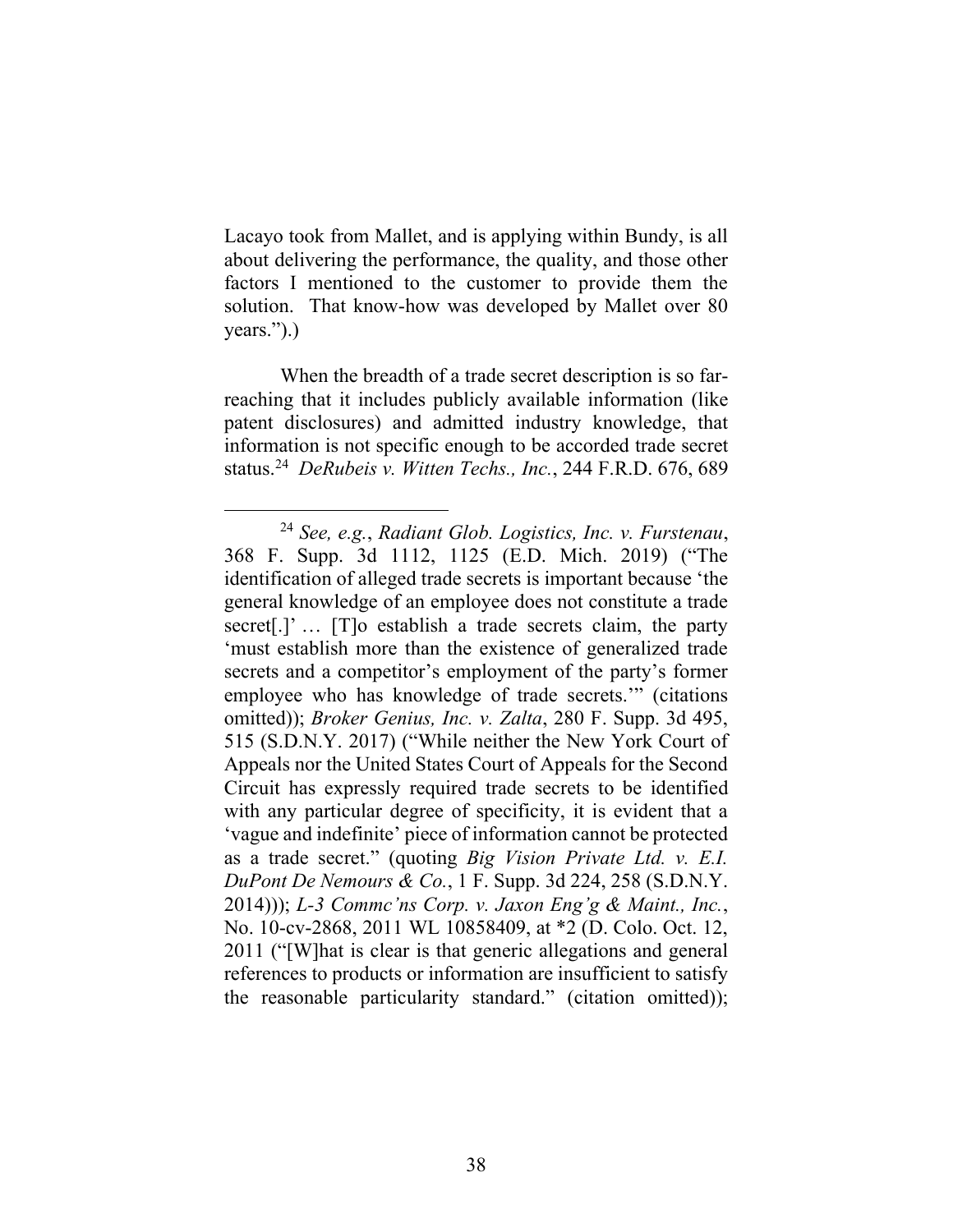Lacayo took from Mallet, and is applying within Bundy, is all about delivering the performance, the quality, and those other factors I mentioned to the customer to provide them the solution. That know-how was developed by Mallet over 80 years.").)

When the breadth of a trade secret description is so far-reaching that it includes publicly available information (like patent disclosures) and admitted industry knowledge, that information is not specific enough to be accorded trade secret status.[24] *DeRubeis v. Witten Techs., Inc.*, 244 F.R.D. 676, 689

---

[24] *See, e.g.*, *Radiant Glob. Logistics, Inc. v. Furstenau*, 368 F. Supp. 3d 1112, 1125 (E.D. Mich. 2019) ("The identification of alleged trade secrets is important because 'the general knowledge of an employee does not constitute a trade secret[.]' … [T]o establish a trade secrets claim, the party 'must establish more than the existence of generalized trade secrets and a competitor's employment of the party's former employee who has knowledge of trade secrets.'" (citations omitted)); *Broker Genius, Inc. v. Zalta*, 280 F. Supp. 3d 495, 515 (S.D.N.Y. 2017) ("While neither the New York Court of Appeals nor the United States Court of Appeals for the Second Circuit has expressly required trade secrets to be identified with any particular degree of specificity, it is evident that a 'vague and indefinite' piece of information cannot be protected as a trade secret." (quoting *Big Vision Private Ltd. v. E.I. DuPont De Nemours & Co.*, 1 F. Supp. 3d 224, 258 (S.D.N.Y. 2014))); *L-3 Commc'ns Corp. v. Jaxon Eng'g & Maint., Inc.*, No. 10-cv-2868, 2011 WL 10858409, at *2 (D. Colo. Oct. 12, 2011 ("[W]hat is clear is that generic allegations and general references to products or information are insufficient to satisfy the reasonable particularity standard." (citation omitted));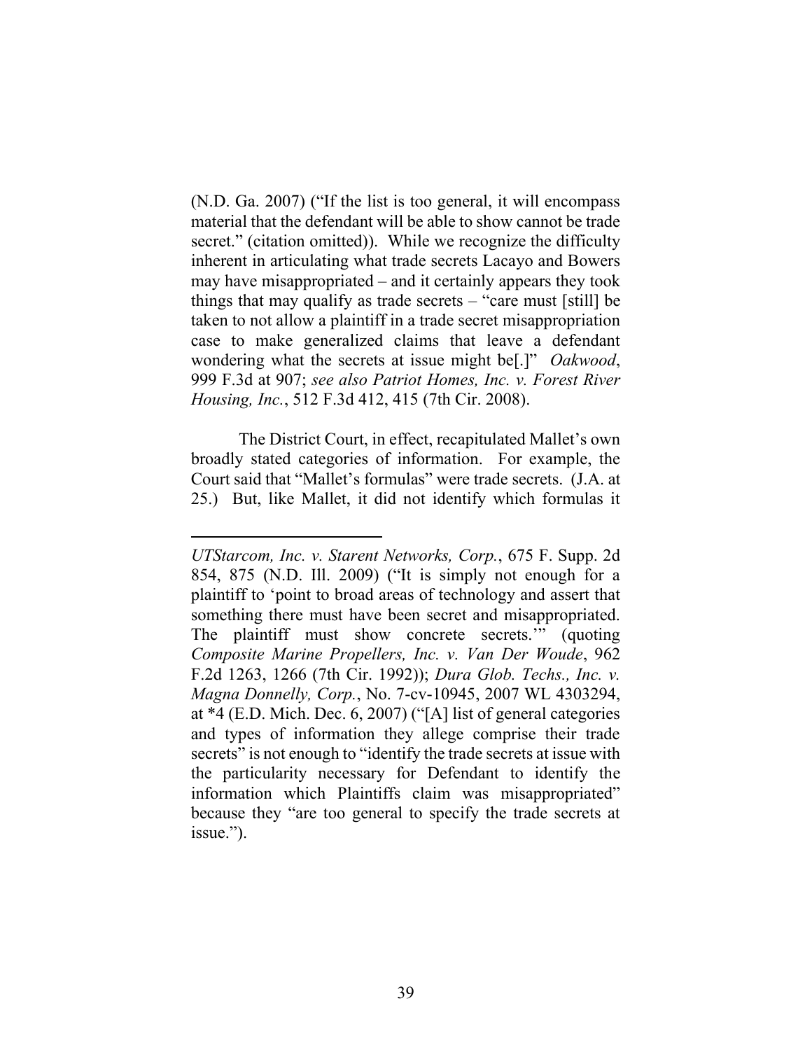(N.D. Ga. 2007) ("If the list is too general, it will encompass material that the defendant will be able to show cannot be trade secret." (citation omitted)). While we recognize the difficulty inherent in articulating what trade secrets Lacayo and Bowers may have misappropriated – and it certainly appears they took things that may qualify as trade secrets – "care must [still] be taken to not allow a plaintiff in a trade secret misappropriation case to make generalized claims that leave a defendant wondering what the secrets at issue might be[.]" *Oakwood*, 999 F.3d at 907; *see also Patriot Homes, Inc. v. Forest River Housing, Inc.*, 512 F.3d 412, 415 (7th Cir. 2008).

The District Court, in effect, recapitulated Mallet's own broadly stated categories of information. For example, the Court said that "Mallet's formulas" were trade secrets. (J.A. at 25.) But, like Mallet, it did not identify which formulas it

---

*UTStarcom, Inc. v. Starent Networks, Corp.*, 675 F. Supp. 2d 854, 875 (N.D. Ill. 2009) ("It is simply not enough for a plaintiff to 'point to broad areas of technology and assert that something there must have been secret and misappropriated. The plaintiff must show concrete secrets.'" (quoting *Composite Marine Propellers, Inc. v. Van Der Woude*, 962 F.2d 1263, 1266 (7th Cir. 1992)); *Dura Glob. Techs., Inc. v. Magna Donnelly, Corp.*, No. 7-cv-10945, 2007 WL 4303294, at *4 (E.D. Mich. Dec. 6, 2007) ("[A] list of general categories and types of information they allege comprise their trade secrets" is not enough to "identify the trade secrets at issue with the particularity necessary for Defendant to identify the information which Plaintiffs claim was misappropriated" because they "are too general to specify the trade secrets at issue.").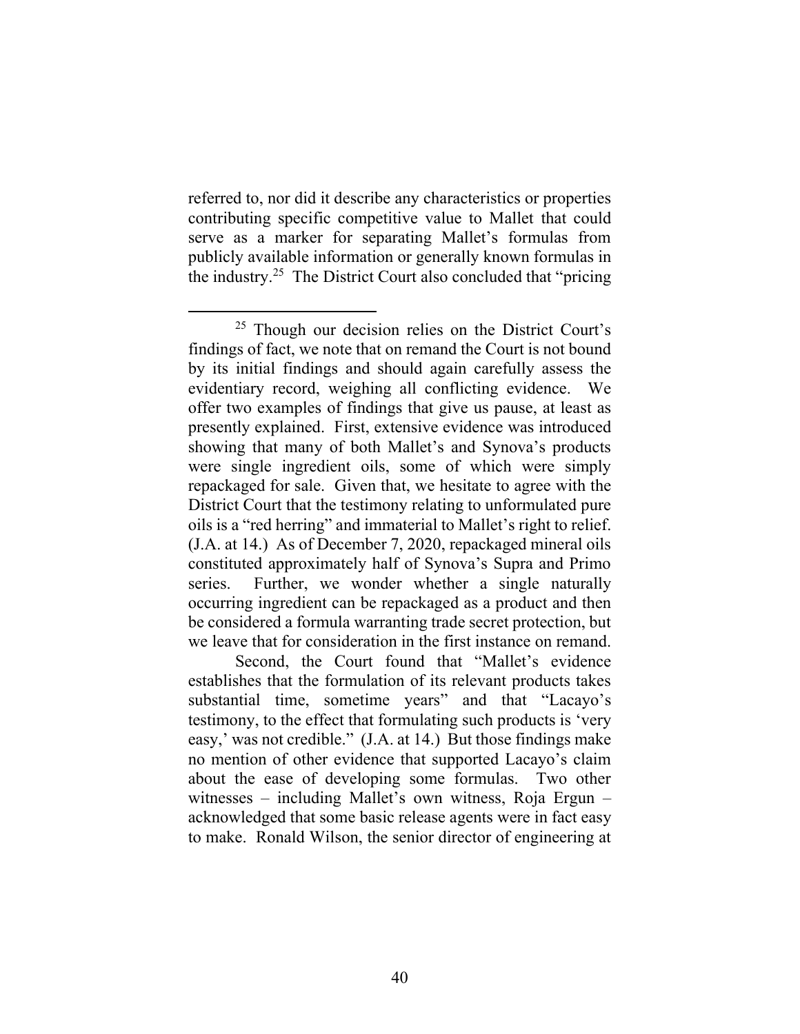referred to, nor did it describe any characteristics or properties contributing specific competitive value to Mallet that could serve as a marker for separating Mallet's formulas from publicly available information or generally known formulas in the industry.[25] The District Court also concluded that "pricing

---

[25] Though our decision relies on the District Court's findings of fact, we note that on remand the Court is not bound by its initial findings and should again carefully assess the evidentiary record, weighing all conflicting evidence. We offer two examples of findings that give us pause, at least as presently explained. First, extensive evidence was introduced showing that many of both Mallet's and Synova's products were single ingredient oils, some of which were simply repackaged for sale. Given that, we hesitate to agree with the District Court that the testimony relating to unformulated pure oils is a "red herring" and immaterial to Mallet's right to relief. (J.A. at 14.) As of December 7, 2020, repackaged mineral oils constituted approximately half of Synova's Supra and Primo series. Further, we wonder whether a single naturally occurring ingredient can be repackaged as a product and then be considered a formula warranting trade secret protection, but we leave that for consideration in the first instance on remand.

Second, the Court found that "Mallet's evidence establishes that the formulation of its relevant products takes substantial time, sometime years" and that "Lacayo's testimony, to the effect that formulating such products is 'very easy,' was not credible." (J.A. at 14.) But those findings make no mention of other evidence that supported Lacayo's claim about the ease of developing some formulas. Two other witnesses – including Mallet's own witness, Roja Ergun – acknowledged that some basic release agents were in fact easy to make. Ronald Wilson, the senior director of engineering at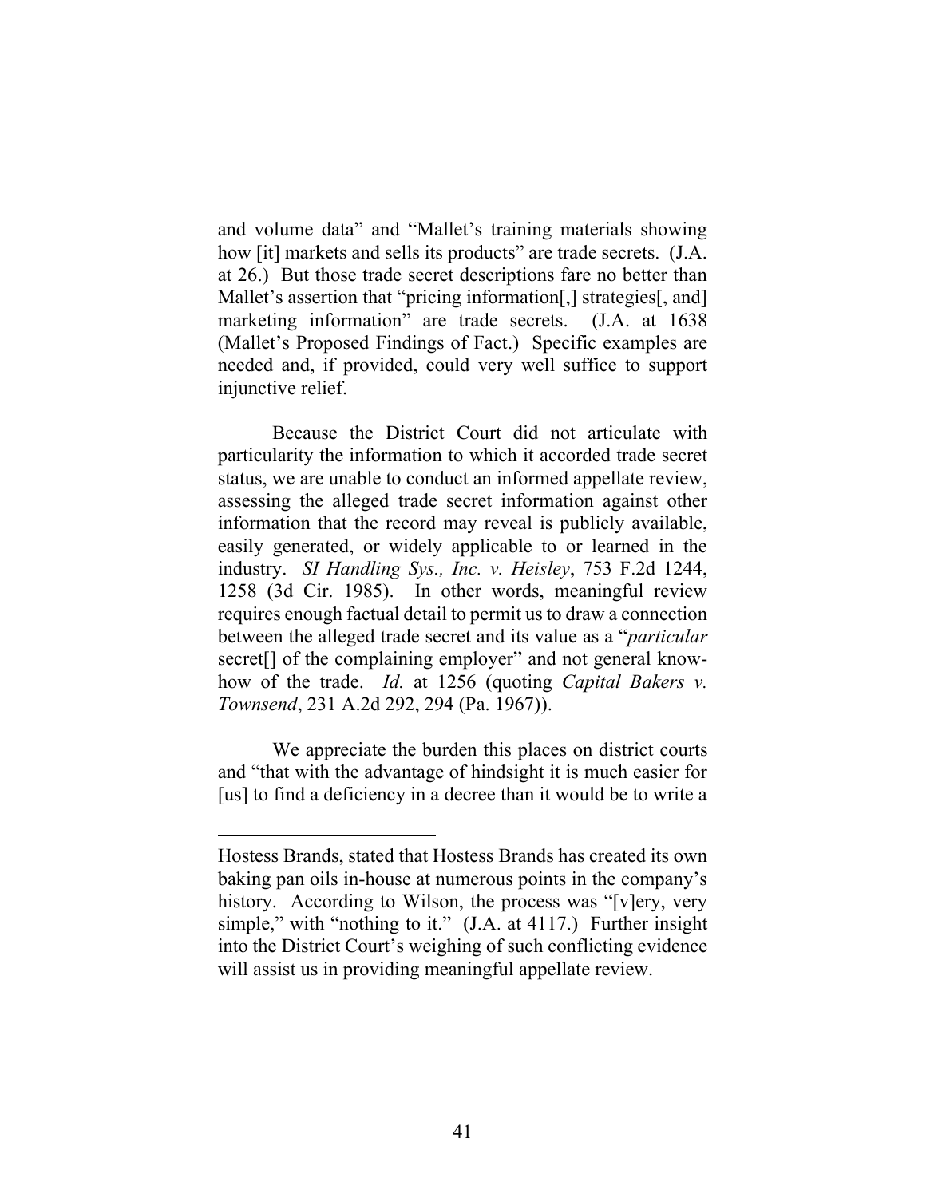and volume data" and "Mallet's training materials showing how [it] markets and sells its products" are trade secrets. (J.A. at 26.) But those trade secret descriptions fare no better than Mallet's assertion that "pricing information[,] strategies[, and] marketing information" are trade secrets. (J.A. at 1638 (Mallet's Proposed Findings of Fact.) Specific examples are needed and, if provided, could very well suffice to support injunctive relief.

Because the District Court did not articulate with particularity the information to which it accorded trade secret status, we are unable to conduct an informed appellate review, assessing the alleged trade secret information against other information that the record may reveal is publicly available, easily generated, or widely applicable to or learned in the industry. *SI Handling Sys., Inc. v. Heisley*, 753 F.2d 1244, 1258 (3d Cir. 1985). In other words, meaningful review requires enough factual detail to permit us to draw a connection between the alleged trade secret and its value as a "*particular* secret[] of the complaining employer" and not general know-how of the trade. *Id.* at 1256 (quoting *Capital Bakers v. Townsend*, 231 A.2d 292, 294 (Pa. 1967)).

We appreciate the burden this places on district courts and "that with the advantage of hindsight it is much easier for [us] to find a deficiency in a decree than it would be to write a

---

Hostess Brands, stated that Hostess Brands has created its own baking pan oils in-house at numerous points in the company's history. According to Wilson, the process was "[v]ery, very simple," with "nothing to it." (J.A. at 4117.) Further insight into the District Court's weighing of such conflicting evidence will assist us in providing meaningful appellate review.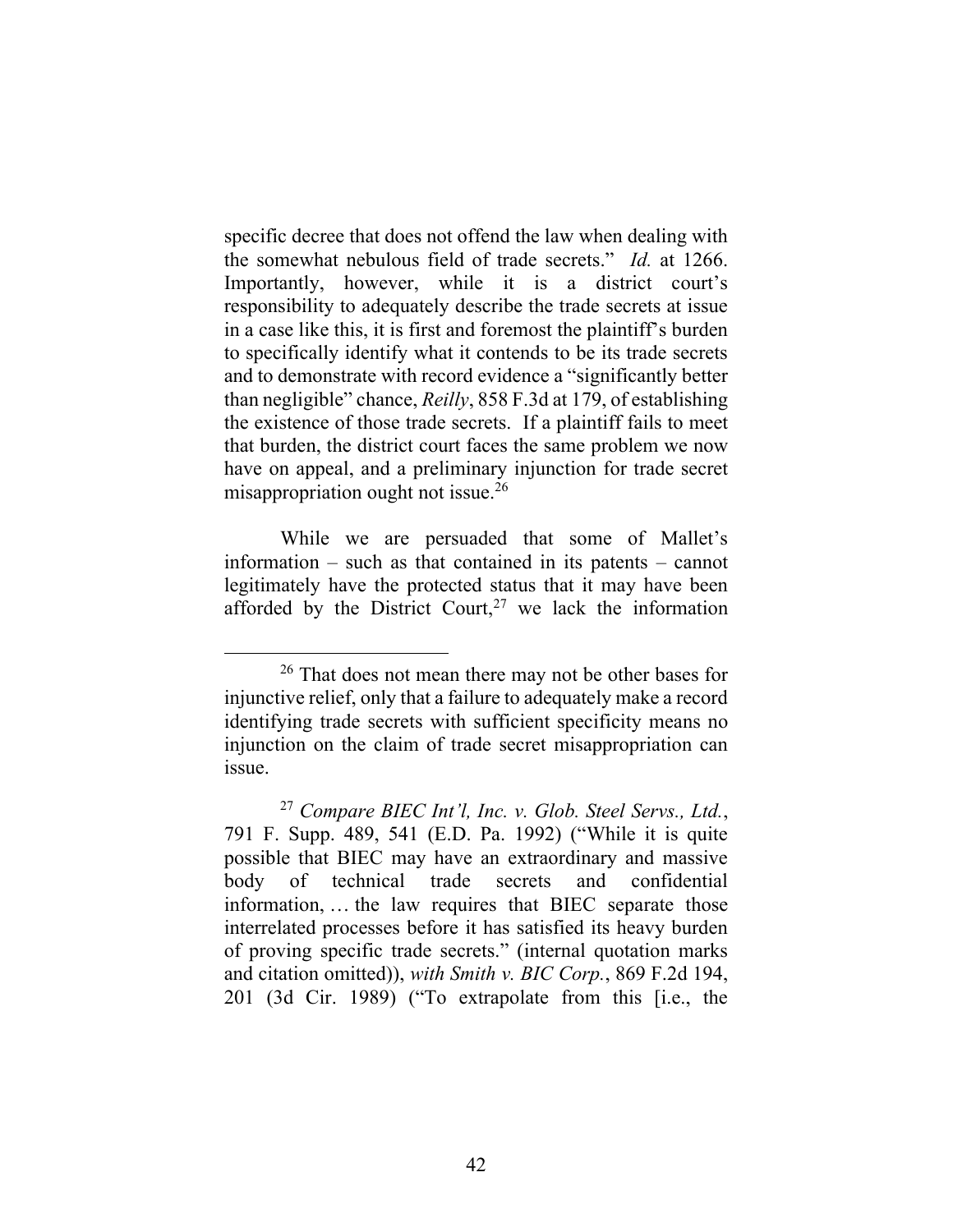specific decree that does not offend the law when dealing with the somewhat nebulous field of trade secrets." *Id.* at 1266. Importantly, however, while it is a district court's responsibility to adequately describe the trade secrets at issue in a case like this, it is first and foremost the plaintiff's burden to specifically identify what it contends to be its trade secrets and to demonstrate with record evidence a "significantly better than negligible" chance, *Reilly*, 858 F.3d at 179, of establishing the existence of those trade secrets. If a plaintiff fails to meet that burden, the district court faces the same problem we now have on appeal, and a preliminary injunction for trade secret misappropriation ought not issue.[26]

While we are persuaded that some of Mallet's information – such as that contained in its patents – cannot legitimately have the protected status that it may have been afforded by the District Court,[27] we lack the information

[26] That does not mean there may not be other bases for injunctive relief, only that a failure to adequately make a record identifying trade secrets with sufficient specificity means no injunction on the claim of trade secret misappropriation can issue.

[27] *Compare BIEC Int'l, Inc. v. Glob. Steel Servs., Ltd.*, 791 F. Supp. 489, 541 (E.D. Pa. 1992) ("While it is quite possible that BIEC may have an extraordinary and massive body of technical trade secrets and confidential information, … the law requires that BIEC separate those interrelated processes before it has satisfied its heavy burden of proving specific trade secrets." (internal quotation marks and citation omitted)), *with Smith v. BIC Corp.*, 869 F.2d 194, 201 (3d Cir. 1989) ("To extrapolate from this [i.e., the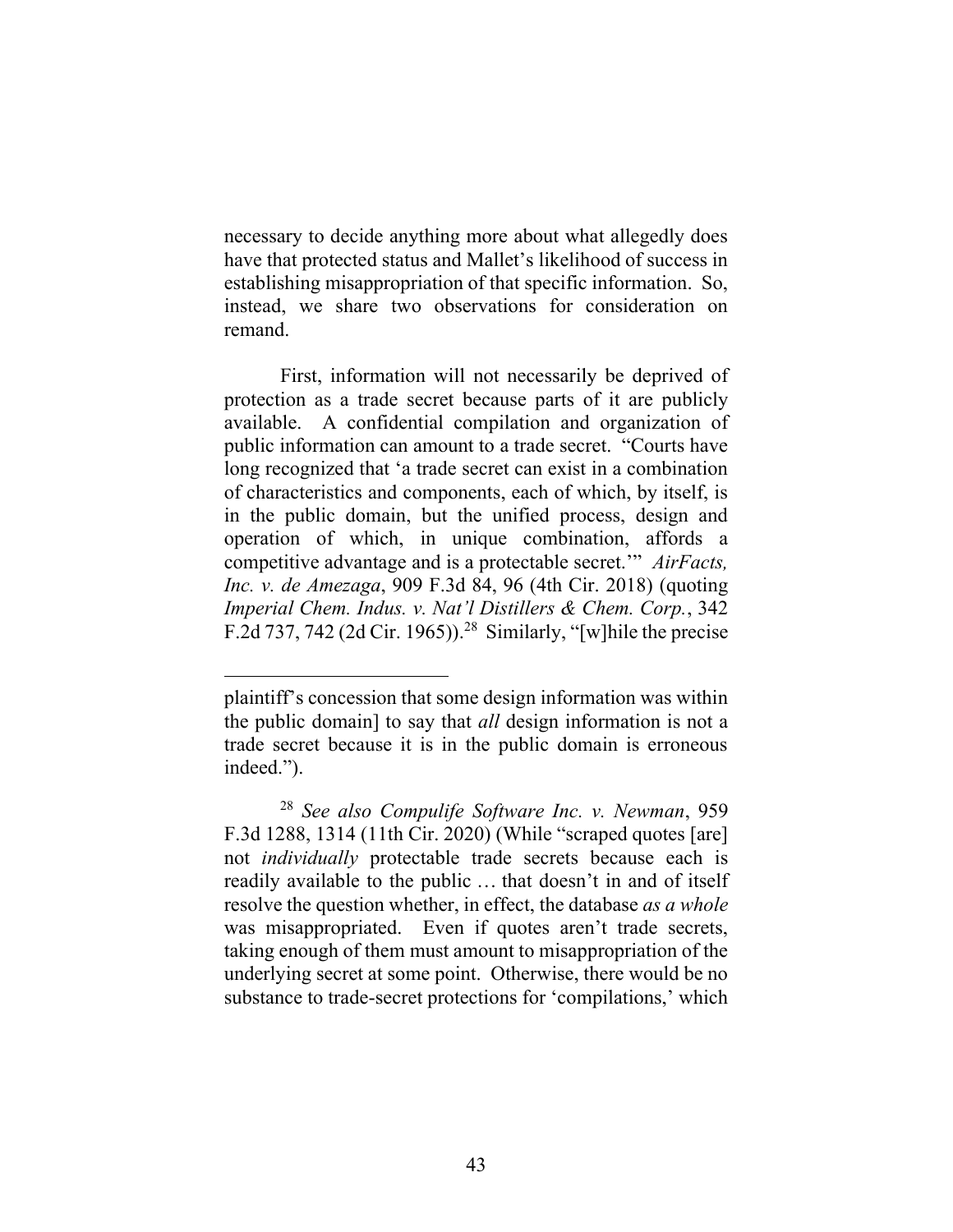necessary to decide anything more about what allegedly does have that protected status and Mallet's likelihood of success in establishing misappropriation of that specific information. So, instead, we share two observations for consideration on remand.

First, information will not necessarily be deprived of protection as a trade secret because parts of it are publicly available. A confidential compilation and organization of public information can amount to a trade secret. "Courts have long recognized that 'a trade secret can exist in a combination of characteristics and components, each of which, by itself, is in the public domain, but the unified process, design and operation of which, in unique combination, affords a competitive advantage and is a protectable secret.'" *AirFacts, Inc. v. de Amezaga*, 909 F.3d 84, 96 (4th Cir. 2018) (quoting *Imperial Chem. Indus. v. Nat'l Distillers & Chem. Corp.*, 342 F.2d 737, 742 (2d Cir. 1965)).[28] Similarly, "[w]hile the precise

---

plaintiff's concession that some design information was within the public domain] to say that *all* design information is not a trade secret because it is in the public domain is erroneous indeed.").

[28] *See also Compulife Software Inc. v. Newman*, 959 F.3d 1288, 1314 (11th Cir. 2020) (While "scraped quotes [are] not *individually* protectable trade secrets because each is readily available to the public … that doesn't in and of itself resolve the question whether, in effect, the database *as a whole* was misappropriated. Even if quotes aren't trade secrets, taking enough of them must amount to misappropriation of the underlying secret at some point. Otherwise, there would be no substance to trade-secret protections for 'compilations,' which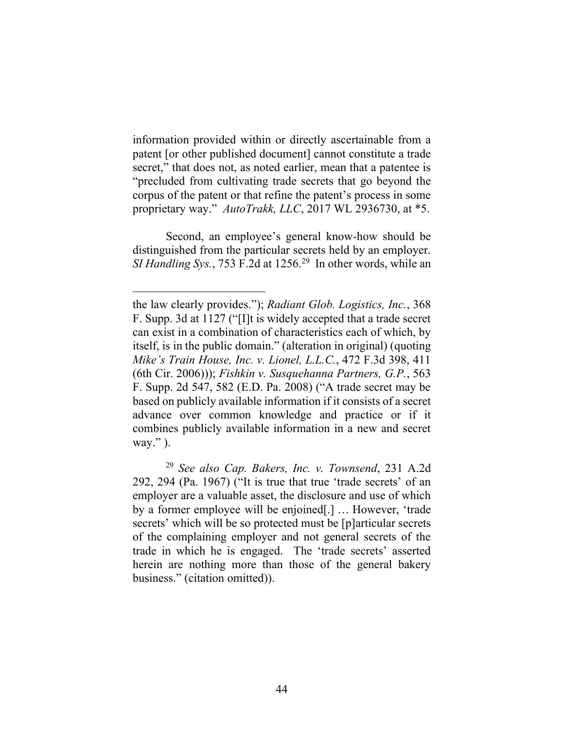information provided within or directly ascertainable from a patent [or other published document] cannot constitute a trade secret," that does not, as noted earlier, mean that a patentee is "precluded from cultivating trade secrets that go beyond the corpus of the patent or that refine the patent's process in some proprietary way." *AutoTrakk, LLC*, 2017 WL 2936730, at *5.

Second, an employee's general know-how should be distinguished from the particular secrets held by an employer. *SI Handling Sys.*, 753 F.2d at 1256.[29] In other words, while an

---

the law clearly provides."); *Radiant Glob. Logistics, Inc.*, 368 F. Supp. 3d at 1127 ("[I]t is widely accepted that a trade secret can exist in a combination of characteristics each of which, by itself, is in the public domain." (alteration in original) (quoting *Mike's Train House, Inc. v. Lionel, L.L.C.*, 472 F.3d 398, 411 (6th Cir. 2006))); *Fishkin v. Susquehanna Partners, G.P.*, 563 F. Supp. 2d 547, 582 (E.D. Pa. 2008) ("A trade secret may be based on publicly available information if it consists of a secret advance over common knowledge and practice or if it combines publicly available information in a new and secret way." ).

[29] *See also Cap. Bakers, Inc. v. Townsend*, 231 A.2d 292, 294 (Pa. 1967) ("It is true that true 'trade secrets' of an employer are a valuable asset, the disclosure and use of which by a former employee will be enjoined[.] … However, 'trade secrets' which will be so protected must be [p]articular secrets of the complaining employer and not general secrets of the trade in which he is engaged. The 'trade secrets' asserted herein are nothing more than those of the general bakery business." (citation omitted)).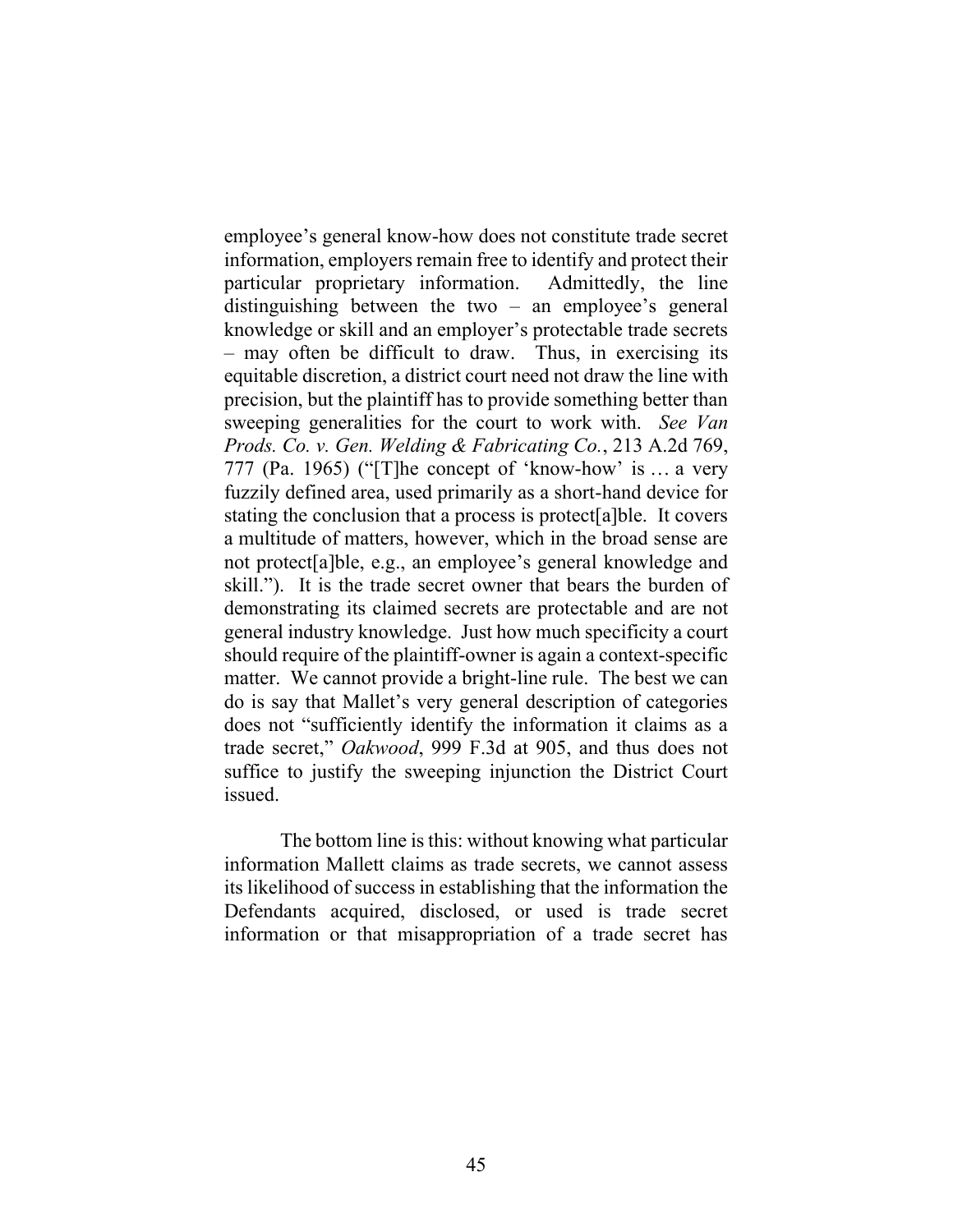employee's general know-how does not constitute trade secret information, employers remain free to identify and protect their particular proprietary information. Admittedly, the line distinguishing between the two – an employee's general knowledge or skill and an employer's protectable trade secrets – may often be difficult to draw. Thus, in exercising its equitable discretion, a district court need not draw the line with precision, but the plaintiff has to provide something better than sweeping generalities for the court to work with. *See Van Prods. Co. v. Gen. Welding & Fabricating Co.*, 213 A.2d 769, 777 (Pa. 1965) ("[T]he concept of 'know-how' is … a very fuzzily defined area, used primarily as a short-hand device for stating the conclusion that a process is protect[a]ble. It covers a multitude of matters, however, which in the broad sense are not protect[a]ble, e.g., an employee's general knowledge and skill."). It is the trade secret owner that bears the burden of demonstrating its claimed secrets are protectable and are not general industry knowledge. Just how much specificity a court should require of the plaintiff-owner is again a context-specific matter. We cannot provide a bright-line rule. The best we can do is say that Mallet's very general description of categories does not "sufficiently identify the information it claims as a trade secret," *Oakwood*, 999 F.3d at 905, and thus does not suffice to justify the sweeping injunction the District Court issued.

The bottom line is this: without knowing what particular information Mallett claims as trade secrets, we cannot assess its likelihood of success in establishing that the information the Defendants acquired, disclosed, or used is trade secret information or that misappropriation of a trade secret has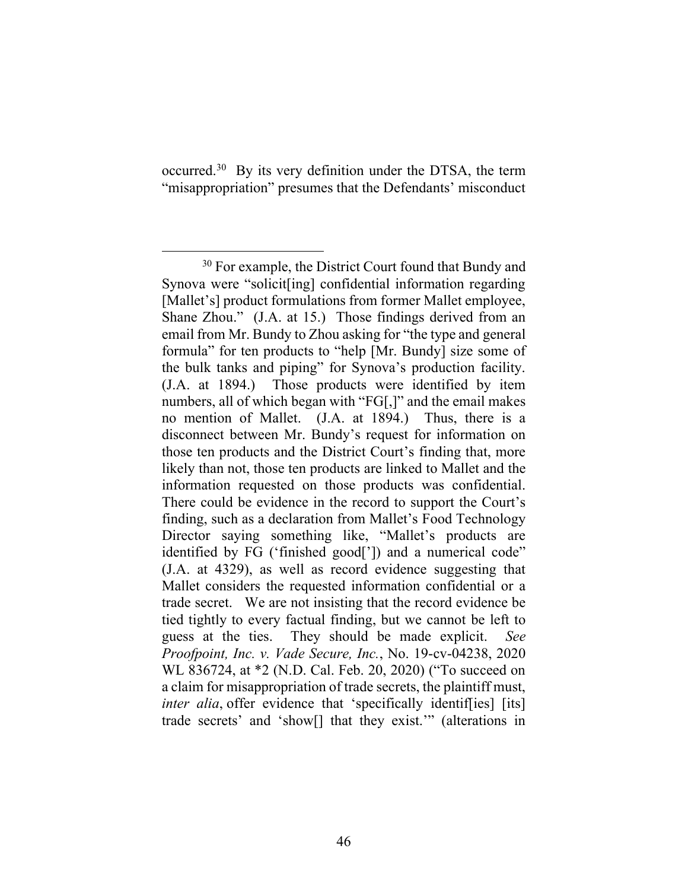occurred.[30] By its very definition under the DTSA, the term "misappropriation" presumes that the Defendants' misconduct

---

[30] For example, the District Court found that Bundy and Synova were "solicit[ing] confidential information regarding [Mallet's] product formulations from former Mallet employee, Shane Zhou." (J.A. at 15.) Those findings derived from an email from Mr. Bundy to Zhou asking for "the type and general formula" for ten products to "help [Mr. Bundy] size some of the bulk tanks and piping" for Synova's production facility. (J.A. at 1894.) Those products were identified by item numbers, all of which began with "FG[,]" and the email makes no mention of Mallet. (J.A. at 1894.) Thus, there is a disconnect between Mr. Bundy's request for information on those ten products and the District Court's finding that, more likely than not, those ten products are linked to Mallet and the information requested on those products was confidential. There could be evidence in the record to support the Court's finding, such as a declaration from Mallet's Food Technology Director saying something like, "Mallet's products are identified by FG ('finished good[']) and a numerical code" (J.A. at 4329), as well as record evidence suggesting that Mallet considers the requested information confidential or a trade secret. We are not insisting that the record evidence be tied tightly to every factual finding, but we cannot be left to guess at the ties. They should be made explicit. *See Proofpoint, Inc. v. Vade Secure, Inc.*, No. 19-cv-04238, 2020 WL 836724, at *2 (N.D. Cal. Feb. 20, 2020) ("To succeed on a claim for misappropriation of trade secrets, the plaintiff must, *inter alia*, offer evidence that 'specifically identif[ies] [its] trade secrets' and 'show[] that they exist.'" (alterations in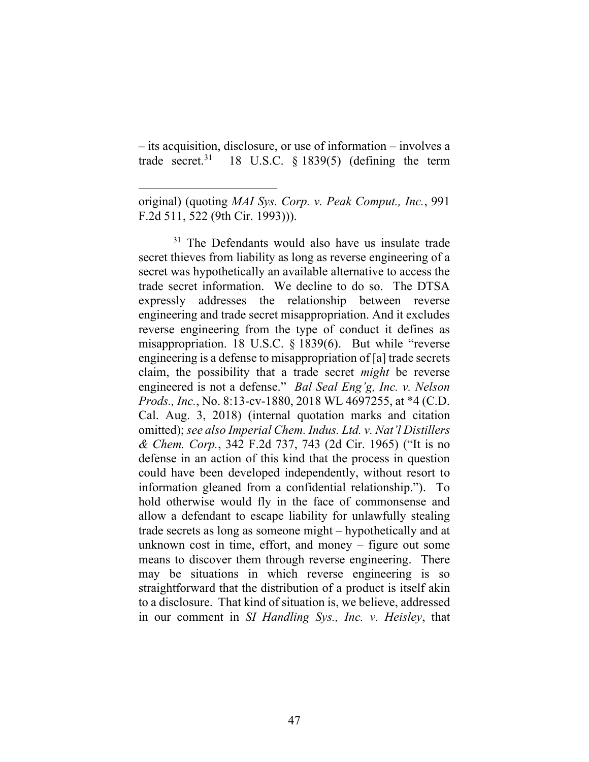– its acquisition, disclosure, or use of information – involves a trade secret.[31] 18 U.S.C. § 1839(5) (defining the term

---

original) (quoting *MAI Sys. Corp. v. Peak Comput., Inc.*, 991 F.2d 511, 522 (9th Cir. 1993))).

[31] The Defendants would also have us insulate trade secret thieves from liability as long as reverse engineering of a secret was hypothetically an available alternative to access the trade secret information. We decline to do so. The DTSA expressly addresses the relationship between reverse engineering and trade secret misappropriation. And it excludes reverse engineering from the type of conduct it defines as misappropriation. 18 U.S.C. § 1839(6). But while "reverse engineering is a defense to misappropriation of [a] trade secrets claim, the possibility that a trade secret *might* be reverse engineered is not a defense." *Bal Seal Eng'g, Inc. v. Nelson Prods., Inc.*, No. 8:13-cv-1880, 2018 WL 4697255, at *4 (C.D. Cal. Aug. 3, 2018) (internal quotation marks and citation omitted); *see also Imperial Chem. Indus. Ltd. v. Nat'l Distillers & Chem. Corp.*, 342 F.2d 737, 743 (2d Cir. 1965) ("It is no defense in an action of this kind that the process in question could have been developed independently, without resort to information gleaned from a confidential relationship."). To hold otherwise would fly in the face of commonsense and allow a defendant to escape liability for unlawfully stealing trade secrets as long as someone might – hypothetically and at unknown cost in time, effort, and money – figure out some means to discover them through reverse engineering. There may be situations in which reverse engineering is so straightforward that the distribution of a product is itself akin to a disclosure. That kind of situation is, we believe, addressed in our comment in *SI Handling Sys., Inc. v. Heisley*, that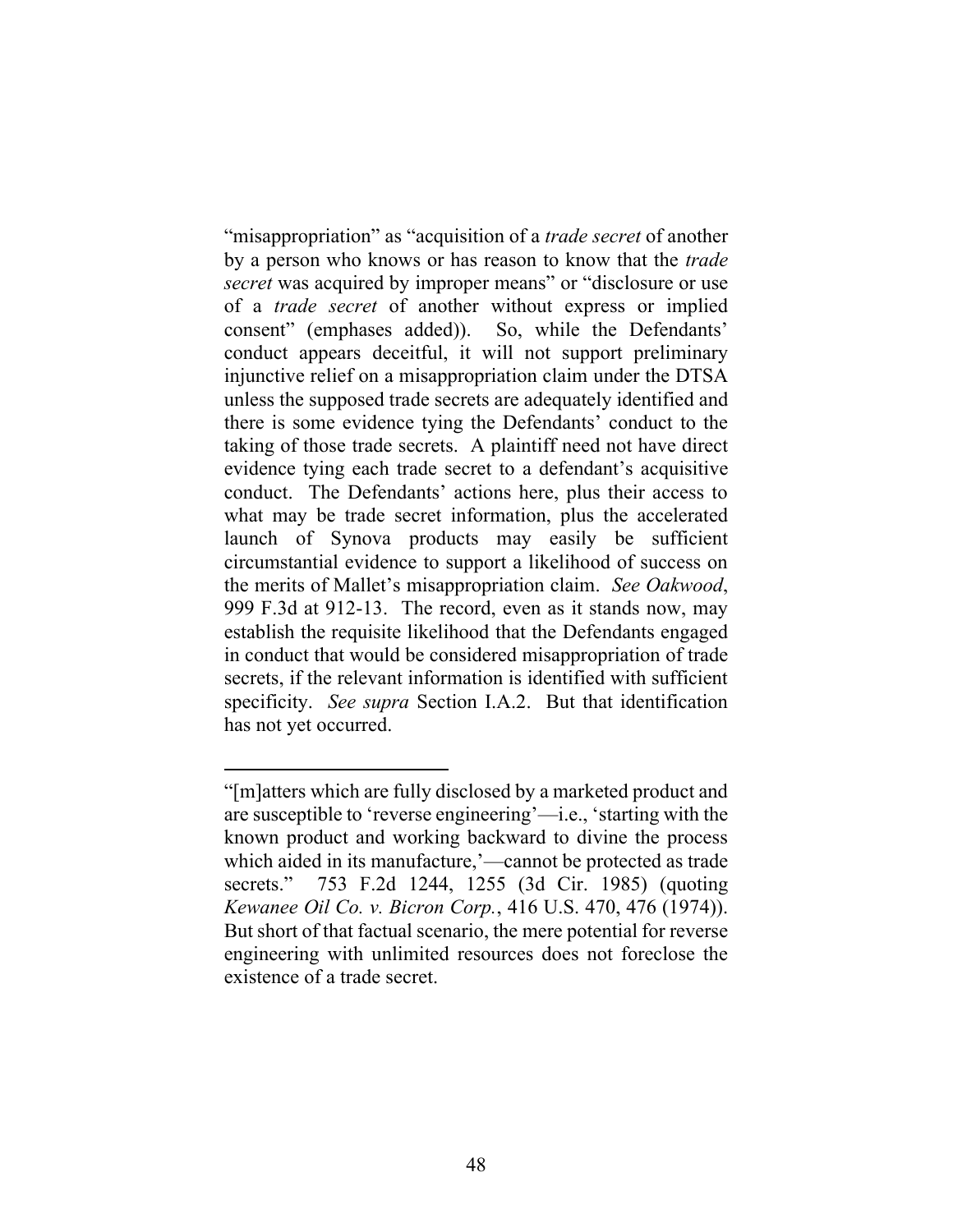"misappropriation" as "acquisition of a *trade secret* of another by a person who knows or has reason to know that the *trade secret* was acquired by improper means" or "disclosure or use of a *trade secret* of another without express or implied consent" (emphases added)). So, while the Defendants' conduct appears deceitful, it will not support preliminary injunctive relief on a misappropriation claim under the DTSA unless the supposed trade secrets are adequately identified and there is some evidence tying the Defendants' conduct to the taking of those trade secrets. A plaintiff need not have direct evidence tying each trade secret to a defendant's acquisitive conduct. The Defendants' actions here, plus their access to what may be trade secret information, plus the accelerated launch of Synova products may easily be sufficient circumstantial evidence to support a likelihood of success on the merits of Mallet's misappropriation claim. *See Oakwood*, 999 F.3d at 912-13. The record, even as it stands now, may establish the requisite likelihood that the Defendants engaged in conduct that would be considered misappropriation of trade secrets, if the relevant information is identified with sufficient specificity. *See supra* Section I.A.2. But that identification has not yet occurred.

---

"[m]atters which are fully disclosed by a marketed product and are susceptible to 'reverse engineering'—i.e., 'starting with the known product and working backward to divine the process which aided in its manufacture,'—cannot be protected as trade secrets." 753 F.2d 1244, 1255 (3d Cir. 1985) (quoting *Kewanee Oil Co. v. Bicron Corp.*, 416 U.S. 470, 476 (1974)). But short of that factual scenario, the mere potential for reverse engineering with unlimited resources does not foreclose the existence of a trade secret.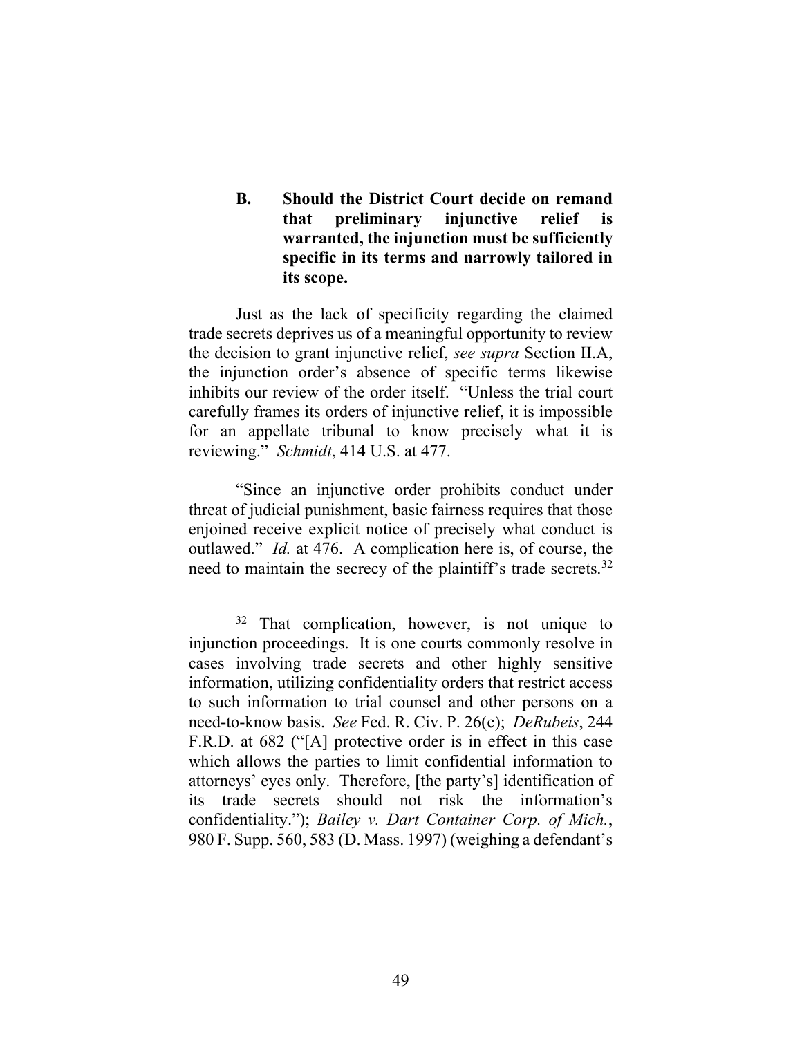### B. Should the District Court decide on remand that preliminary injunctive relief is warranted, the injunction must be sufficiently specific in its terms and narrowly tailored in its scope.

Just as the lack of specificity regarding the claimed trade secrets deprives us of a meaningful opportunity to review the decision to grant injunctive relief, *see supra* Section II.A, the injunction order's absence of specific terms likewise inhibits our review of the order itself. "Unless the trial court carefully frames its orders of injunctive relief, it is impossible for an appellate tribunal to know precisely what it is reviewing." *Schmidt*, 414 U.S. at 477.

"Since an injunctive order prohibits conduct under threat of judicial punishment, basic fairness requires that those enjoined receive explicit notice of precisely what conduct is outlawed." *Id.* at 476. A complication here is, of course, the need to maintain the secrecy of the plaintiff's trade secrets.[32]

[32] That complication, however, is not unique to injunction proceedings. It is one courts commonly resolve in cases involving trade secrets and other highly sensitive information, utilizing confidentiality orders that restrict access to such information to trial counsel and other persons on a need-to-know basis. *See* Fed. R. Civ. P. 26(c); *DeRubeis*, 244 F.R.D. at 682 ("[A] protective order is in effect in this case which allows the parties to limit confidential information to attorneys' eyes only. Therefore, [the party's] identification of its trade secrets should not risk the information's confidentiality."); *Bailey v. Dart Container Corp. of Mich.*, 980 F. Supp. 560, 583 (D. Mass. 1997) (weighing a defendant's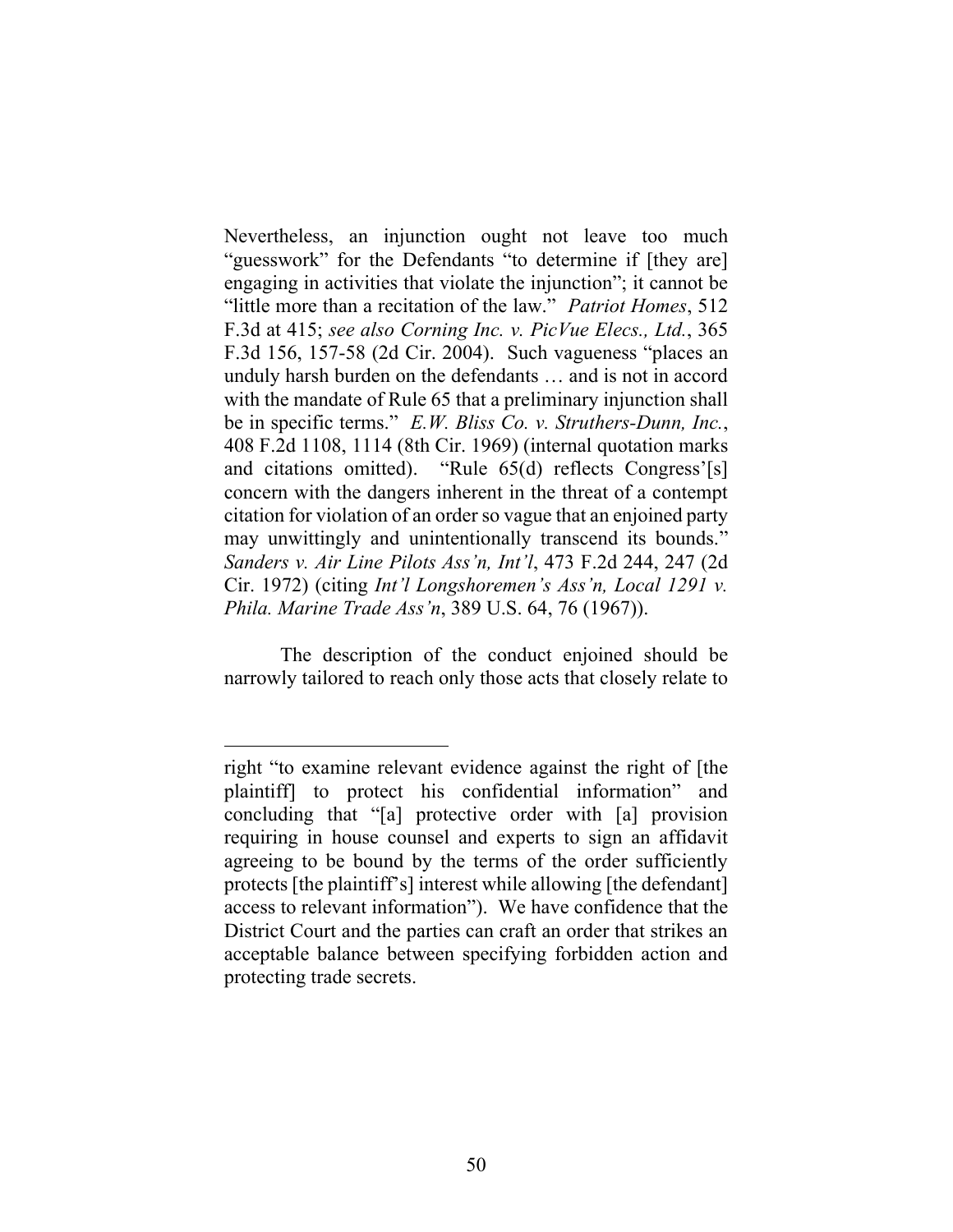Nevertheless, an injunction ought not leave too much "guesswork" for the Defendants "to determine if [they are] engaging in activities that violate the injunction"; it cannot be "little more than a recitation of the law." *Patriot Homes*, 512 F.3d at 415; *see also Corning Inc. v. PicVue Elecs., Ltd.*, 365 F.3d 156, 157-58 (2d Cir. 2004). Such vagueness "places an unduly harsh burden on the defendants … and is not in accord with the mandate of Rule 65 that a preliminary injunction shall be in specific terms." *E.W. Bliss Co. v. Struthers-Dunn, Inc.*, 408 F.2d 1108, 1114 (8th Cir. 1969) (internal quotation marks and citations omitted). "Rule 65(d) reflects Congress'[s] concern with the dangers inherent in the threat of a contempt citation for violation of an order so vague that an enjoined party may unwittingly and unintentionally transcend its bounds." *Sanders v. Air Line Pilots Ass'n, Int'l*, 473 F.2d 244, 247 (2d Cir. 1972) (citing *Int'l Longshoremen's Ass'n, Local 1291 v. Phila. Marine Trade Ass'n*, 389 U.S. 64, 76 (1967)).

The description of the conduct enjoined should be narrowly tailored to reach only those acts that closely relate to

---

right "to examine relevant evidence against the right of [the plaintiff] to protect his confidential information" and concluding that "[a] protective order with [a] provision requiring in house counsel and experts to sign an affidavit agreeing to be bound by the terms of the order sufficiently protects [the plaintiff's] interest while allowing [the defendant] access to relevant information"). We have confidence that the District Court and the parties can craft an order that strikes an acceptable balance between specifying forbidden action and protecting trade secrets.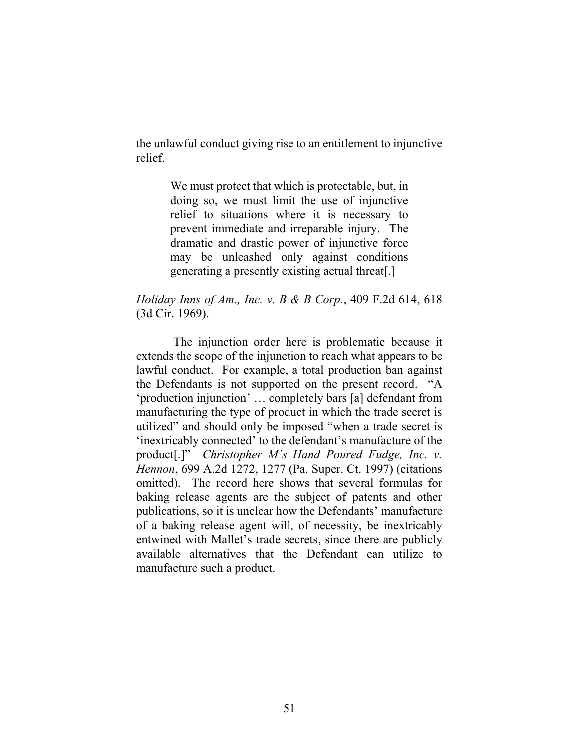the unlawful conduct giving rise to an entitlement to injunctive relief.

> We must protect that which is protectable, but, in doing so, we must limit the use of injunctive relief to situations where it is necessary to prevent immediate and irreparable injury. The dramatic and drastic power of injunctive force may be unleashed only against conditions generating a presently existing actual threat[.]

*Holiday Inns of Am., Inc. v. B & B Corp.*, 409 F.2d 614, 618 (3d Cir. 1969).

The injunction order here is problematic because it extends the scope of the injunction to reach what appears to be lawful conduct. For example, a total production ban against the Defendants is not supported on the present record. "A 'production injunction' … completely bars [a] defendant from manufacturing the type of product in which the trade secret is utilized" and should only be imposed "when a trade secret is 'inextricably connected' to the defendant's manufacture of the product[.]" *Christopher M's Hand Poured Fudge, Inc. v. Hennon*, 699 A.2d 1272, 1277 (Pa. Super. Ct. 1997) (citations omitted). The record here shows that several formulas for baking release agents are the subject of patents and other publications, so it is unclear how the Defendants' manufacture of a baking release agent will, of necessity, be inextricably entwined with Mallet's trade secrets, since there are publicly available alternatives that the Defendant can utilize to manufacture such a product.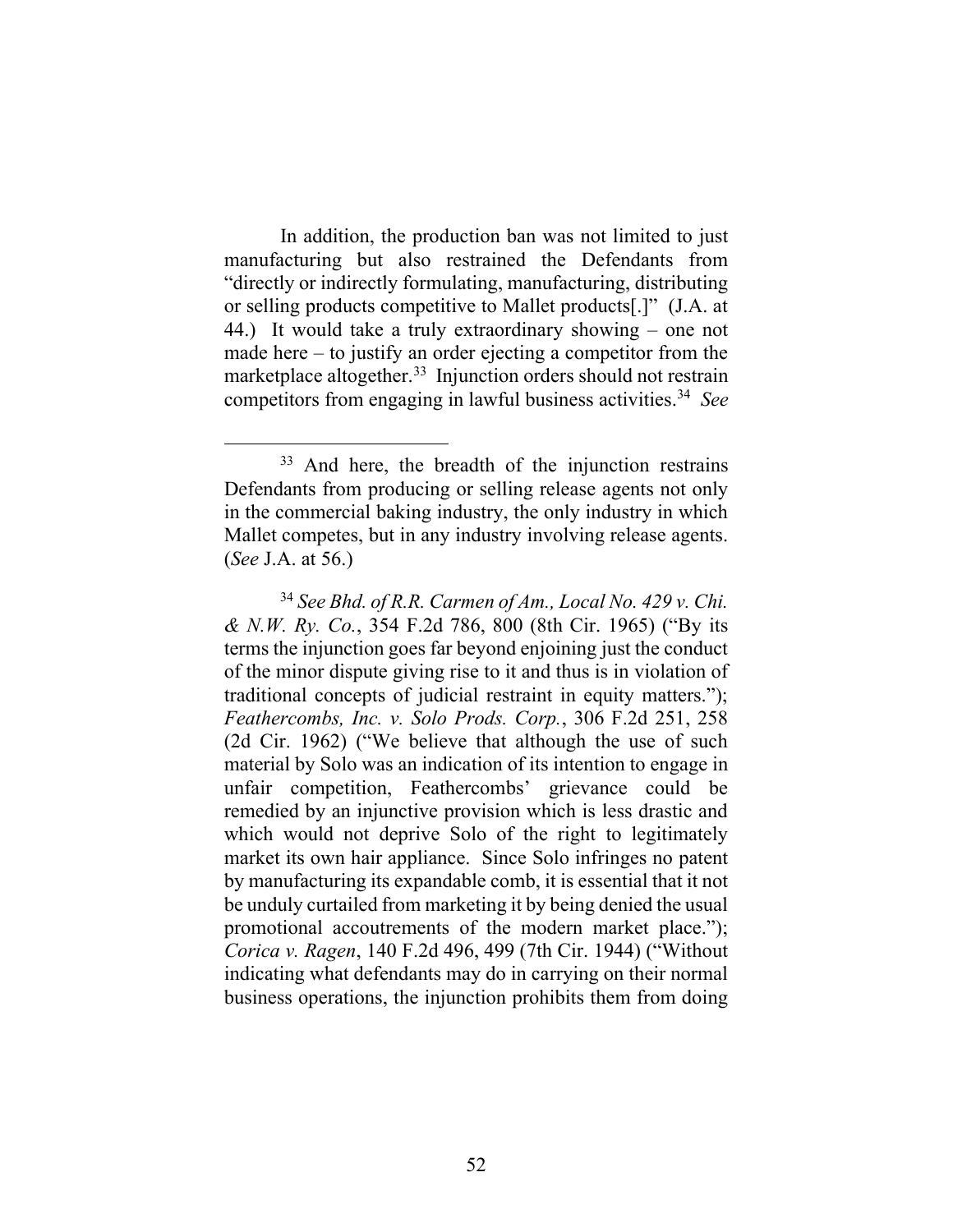In addition, the production ban was not limited to just manufacturing but also restrained the Defendants from "directly or indirectly formulating, manufacturing, distributing or selling products competitive to Mallet products[.]" (J.A. at 44.) It would take a truly extraordinary showing – one not made here – to justify an order ejecting a competitor from the marketplace altogether.[33] Injunction orders should not restrain competitors from engaging in lawful business activities.[34] *See*

---

[33] And here, the breadth of the injunction restrains Defendants from producing or selling release agents not only in the commercial baking industry, the only industry in which Mallet competes, but in any industry involving release agents. (*See* J.A. at 56.)

[34] *See Bhd. of R.R. Carmen of Am., Local No. 429 v. Chi. & N.W. Ry. Co.*, 354 F.2d 786, 800 (8th Cir. 1965) ("By its terms the injunction goes far beyond enjoining just the conduct of the minor dispute giving rise to it and thus is in violation of traditional concepts of judicial restraint in equity matters."); *Feathercombs, Inc. v. Solo Prods. Corp.*, 306 F.2d 251, 258 (2d Cir. 1962) ("We believe that although the use of such material by Solo was an indication of its intention to engage in unfair competition, Feathercombs' grievance could be remedied by an injunctive provision which is less drastic and which would not deprive Solo of the right to legitimately market its own hair appliance. Since Solo infringes no patent by manufacturing its expandable comb, it is essential that it not be unduly curtailed from marketing it by being denied the usual promotional accoutrements of the modern market place."); *Corica v. Ragen*, 140 F.2d 496, 499 (7th Cir. 1944) ("Without indicating what defendants may do in carrying on their normal business operations, the injunction prohibits them from doing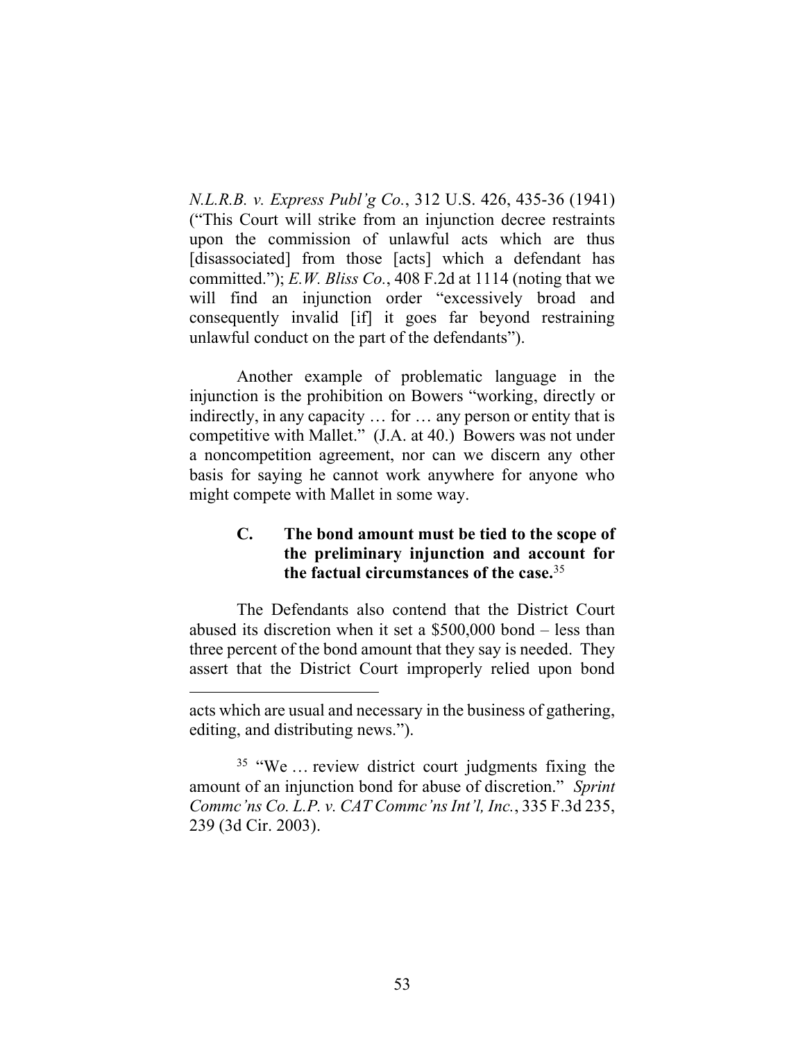*N.L.R.B. v. Express Publ'g Co.*, 312 U.S. 426, 435-36 (1941) ("This Court will strike from an injunction decree restraints upon the commission of unlawful acts which are thus [disassociated] from those [acts] which a defendant has committed."); *E.W. Bliss Co.*, 408 F.2d at 1114 (noting that we will find an injunction order "excessively broad and consequently invalid [if] it goes far beyond restraining unlawful conduct on the part of the defendants").

Another example of problematic language in the injunction is the prohibition on Bowers "working, directly or indirectly, in any capacity … for … any person or entity that is competitive with Mallet." (J.A. at 40.) Bowers was not under a noncompetition agreement, nor can we discern any other basis for saying he cannot work anywhere for anyone who might compete with Mallet in some way.

### C. The bond amount must be tied to the scope of the preliminary injunction and account for the factual circumstances of the case.[35]

The Defendants also contend that the District Court abused its discretion when it set a $500,000 bond – less than three percent of the bond amount that they say is needed. They assert that the District Court improperly relied upon bond

---

acts which are usual and necessary in the business of gathering, editing, and distributing news.").

[35] "We … review district court judgments fixing the amount of an injunction bond for abuse of discretion." *Sprint Commc'ns Co. L.P. v. CAT Commc'ns Int'l, Inc.*, 335 F.3d 235, 239 (3d Cir. 2003).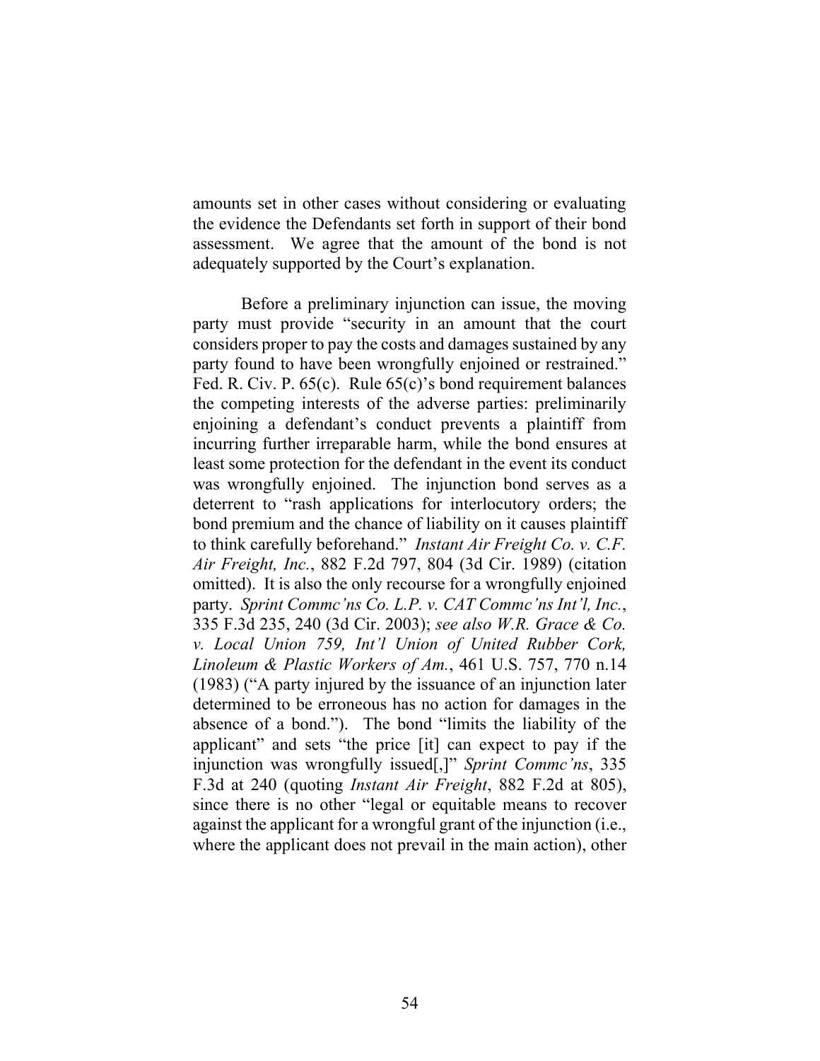amounts set in other cases without considering or evaluating the evidence the Defendants set forth in support of their bond assessment. We agree that the amount of the bond is not adequately supported by the Court's explanation.

Before a preliminary injunction can issue, the moving party must provide "security in an amount that the court considers proper to pay the costs and damages sustained by any party found to have been wrongfully enjoined or restrained." Fed. R. Civ. P. 65(c). Rule 65(c)'s bond requirement balances the competing interests of the adverse parties: preliminarily enjoining a defendant's conduct prevents a plaintiff from incurring further irreparable harm, while the bond ensures at least some protection for the defendant in the event its conduct was wrongfully enjoined. The injunction bond serves as a deterrent to "rash applications for interlocutory orders; the bond premium and the chance of liability on it causes plaintiff to think carefully beforehand." *Instant Air Freight Co. v. C.F. Air Freight, Inc.*, 882 F.2d 797, 804 (3d Cir. 1989) (citation omitted). It is also the only recourse for a wrongfully enjoined party. *Sprint Commc'ns Co. L.P. v. CAT Commc'ns Int'l, Inc.*, 335 F.3d 235, 240 (3d Cir. 2003); *see also W.R. Grace & Co. v. Local Union 759, Int'l Union of United Rubber Cork, Linoleum & Plastic Workers of Am.*, 461 U.S. 757, 770 n.14 (1983) ("A party injured by the issuance of an injunction later determined to be erroneous has no action for damages in the absence of a bond."). The bond "limits the liability of the applicant" and sets "the price [it] can expect to pay if the injunction was wrongfully issued[,]" *Sprint Commc'ns*, 335 F.3d at 240 (quoting *Instant Air Freight*, 882 F.2d at 805), since there is no other "legal or equitable means to recover against the applicant for a wrongful grant of the injunction (i.e., where the applicant does not prevail in the main action), other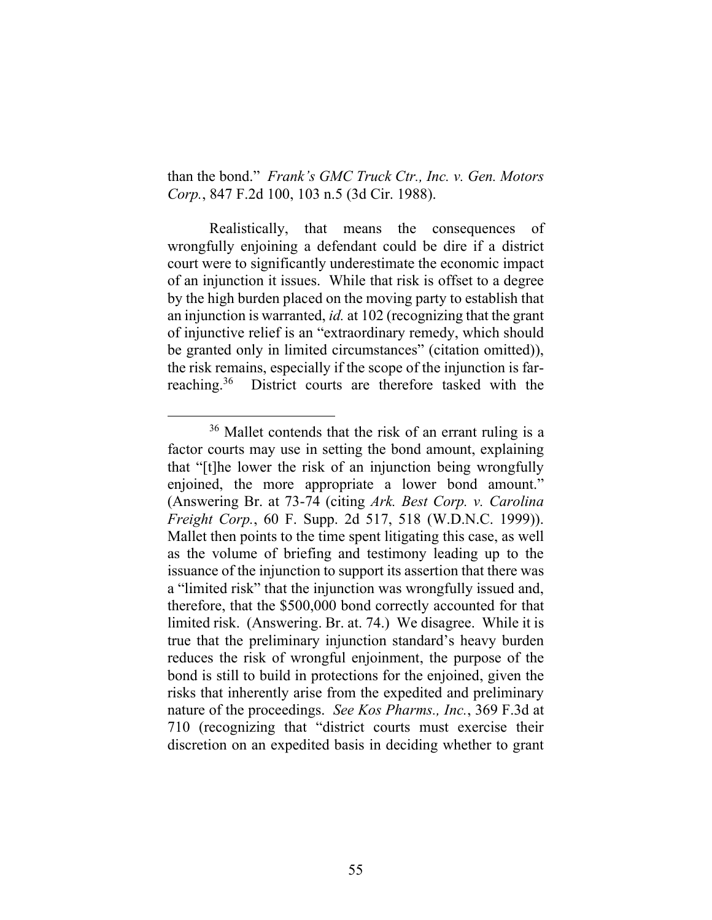than the bond." *Frank's GMC Truck Ctr., Inc. v. Gen. Motors Corp.*, 847 F.2d 100, 103 n.5 (3d Cir. 1988).

Realistically, that means the consequences of wrongfully enjoining a defendant could be dire if a district court were to significantly underestimate the economic impact of an injunction it issues. While that risk is offset to a degree by the high burden placed on the moving party to establish that an injunction is warranted, *id.* at 102 (recognizing that the grant of injunctive relief is an "extraordinary remedy, which should be granted only in limited circumstances" (citation omitted)), the risk remains, especially if the scope of the injunction is far-reaching.[36] District courts are therefore tasked with the

---

[36] Mallet contends that the risk of an errant ruling is a factor courts may use in setting the bond amount, explaining that "[t]he lower the risk of an injunction being wrongfully enjoined, the more appropriate a lower bond amount." (Answering Br. at 73-74 (citing *Ark. Best Corp. v. Carolina Freight Corp.*, 60 F. Supp. 2d 517, 518 (W.D.N.C. 1999)). Mallet then points to the time spent litigating this case, as well as the volume of briefing and testimony leading up to the issuance of the injunction to support its assertion that there was a "limited risk" that the injunction was wrongfully issued and, therefore, that the $500,000 bond correctly accounted for that limited risk. (Answering. Br. at. 74.) We disagree. While it is true that the preliminary injunction standard's heavy burden reduces the risk of wrongful enjoinment, the purpose of the bond is still to build in protections for the enjoined, given the risks that inherently arise from the expedited and preliminary nature of the proceedings. *See Kos Pharms., Inc.*, 369 F.3d at 710 (recognizing that "district courts must exercise their discretion on an expedited basis in deciding whether to grant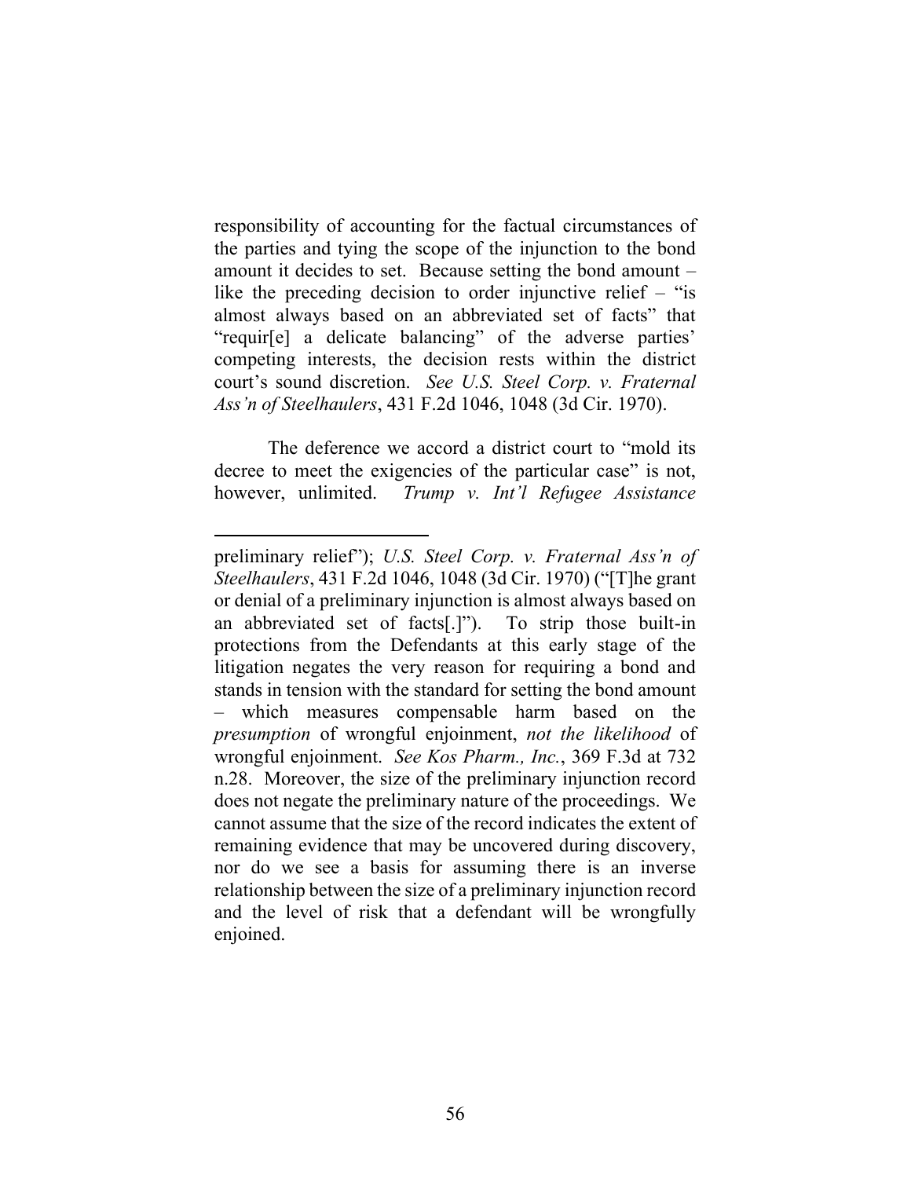responsibility of accounting for the factual circumstances of the parties and tying the scope of the injunction to the bond amount it decides to set. Because setting the bond amount – like the preceding decision to order injunctive relief – "is almost always based on an abbreviated set of facts" that "requir[e] a delicate balancing" of the adverse parties' competing interests, the decision rests within the district court's sound discretion. *See U.S. Steel Corp. v. Fraternal Ass'n of Steelhaulers*, 431 F.2d 1046, 1048 (3d Cir. 1970).

The deference we accord a district court to "mold its decree to meet the exigencies of the particular case" is not, however, unlimited. *Trump v. Int'l Refugee Assistance*

---

preliminary relief"); *U.S. Steel Corp. v. Fraternal Ass'n of Steelhaulers*, 431 F.2d 1046, 1048 (3d Cir. 1970) ("[T]he grant or denial of a preliminary injunction is almost always based on an abbreviated set of facts[.]"). To strip those built-in protections from the Defendants at this early stage of the litigation negates the very reason for requiring a bond and stands in tension with the standard for setting the bond amount – which measures compensable harm based on the *presumption* of wrongful enjoinment, *not the likelihood* of wrongful enjoinment. *See Kos Pharm., Inc.*, 369 F.3d at 732 n.28. Moreover, the size of the preliminary injunction record does not negate the preliminary nature of the proceedings. We cannot assume that the size of the record indicates the extent of remaining evidence that may be uncovered during discovery, nor do we see a basis for assuming there is an inverse relationship between the size of a preliminary injunction record and the level of risk that a defendant will be wrongfully enjoined.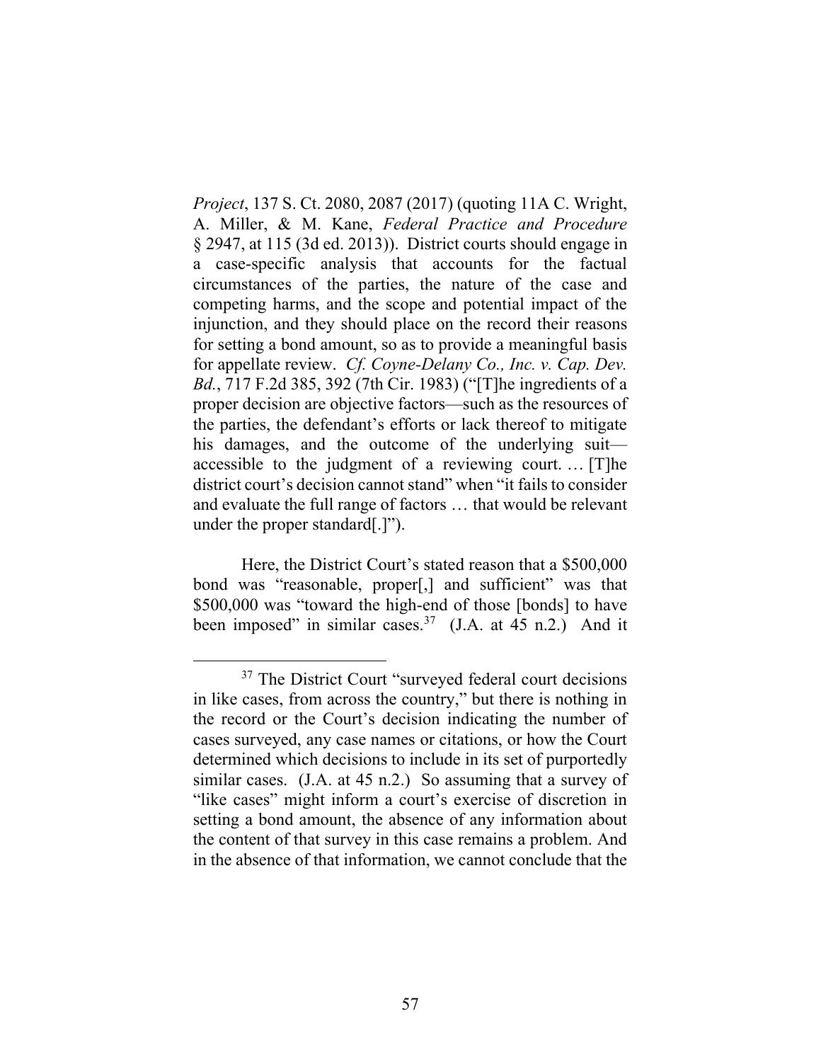*Project*, 137 S. Ct. 2080, 2087 (2017) (quoting 11A C. Wright, A. Miller, & M. Kane, *Federal Practice and Procedure* § 2947, at 115 (3d ed. 2013)). District courts should engage in a case-specific analysis that accounts for the factual circumstances of the parties, the nature of the case and competing harms, and the scope and potential impact of the injunction, and they should place on the record their reasons for setting a bond amount, so as to provide a meaningful basis for appellate review. *Cf. Coyne-Delany Co., Inc. v. Cap. Dev. Bd.*, 717 F.2d 385, 392 (7th Cir. 1983) ("[T]he ingredients of a proper decision are objective factors—such as the resources of the parties, the defendant's efforts or lack thereof to mitigate his damages, and the outcome of the underlying suit—accessible to the judgment of a reviewing court. … [T]he district court's decision cannot stand" when "it fails to consider and evaluate the full range of factors … that would be relevant under the proper standard[.]").

Here, the District Court's stated reason that a $500,000 bond was "reasonable, proper[,] and sufficient" was that $500,000 was "toward the high-end of those [bonds] to have been imposed" in similar cases.[37] (J.A. at 45 n.2.) And it

[37] The District Court "surveyed federal court decisions in like cases, from across the country," but there is nothing in the record or the Court's decision indicating the number of cases surveyed, any case names or citations, or how the Court determined which decisions to include in its set of purportedly similar cases. (J.A. at 45 n.2.) So assuming that a survey of "like cases" might inform a court's exercise of discretion in setting a bond amount, the absence of any information about the content of that survey in this case remains a problem. And in the absence of that information, we cannot conclude that the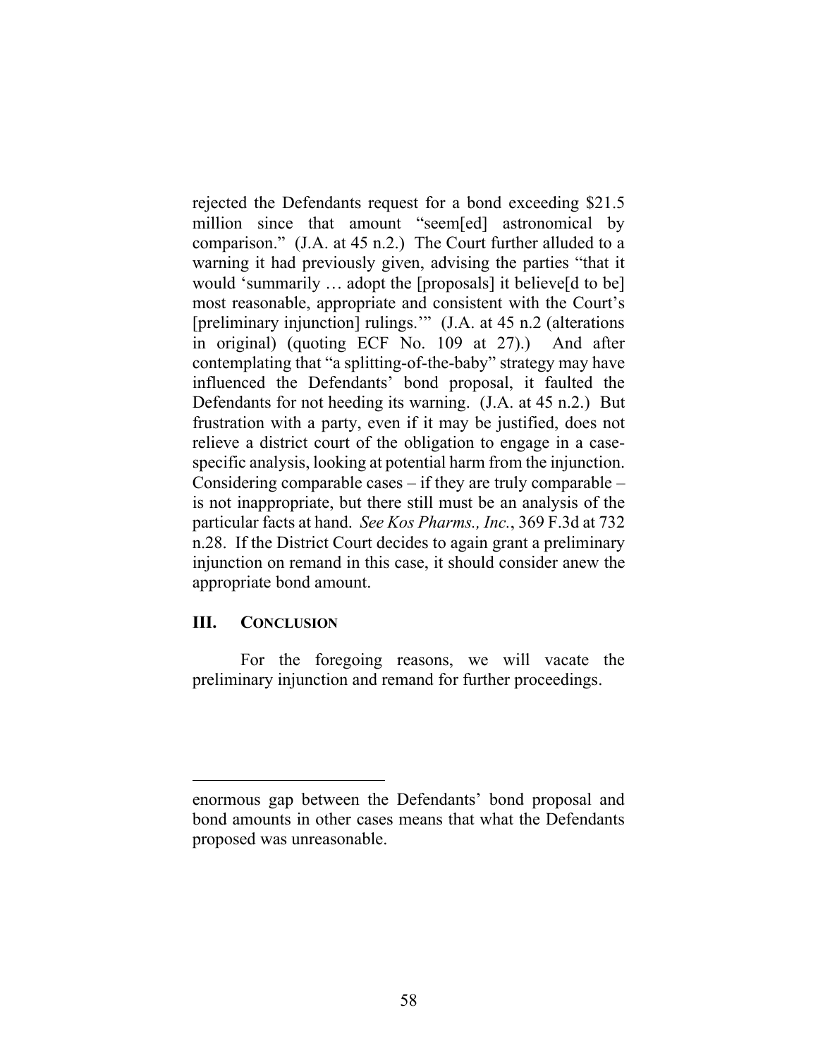rejected the Defendants request for a bond exceeding $21.5 million since that amount "seem[ed] astronomical by comparison." (J.A. at 45 n.2.) The Court further alluded to a warning it had previously given, advising the parties "that it would 'summarily … adopt the [proposals] it believe[d to be] most reasonable, appropriate and consistent with the Court's [preliminary injunction] rulings.'" (J.A. at 45 n.2 (alterations in original) (quoting ECF No. 109 at 27).) And after contemplating that "a splitting-of-the-baby" strategy may have influenced the Defendants' bond proposal, it faulted the Defendants for not heeding its warning. (J.A. at 45 n.2.) But frustration with a party, even if it may be justified, does not relieve a district court of the obligation to engage in a case-specific analysis, looking at potential harm from the injunction. Considering comparable cases – if they are truly comparable – is not inappropriate, but there still must be an analysis of the particular facts at hand. *See Kos Pharms., Inc.*, 369 F.3d at 732 n.28. If the District Court decides to again grant a preliminary injunction on remand in this case, it should consider anew the appropriate bond amount.

## III. Conclusion

For the foregoing reasons, we will vacate the preliminary injunction and remand for further proceedings.

---

enormous gap between the Defendants' bond proposal and bond amounts in other cases means that what the Defendants proposed was unreasonable.